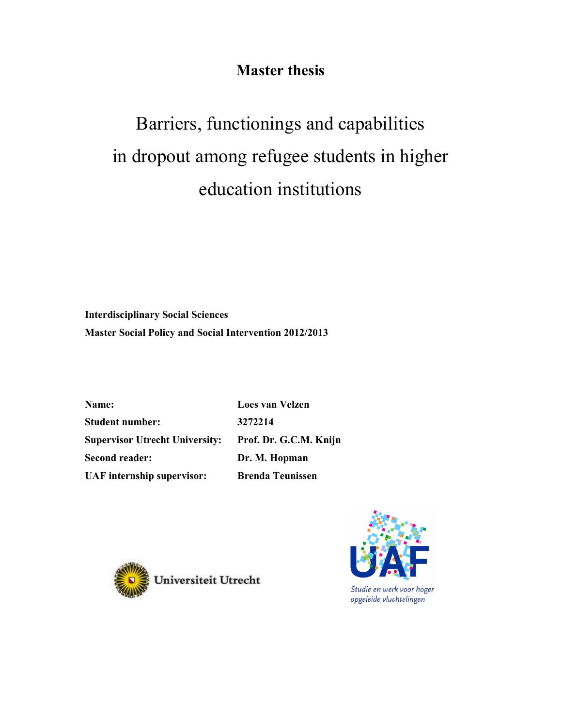**Master thesis**

# Barriers, functionings and capabilities in dropout among refugee students in higher education institutions

**Interdisciplinary Social Sciences**

**Master Social Policy and Social Intervention 2012/2013**

| | |
|---|---|
| **Name:** | **Loes van Velzen** |
| **Student number:** | **3272214** |
| **Supervisor Utrecht University:** | **Prof. Dr. G.C.M. Knijn** |
| **Second reader:** | **Dr. M. Hopman** |
| **UAF internship supervisor:** | **Brenda Teunissen** |

Universiteit Utrecht

UAF
Studie en werk voor hoger opgeleide vluchtelingen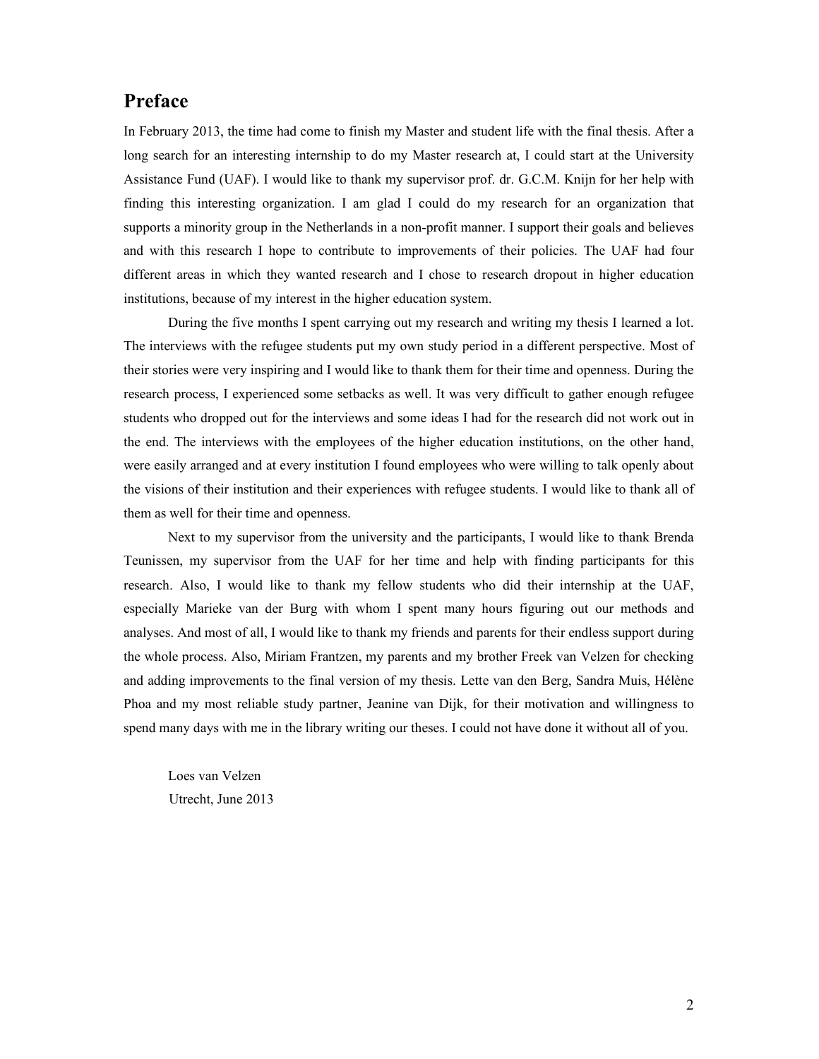# Preface

In February 2013, the time had come to finish my Master and student life with the final thesis. After a long search for an interesting internship to do my Master research at, I could start at the University Assistance Fund (UAF). I would like to thank my supervisor prof. dr. G.C.M. Knijn for her help with finding this interesting organization. I am glad I could do my research for an organization that supports a minority group in the Netherlands in a non-profit manner. I support their goals and believes and with this research I hope to contribute to improvements of their policies. The UAF had four different areas in which they wanted research and I chose to research dropout in higher education institutions, because of my interest in the higher education system.

During the five months I spent carrying out my research and writing my thesis I learned a lot. The interviews with the refugee students put my own study period in a different perspective. Most of their stories were very inspiring and I would like to thank them for their time and openness. During the research process, I experienced some setbacks as well. It was very difficult to gather enough refugee students who dropped out for the interviews and some ideas I had for the research did not work out in the end. The interviews with the employees of the higher education institutions, on the other hand, were easily arranged and at every institution I found employees who were willing to talk openly about the visions of their institution and their experiences with refugee students. I would like to thank all of them as well for their time and openness.

Next to my supervisor from the university and the participants, I would like to thank Brenda Teunissen, my supervisor from the UAF for her time and help with finding participants for this research. Also, I would like to thank my fellow students who did their internship at the UAF, especially Marieke van der Burg with whom I spent many hours figuring out our methods and analyses. And most of all, I would like to thank my friends and parents for their endless support during the whole process. Also, Miriam Frantzen, my parents and my brother Freek van Velzen for checking and adding improvements to the final version of my thesis. Lette van den Berg, Sandra Muis, Hélène Phoa and my most reliable study partner, Jeanine van Dijk, for their motivation and willingness to spend many days with me in the library writing our theses. I could not have done it without all of you.

Loes van Velzen
Utrecht, June 2013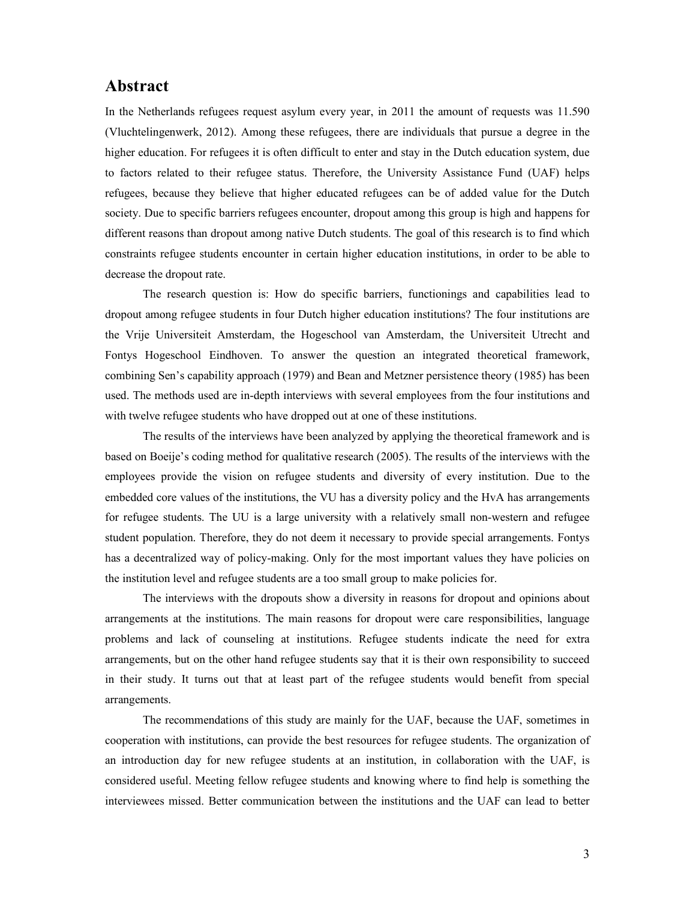## Abstract

In the Netherlands refugees request asylum every year, in 2011 the amount of requests was 11.590 (Vluchtelingenwerk, 2012). Among these refugees, there are individuals that pursue a degree in the higher education. For refugees it is often difficult to enter and stay in the Dutch education system, due to factors related to their refugee status. Therefore, the University Assistance Fund (UAF) helps refugees, because they believe that higher educated refugees can be of added value for the Dutch society. Due to specific barriers refugees encounter, dropout among this group is high and happens for different reasons than dropout among native Dutch students. The goal of this research is to find which constraints refugee students encounter in certain higher education institutions, in order to be able to decrease the dropout rate.

The research question is: How do specific barriers, functionings and capabilities lead to dropout among refugee students in four Dutch higher education institutions? The four institutions are the Vrije Universiteit Amsterdam, the Hogeschool van Amsterdam, the Universiteit Utrecht and Fontys Hogeschool Eindhoven. To answer the question an integrated theoretical framework, combining Sen's capability approach (1979) and Bean and Metzner persistence theory (1985) has been used. The methods used are in-depth interviews with several employees from the four institutions and with twelve refugee students who have dropped out at one of these institutions.

The results of the interviews have been analyzed by applying the theoretical framework and is based on Boeije's coding method for qualitative research (2005). The results of the interviews with the employees provide the vision on refugee students and diversity of every institution. Due to the embedded core values of the institutions, the VU has a diversity policy and the HvA has arrangements for refugee students. The UU is a large university with a relatively small non-western and refugee student population. Therefore, they do not deem it necessary to provide special arrangements. Fontys has a decentralized way of policy-making. Only for the most important values they have policies on the institution level and refugee students are a too small group to make policies for.

The interviews with the dropouts show a diversity in reasons for dropout and opinions about arrangements at the institutions. The main reasons for dropout were care responsibilities, language problems and lack of counseling at institutions. Refugee students indicate the need for extra arrangements, but on the other hand refugee students say that it is their own responsibility to succeed in their study. It turns out that at least part of the refugee students would benefit from special arrangements.

The recommendations of this study are mainly for the UAF, because the UAF, sometimes in cooperation with institutions, can provide the best resources for refugee students. The organization of an introduction day for new refugee students at an institution, in collaboration with the UAF, is considered useful. Meeting fellow refugee students and knowing where to find help is something the interviewees missed. Better communication between the institutions and the UAF can lead to better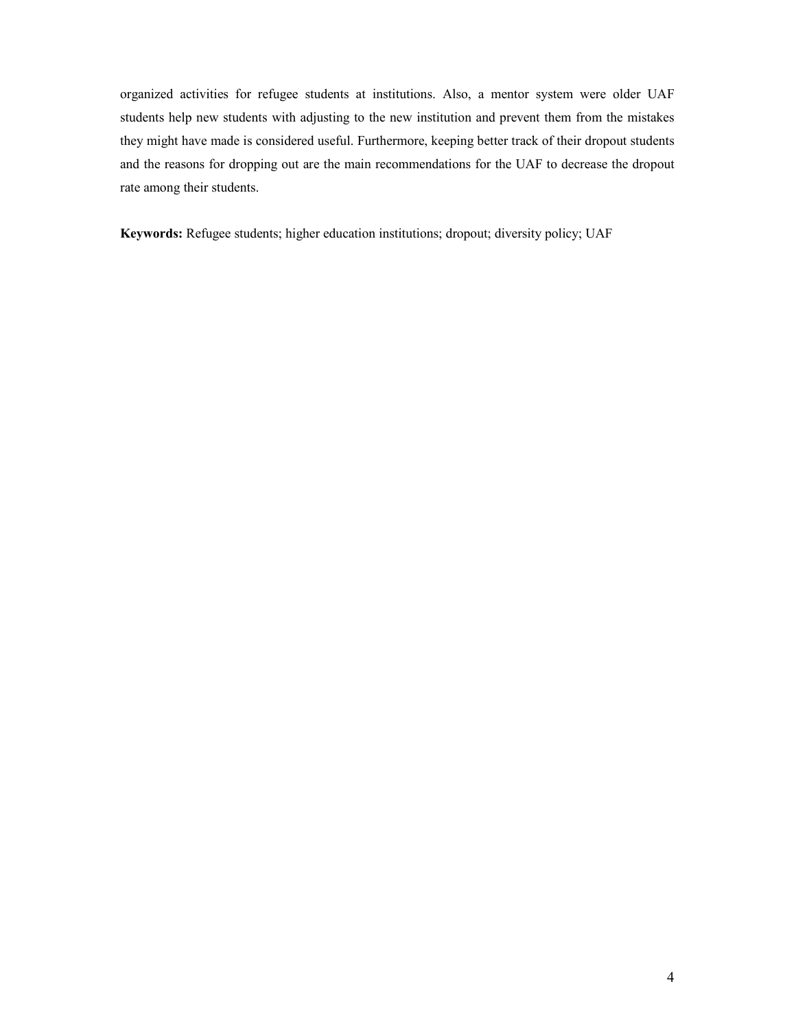organized activities for refugee students at institutions. Also, a mentor system were older UAF students help new students with adjusting to the new institution and prevent them from the mistakes they might have made is considered useful. Furthermore, keeping better track of their dropout students and the reasons for dropping out are the main recommendations for the UAF to decrease the dropout rate among their students.

**Keywords:** Refugee students; higher education institutions; dropout; diversity policy; UAF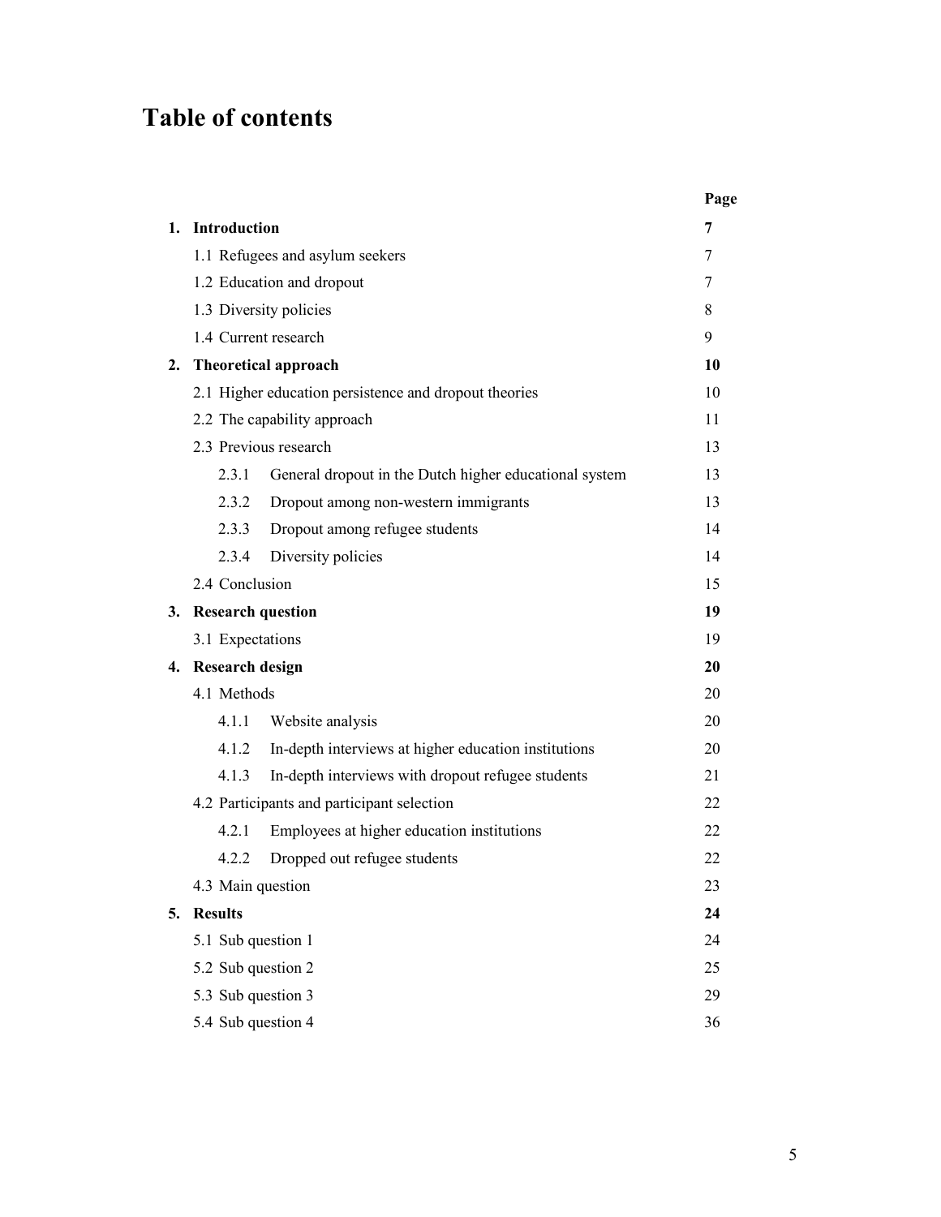# Table of contents

| | | Page |
|---|---|---|
| **1.** | **Introduction** | **7** |
| | 1.1 Refugees and asylum seekers | 7 |
| | 1.2 Education and dropout | 7 |
| | 1.3 Diversity policies | 8 |
| | 1.4 Current research | 9 |
| **2.** | **Theoretical approach** | **10** |
| | 2.1 Higher education persistence and dropout theories | 10 |
| | 2.2 The capability approach | 11 |
| | 2.3 Previous research | 13 |
| | 2.3.1 General dropout in the Dutch higher educational system | 13 |
| | 2.3.2 Dropout among non-western immigrants | 13 |
| | 2.3.3 Dropout among refugee students | 14 |
| | 2.3.4 Diversity policies | 14 |
| | 2.4 Conclusion | 15 |
| **3.** | **Research question** | **19** |
| | 3.1 Expectations | 19 |
| **4.** | **Research design** | **20** |
| | 4.1 Methods | 20 |
| | 4.1.1 Website analysis | 20 |
| | 4.1.2 In-depth interviews at higher education institutions | 20 |
| | 4.1.3 In-depth interviews with dropout refugee students | 21 |
| | 4.2 Participants and participant selection | 22 |
| | 4.2.1 Employees at higher education institutions | 22 |
| | 4.2.2 Dropped out refugee students | 22 |
| | 4.3 Main question | 23 |
| **5.** | **Results** | **24** |
| | 5.1 Sub question 1 | 24 |
| | 5.2 Sub question 2 | 25 |
| | 5.3 Sub question 3 | 29 |
| | 5.4 Sub question 4 | 36 |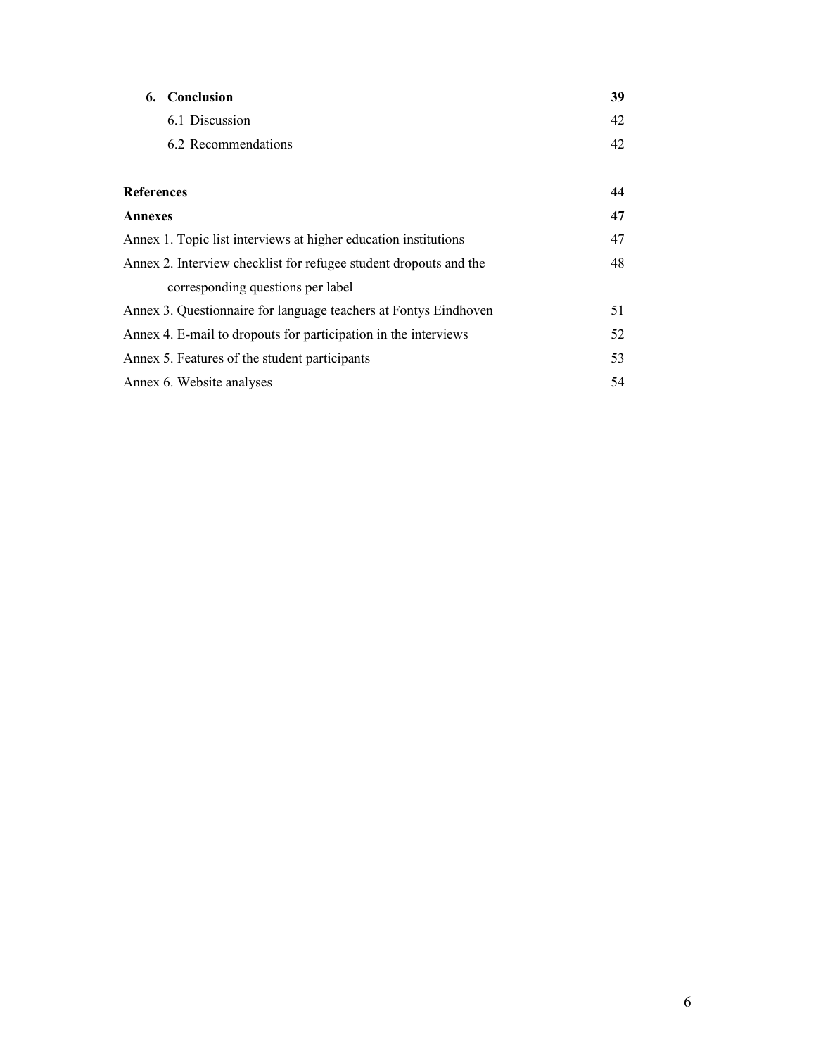| | |
|---|---|
| **6. Conclusion** | **39** |
| 6.1 Discussion | 42 |
| 6.2 Recommendations | 42 |
| | |
| **References** | **44** |
| **Annexes** | **47** |
| Annex 1. Topic list interviews at higher education institutions | 47 |
| Annex 2. Interview checklist for refugee student dropouts and the corresponding questions per label | 48 |
| Annex 3. Questionnaire for language teachers at Fontys Eindhoven | 51 |
| Annex 4. E-mail to dropouts for participation in the interviews | 52 |
| Annex 5. Features of the student participants | 53 |
| Annex 6. Website analyses | 54 |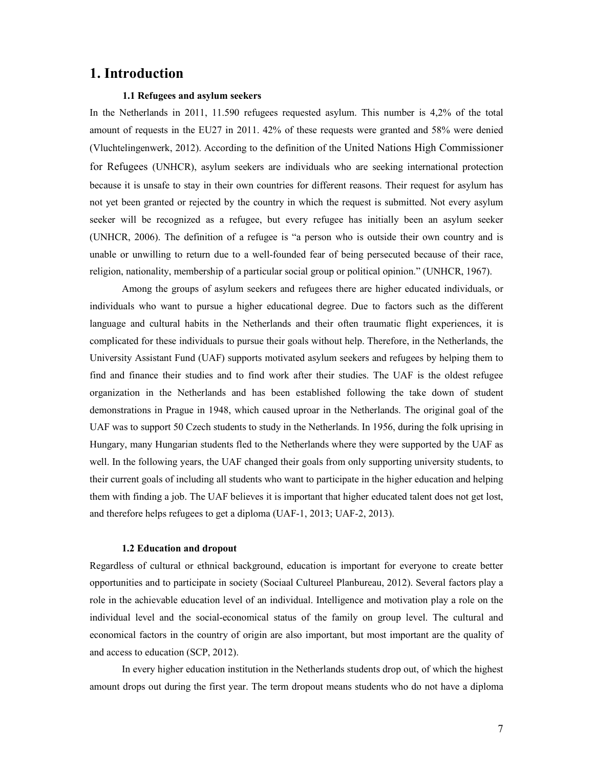# 1. Introduction

### 1.1 Refugees and asylum seekers

In the Netherlands in 2011, 11.590 refugees requested asylum. This number is 4,2% of the total amount of requests in the EU27 in 2011. 42% of these requests were granted and 58% were denied (Vluchtelingenwerk, 2012). According to the definition of the United Nations High Commissioner for Refugees (UNHCR), asylum seekers are individuals who are seeking international protection because it is unsafe to stay in their own countries for different reasons. Their request for asylum has not yet been granted or rejected by the country in which the request is submitted. Not every asylum seeker will be recognized as a refugee, but every refugee has initially been an asylum seeker (UNHCR, 2006). The definition of a refugee is "a person who is outside their own country and is unable or unwilling to return due to a well-founded fear of being persecuted because of their race, religion, nationality, membership of a particular social group or political opinion." (UNHCR, 1967).

Among the groups of asylum seekers and refugees there are higher educated individuals, or individuals who want to pursue a higher educational degree. Due to factors such as the different language and cultural habits in the Netherlands and their often traumatic flight experiences, it is complicated for these individuals to pursue their goals without help. Therefore, in the Netherlands, the University Assistant Fund (UAF) supports motivated asylum seekers and refugees by helping them to find and finance their studies and to find work after their studies. The UAF is the oldest refugee organization in the Netherlands and has been established following the take down of student demonstrations in Prague in 1948, which caused uproar in the Netherlands. The original goal of the UAF was to support 50 Czech students to study in the Netherlands. In 1956, during the folk uprising in Hungary, many Hungarian students fled to the Netherlands where they were supported by the UAF as well. In the following years, the UAF changed their goals from only supporting university students, to their current goals of including all students who want to participate in the higher education and helping them with finding a job. The UAF believes it is important that higher educated talent does not get lost, and therefore helps refugees to get a diploma (UAF-1, 2013; UAF-2, 2013).

### 1.2 Education and dropout

Regardless of cultural or ethnical background, education is important for everyone to create better opportunities and to participate in society (Sociaal Cultureel Planbureau, 2012). Several factors play a role in the achievable education level of an individual. Intelligence and motivation play a role on the individual level and the social-economical status of the family on group level. The cultural and economical factors in the country of origin are also important, but most important are the quality of and access to education (SCP, 2012).

In every higher education institution in the Netherlands students drop out, of which the highest amount drops out during the first year. The term dropout means students who do not have a diploma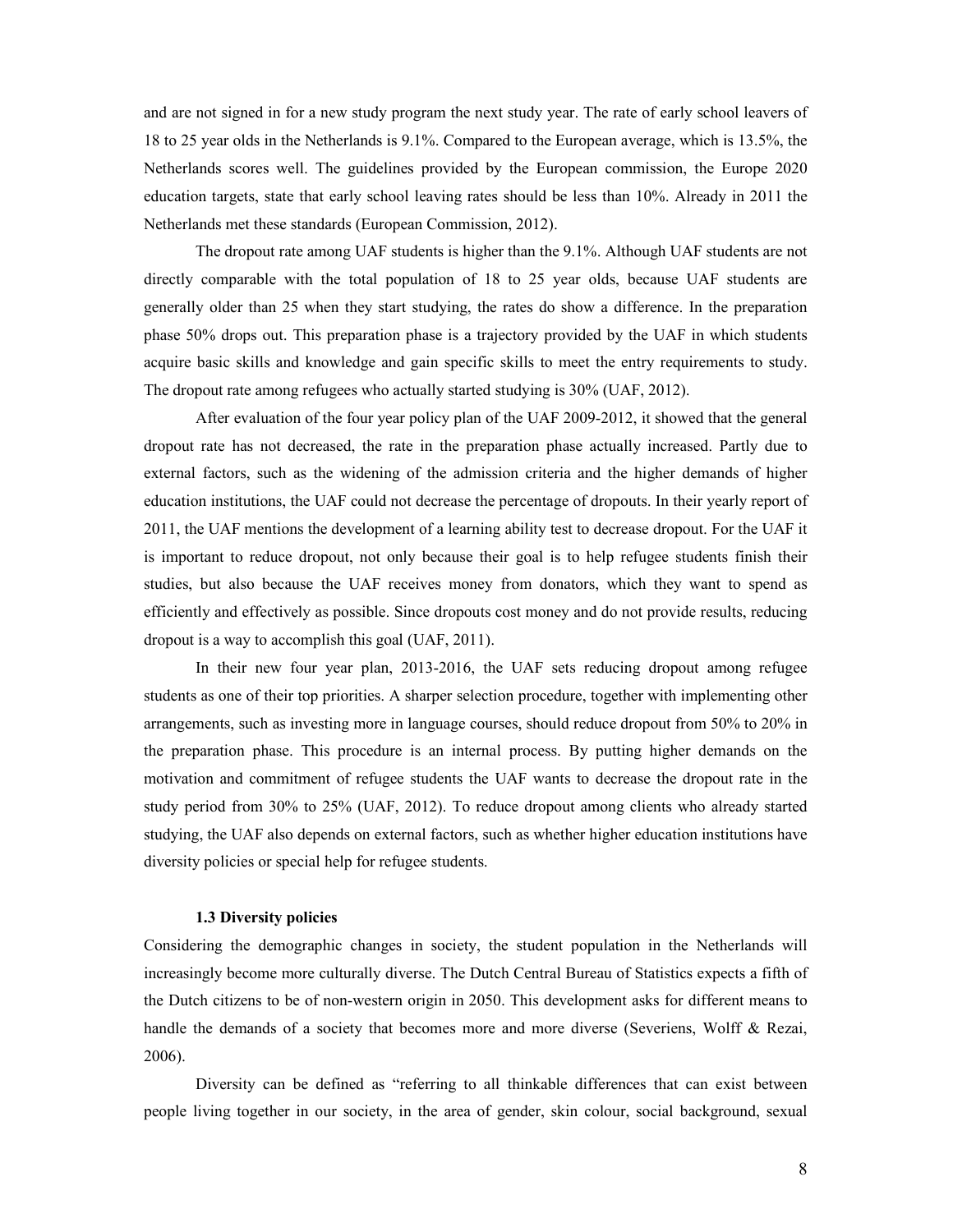and are not signed in for a new study program the next study year. The rate of early school leavers of 18 to 25 year olds in the Netherlands is 9.1%. Compared to the European average, which is 13.5%, the Netherlands scores well. The guidelines provided by the European commission, the Europe 2020 education targets, state that early school leaving rates should be less than 10%. Already in 2011 the Netherlands met these standards (European Commission, 2012).

The dropout rate among UAF students is higher than the 9.1%. Although UAF students are not directly comparable with the total population of 18 to 25 year olds, because UAF students are generally older than 25 when they start studying, the rates do show a difference. In the preparation phase 50% drops out. This preparation phase is a trajectory provided by the UAF in which students acquire basic skills and knowledge and gain specific skills to meet the entry requirements to study. The dropout rate among refugees who actually started studying is 30% (UAF, 2012).

After evaluation of the four year policy plan of the UAF 2009-2012, it showed that the general dropout rate has not decreased, the rate in the preparation phase actually increased. Partly due to external factors, such as the widening of the admission criteria and the higher demands of higher education institutions, the UAF could not decrease the percentage of dropouts. In their yearly report of 2011, the UAF mentions the development of a learning ability test to decrease dropout. For the UAF it is important to reduce dropout, not only because their goal is to help refugee students finish their studies, but also because the UAF receives money from donators, which they want to spend as efficiently and effectively as possible. Since dropouts cost money and do not provide results, reducing dropout is a way to accomplish this goal (UAF, 2011).

In their new four year plan, 2013-2016, the UAF sets reducing dropout among refugee students as one of their top priorities. A sharper selection procedure, together with implementing other arrangements, such as investing more in language courses, should reduce dropout from 50% to 20% in the preparation phase. This procedure is an internal process. By putting higher demands on the motivation and commitment of refugee students the UAF wants to decrease the dropout rate in the study period from 30% to 25% (UAF, 2012). To reduce dropout among clients who already started studying, the UAF also depends on external factors, such as whether higher education institutions have diversity policies or special help for refugee students.

### 1.3 Diversity policies

Considering the demographic changes in society, the student population in the Netherlands will increasingly become more culturally diverse. The Dutch Central Bureau of Statistics expects a fifth of the Dutch citizens to be of non-western origin in 2050. This development asks for different means to handle the demands of a society that becomes more and more diverse (Severiens, Wolff & Rezai, 2006).

Diversity can be defined as "referring to all thinkable differences that can exist between people living together in our society, in the area of gender, skin colour, social background, sexual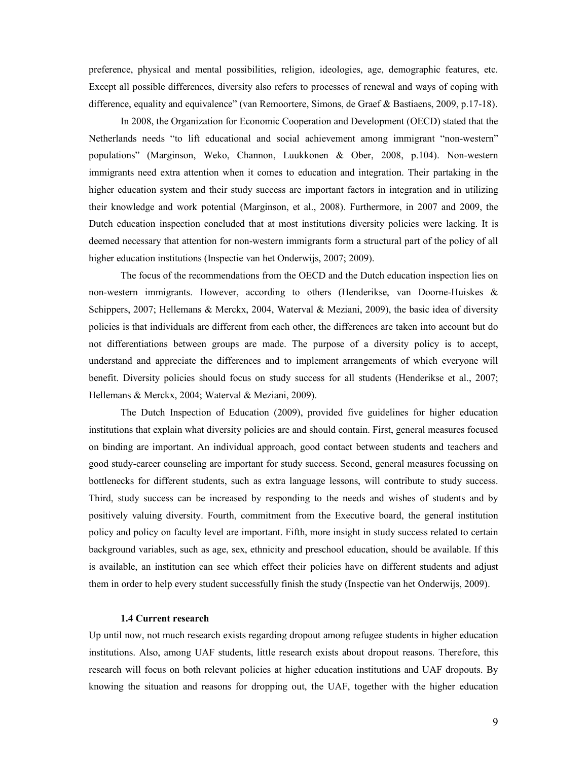preference, physical and mental possibilities, religion, ideologies, age, demographic features, etc. Except all possible differences, diversity also refers to processes of renewal and ways of coping with difference, equality and equivalence" (van Remoortere, Simons, de Graef & Bastiaens, 2009, p.17-18).

In 2008, the Organization for Economic Cooperation and Development (OECD) stated that the Netherlands needs "to lift educational and social achievement among immigrant "non-western" populations" (Marginson, Weko, Channon, Luukkonen & Ober, 2008, p.104). Non-western immigrants need extra attention when it comes to education and integration. Their partaking in the higher education system and their study success are important factors in integration and in utilizing their knowledge and work potential (Marginson, et al., 2008). Furthermore, in 2007 and 2009, the Dutch education inspection concluded that at most institutions diversity policies were lacking. It is deemed necessary that attention for non-western immigrants form a structural part of the policy of all higher education institutions (Inspectie van het Onderwijs, 2007; 2009).

The focus of the recommendations from the OECD and the Dutch education inspection lies on non-western immigrants. However, according to others (Henderikse, van Doorne-Huiskes & Schippers, 2007; Hellemans & Merckx, 2004, Waterval & Meziani, 2009), the basic idea of diversity policies is that individuals are different from each other, the differences are taken into account but do not differentiations between groups are made. The purpose of a diversity policy is to accept, understand and appreciate the differences and to implement arrangements of which everyone will benefit. Diversity policies should focus on study success for all students (Henderikse et al., 2007; Hellemans & Merckx, 2004; Waterval & Meziani, 2009).

The Dutch Inspection of Education (2009), provided five guidelines for higher education institutions that explain what diversity policies are and should contain. First, general measures focused on binding are important. An individual approach, good contact between students and teachers and good study-career counseling are important for study success. Second, general measures focussing on bottlenecks for different students, such as extra language lessons, will contribute to study success. Third, study success can be increased by responding to the needs and wishes of students and by positively valuing diversity. Fourth, commitment from the Executive board, the general institution policy and policy on faculty level are important. Fifth, more insight in study success related to certain background variables, such as age, sex, ethnicity and preschool education, should be available. If this is available, an institution can see which effect their policies have on different students and adjust them in order to help every student successfully finish the study (Inspectie van het Onderwijs, 2009).

### 1.4 Current research

Up until now, not much research exists regarding dropout among refugee students in higher education institutions. Also, among UAF students, little research exists about dropout reasons. Therefore, this research will focus on both relevant policies at higher education institutions and UAF dropouts. By knowing the situation and reasons for dropping out, the UAF, together with the higher education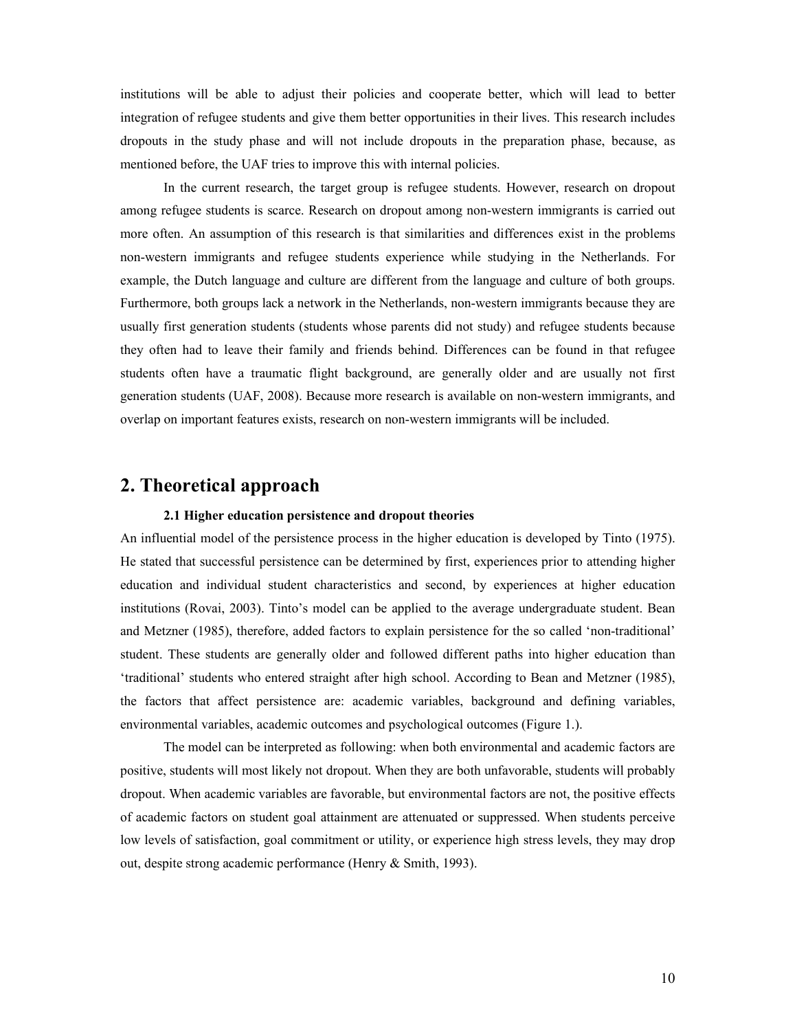institutions will be able to adjust their policies and cooperate better, which will lead to better integration of refugee students and give them better opportunities in their lives. This research includes dropouts in the study phase and will not include dropouts in the preparation phase, because, as mentioned before, the UAF tries to improve this with internal policies.

In the current research, the target group is refugee students. However, research on dropout among refugee students is scarce. Research on dropout among non-western immigrants is carried out more often. An assumption of this research is that similarities and differences exist in the problems non-western immigrants and refugee students experience while studying in the Netherlands. For example, the Dutch language and culture are different from the language and culture of both groups. Furthermore, both groups lack a network in the Netherlands, non-western immigrants because they are usually first generation students (students whose parents did not study) and refugee students because they often had to leave their family and friends behind. Differences can be found in that refugee students often have a traumatic flight background, are generally older and are usually not first generation students (UAF, 2008). Because more research is available on non-western immigrants, and overlap on important features exists, research on non-western immigrants will be included.

# 2. Theoretical approach

### 2.1 Higher education persistence and dropout theories

An influential model of the persistence process in the higher education is developed by Tinto (1975). He stated that successful persistence can be determined by first, experiences prior to attending higher education and individual student characteristics and second, by experiences at higher education institutions (Rovai, 2003). Tinto's model can be applied to the average undergraduate student. Bean and Metzner (1985), therefore, added factors to explain persistence for the so called 'non-traditional' student. These students are generally older and followed different paths into higher education than 'traditional' students who entered straight after high school. According to Bean and Metzner (1985), the factors that affect persistence are: academic variables, background and defining variables, environmental variables, academic outcomes and psychological outcomes (Figure 1.).

The model can be interpreted as following: when both environmental and academic factors are positive, students will most likely not dropout. When they are both unfavorable, students will probably dropout. When academic variables are favorable, but environmental factors are not, the positive effects of academic factors on student goal attainment are attenuated or suppressed. When students perceive low levels of satisfaction, goal commitment or utility, or experience high stress levels, they may drop out, despite strong academic performance (Henry & Smith, 1993).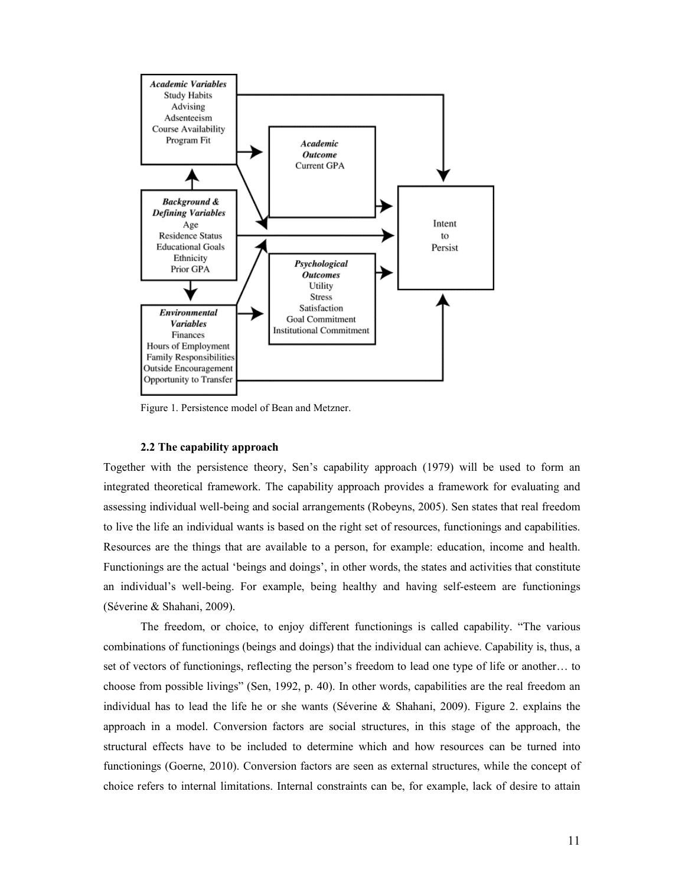Figure 1. Persistence model of Bean and Metzner.

### 2.2 The capability approach

Together with the persistence theory, Sen's capability approach (1979) will be used to form an integrated theoretical framework. The capability approach provides a framework for evaluating and assessing individual well-being and social arrangements (Robeyns, 2005). Sen states that real freedom to live the life an individual wants is based on the right set of resources, functionings and capabilities. Resources are the things that are available to a person, for example: education, income and health. Functionings are the actual 'beings and doings', in other words, the states and activities that constitute an individual's well-being. For example, being healthy and having self-esteem are functionings (Séverine & Shahani, 2009).

The freedom, or choice, to enjoy different functionings is called capability. "The various combinations of functionings (beings and doings) that the individual can achieve. Capability is, thus, a set of vectors of functionings, reflecting the person's freedom to lead one type of life or another… to choose from possible livings" (Sen, 1992, p. 40). In other words, capabilities are the real freedom an individual has to lead the life he or she wants (Séverine & Shahani, 2009). Figure 2. explains the approach in a model. Conversion factors are social structures, in this stage of the approach, the structural effects have to be included to determine which and how resources can be turned into functionings (Goerne, 2010). Conversion factors are seen as external structures, while the concept of choice refers to internal limitations. Internal constraints can be, for example, lack of desire to attain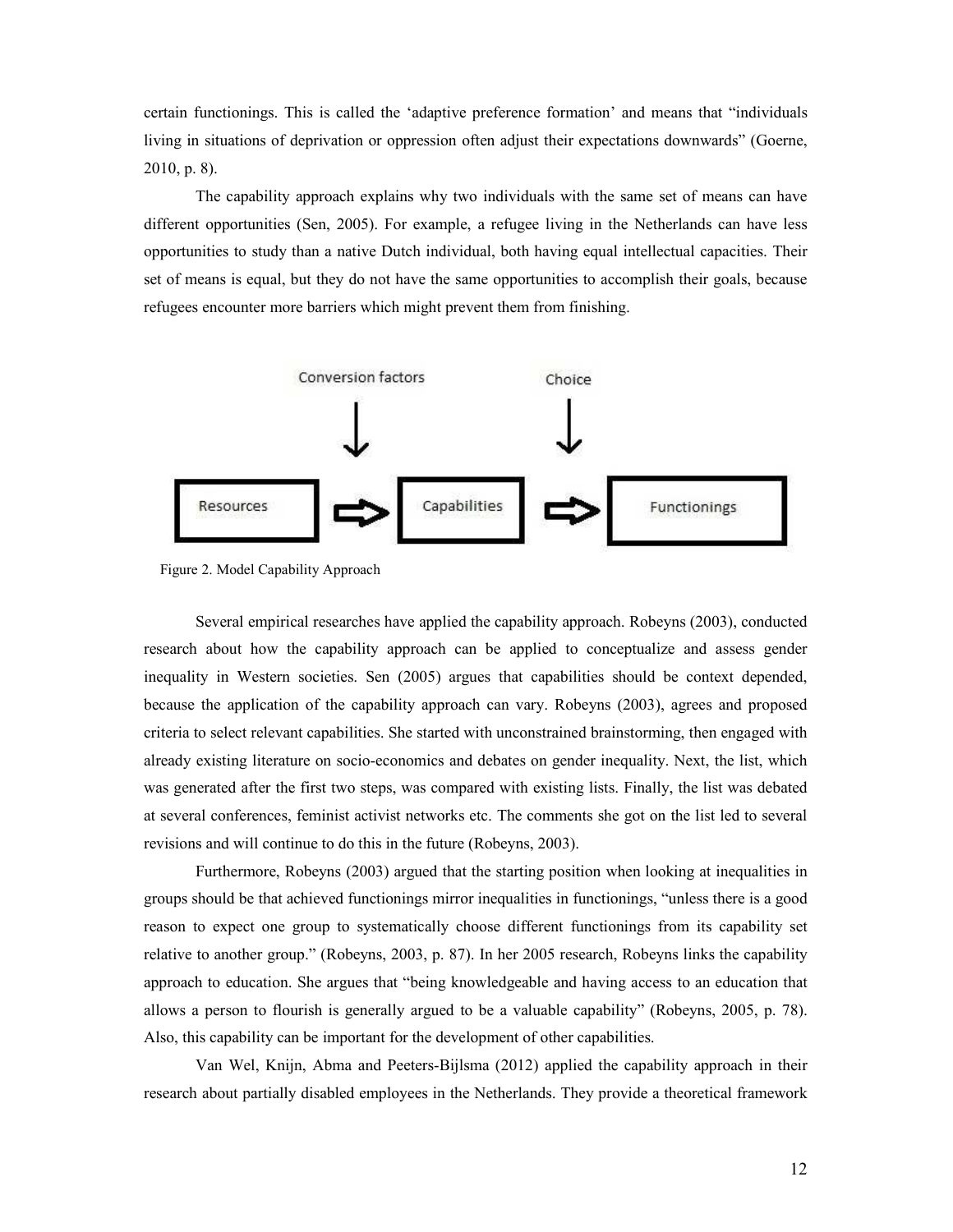certain functionings. This is called the 'adaptive preference formation' and means that "individuals living in situations of deprivation or oppression often adjust their expectations downwards" (Goerne, 2010, p. 8).

The capability approach explains why two individuals with the same set of means can have different opportunities (Sen, 2005). For example, a refugee living in the Netherlands can have less opportunities to study than a native Dutch individual, both having equal intellectual capacities. Their set of means is equal, but they do not have the same opportunities to accomplish their goals, because refugees encounter more barriers which might prevent them from finishing.

Conversion factors → Choice

Resources ⇨ Capabilities ⇨ Functionings

Figure 2. Model Capability Approach

Several empirical researches have applied the capability approach. Robeyns (2003), conducted research about how the capability approach can be applied to conceptualize and assess gender inequality in Western societies. Sen (2005) argues that capabilities should be context depended, because the application of the capability approach can vary. Robeyns (2003), agrees and proposed criteria to select relevant capabilities. She started with unconstrained brainstorming, then engaged with already existing literature on socio-economics and debates on gender inequality. Next, the list, which was generated after the first two steps, was compared with existing lists. Finally, the list was debated at several conferences, feminist activist networks etc. The comments she got on the list led to several revisions and will continue to do this in the future (Robeyns, 2003).

Furthermore, Robeyns (2003) argued that the starting position when looking at inequalities in groups should be that achieved functionings mirror inequalities in functionings, "unless there is a good reason to expect one group to systematically choose different functionings from its capability set relative to another group." (Robeyns, 2003, p. 87). In her 2005 research, Robeyns links the capability approach to education. She argues that "being knowledgeable and having access to an education that allows a person to flourish is generally argued to be a valuable capability" (Robeyns, 2005, p. 78). Also, this capability can be important for the development of other capabilities.

Van Wel, Knijn, Abma and Peeters-Bijlsma (2012) applied the capability approach in their research about partially disabled employees in the Netherlands. They provide a theoretical framework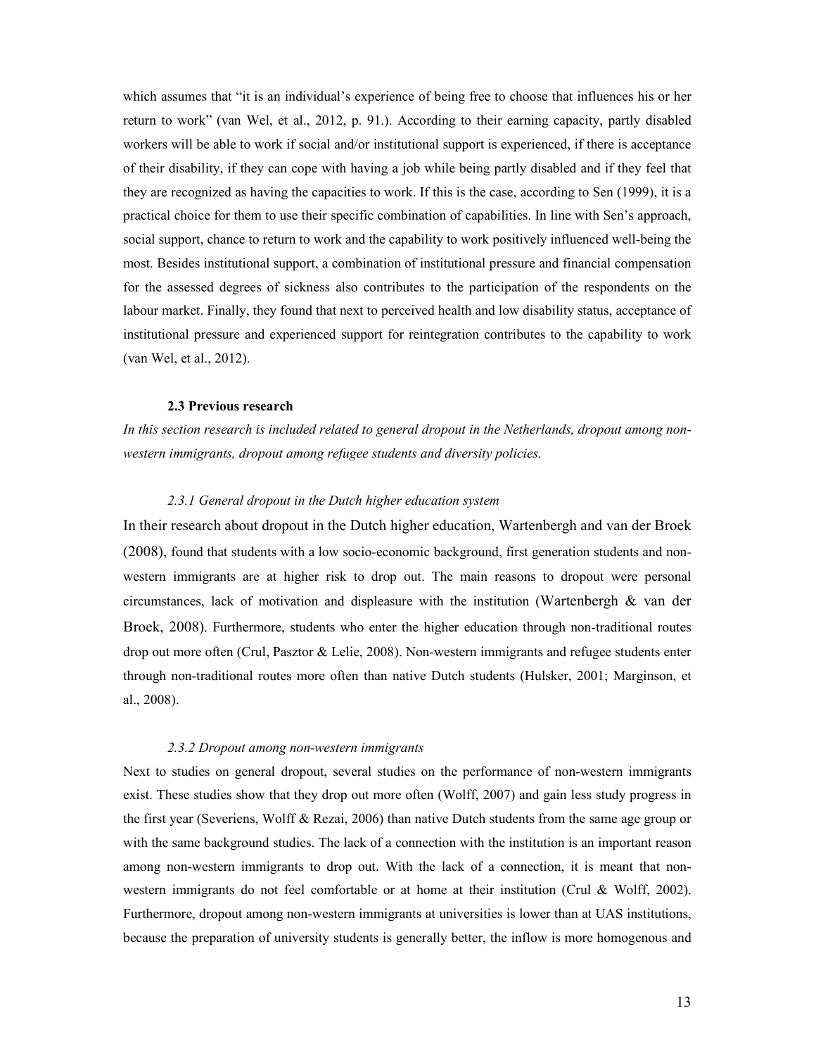which assumes that "it is an individual's experience of being free to choose that influences his or her return to work" (van Wel, et al., 2012, p. 91.). According to their earning capacity, partly disabled workers will be able to work if social and/or institutional support is experienced, if there is acceptance of their disability, if they can cope with having a job while being partly disabled and if they feel that they are recognized as having the capacities to work. If this is the case, according to Sen (1999), it is a practical choice for them to use their specific combination of capabilities. In line with Sen's approach, social support, chance to return to work and the capability to work positively influenced well-being the most. Besides institutional support, a combination of institutional pressure and financial compensation for the assessed degrees of sickness also contributes to the participation of the respondents on the labour market. Finally, they found that next to perceived health and low disability status, acceptance of institutional pressure and experienced support for reintegration contributes to the capability to work (van Wel, et al., 2012).

### 2.3 Previous research

*In this section research is included related to general dropout in the Netherlands, dropout among non-western immigrants, dropout among refugee students and diversity policies.*

#### *2.3.1 General dropout in the Dutch higher education system*

In their research about dropout in the Dutch higher education, Wartenbergh and van der Broek (2008), found that students with a low socio-economic background, first generation students and non-western immigrants are at higher risk to drop out. The main reasons to dropout were personal circumstances, lack of motivation and displeasure with the institution (Wartenbergh & van der Broek, 2008). Furthermore, students who enter the higher education through non-traditional routes drop out more often (Crul, Pasztor & Lelie, 2008). Non-western immigrants and refugee students enter through non-traditional routes more often than native Dutch students (Hulsker, 2001; Marginson, et al., 2008).

#### *2.3.2 Dropout among non-western immigrants*

Next to studies on general dropout, several studies on the performance of non-western immigrants exist. These studies show that they drop out more often (Wolff, 2007) and gain less study progress in the first year (Severiens, Wolff & Rezai, 2006) than native Dutch students from the same age group or with the same background studies. The lack of a connection with the institution is an important reason among non-western immigrants to drop out. With the lack of a connection, it is meant that non-western immigrants do not feel comfortable or at home at their institution (Crul & Wolff, 2002). Furthermore, dropout among non-western immigrants at universities is lower than at UAS institutions, because the preparation of university students is generally better, the inflow is more homogenous and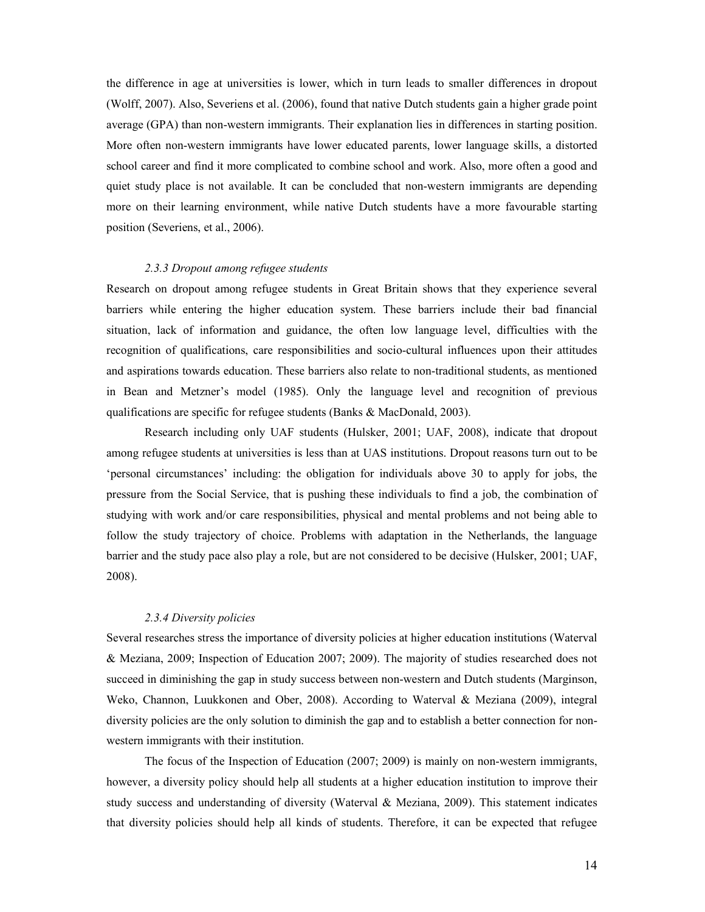the difference in age at universities is lower, which in turn leads to smaller differences in dropout (Wolff, 2007). Also, Severiens et al. (2006), found that native Dutch students gain a higher grade point average (GPA) than non-western immigrants. Their explanation lies in differences in starting position. More often non-western immigrants have lower educated parents, lower language skills, a distorted school career and find it more complicated to combine school and work. Also, more often a good and quiet study place is not available. It can be concluded that non-western immigrants are depending more on their learning environment, while native Dutch students have a more favourable starting position (Severiens, et al., 2006).

### *2.3.3 Dropout among refugee students*

Research on dropout among refugee students in Great Britain shows that they experience several barriers while entering the higher education system. These barriers include their bad financial situation, lack of information and guidance, the often low language level, difficulties with the recognition of qualifications, care responsibilities and socio-cultural influences upon their attitudes and aspirations towards education. These barriers also relate to non-traditional students, as mentioned in Bean and Metzner's model (1985). Only the language level and recognition of previous qualifications are specific for refugee students (Banks & MacDonald, 2003).

Research including only UAF students (Hulsker, 2001; UAF, 2008), indicate that dropout among refugee students at universities is less than at UAS institutions. Dropout reasons turn out to be 'personal circumstances' including: the obligation for individuals above 30 to apply for jobs, the pressure from the Social Service, that is pushing these individuals to find a job, the combination of studying with work and/or care responsibilities, physical and mental problems and not being able to follow the study trajectory of choice. Problems with adaptation in the Netherlands, the language barrier and the study pace also play a role, but are not considered to be decisive (Hulsker, 2001; UAF, 2008).

### *2.3.4 Diversity policies*

Several researches stress the importance of diversity policies at higher education institutions (Waterval & Meziana, 2009; Inspection of Education 2007; 2009). The majority of studies researched does not succeed in diminishing the gap in study success between non-western and Dutch students (Marginson, Weko, Channon, Luukkonen and Ober, 2008). According to Waterval & Meziana (2009), integral diversity policies are the only solution to diminish the gap and to establish a better connection for non-western immigrants with their institution.

The focus of the Inspection of Education (2007; 2009) is mainly on non-western immigrants, however, a diversity policy should help all students at a higher education institution to improve their study success and understanding of diversity (Waterval & Meziana, 2009). This statement indicates that diversity policies should help all kinds of students. Therefore, it can be expected that refugee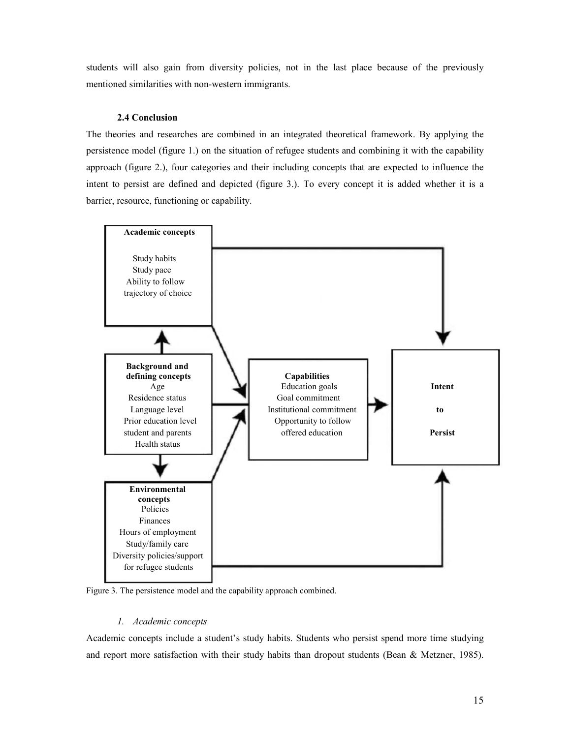students will also gain from diversity policies, not in the last place because of the previously mentioned similarities with non-western immigrants.

### 2.4 Conclusion

The theories and researches are combined in an integrated theoretical framework. By applying the persistence model (figure 1.) on the situation of refugee students and combining it with the capability approach (figure 2.), four categories and their including concepts that are expected to influence the intent to persist are defined and depicted (figure 3.). To every concept it is added whether it is a barrier, resource, functioning or capability.

**Academic concepts**
Study habits
Study pace
Ability to follow trajectory of choice

**Background and defining concepts**
Age
Residence status
Language level
Prior education level student and parents
Health status

**Environmental concepts**
Policies
Finances
Hours of employment
Study/family care
Diversity policies/support for refugee students

**Capabilities**
Education goals
Goal commitment
Institutional commitment
Opportunity to follow offered education

**Intent to Persist**

Figure 3. The persistence model and the capability approach combined.

*1. Academic concepts*

Academic concepts include a student's study habits. Students who persist spend more time studying and report more satisfaction with their study habits than dropout students (Bean & Metzner, 1985).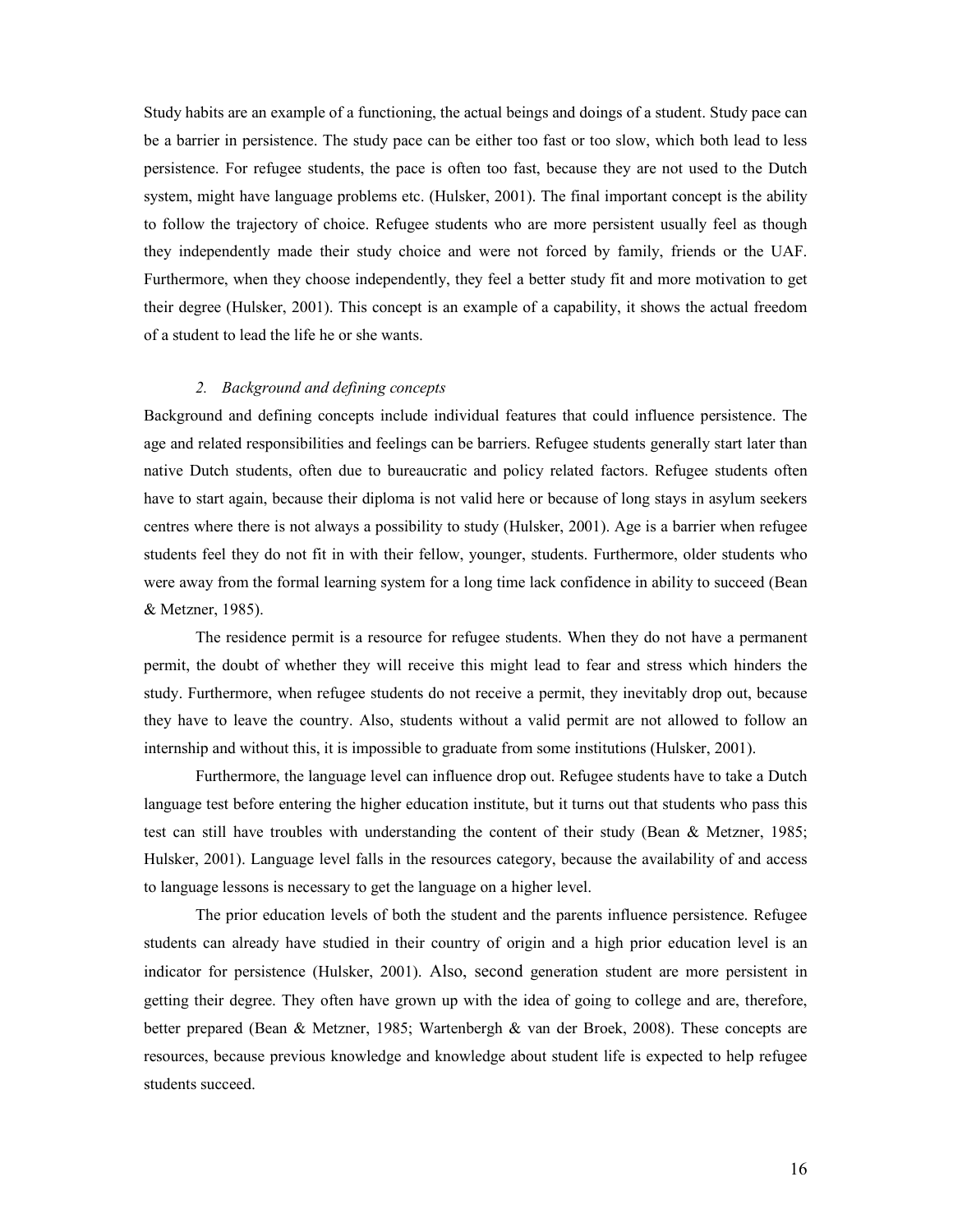Study habits are an example of a functioning, the actual beings and doings of a student. Study pace can be a barrier in persistence. The study pace can be either too fast or too slow, which both lead to less persistence. For refugee students, the pace is often too fast, because they are not used to the Dutch system, might have language problems etc. (Hulsker, 2001). The final important concept is the ability to follow the trajectory of choice. Refugee students who are more persistent usually feel as though they independently made their study choice and were not forced by family, friends or the UAF. Furthermore, when they choose independently, they feel a better study fit and more motivation to get their degree (Hulsker, 2001). This concept is an example of a capability, it shows the actual freedom of a student to lead the life he or she wants.

### *2. Background and defining concepts*

Background and defining concepts include individual features that could influence persistence. The age and related responsibilities and feelings can be barriers. Refugee students generally start later than native Dutch students, often due to bureaucratic and policy related factors. Refugee students often have to start again, because their diploma is not valid here or because of long stays in asylum seekers centres where there is not always a possibility to study (Hulsker, 2001). Age is a barrier when refugee students feel they do not fit in with their fellow, younger, students. Furthermore, older students who were away from the formal learning system for a long time lack confidence in ability to succeed (Bean & Metzner, 1985).

The residence permit is a resource for refugee students. When they do not have a permanent permit, the doubt of whether they will receive this might lead to fear and stress which hinders the study. Furthermore, when refugee students do not receive a permit, they inevitably drop out, because they have to leave the country. Also, students without a valid permit are not allowed to follow an internship and without this, it is impossible to graduate from some institutions (Hulsker, 2001).

Furthermore, the language level can influence drop out. Refugee students have to take a Dutch language test before entering the higher education institute, but it turns out that students who pass this test can still have troubles with understanding the content of their study (Bean & Metzner, 1985; Hulsker, 2001). Language level falls in the resources category, because the availability of and access to language lessons is necessary to get the language on a higher level.

The prior education levels of both the student and the parents influence persistence. Refugee students can already have studied in their country of origin and a high prior education level is an indicator for persistence (Hulsker, 2001). Also, second generation student are more persistent in getting their degree. They often have grown up with the idea of going to college and are, therefore, better prepared (Bean & Metzner, 1985; Wartenbergh & van der Broek, 2008). These concepts are resources, because previous knowledge and knowledge about student life is expected to help refugee students succeed.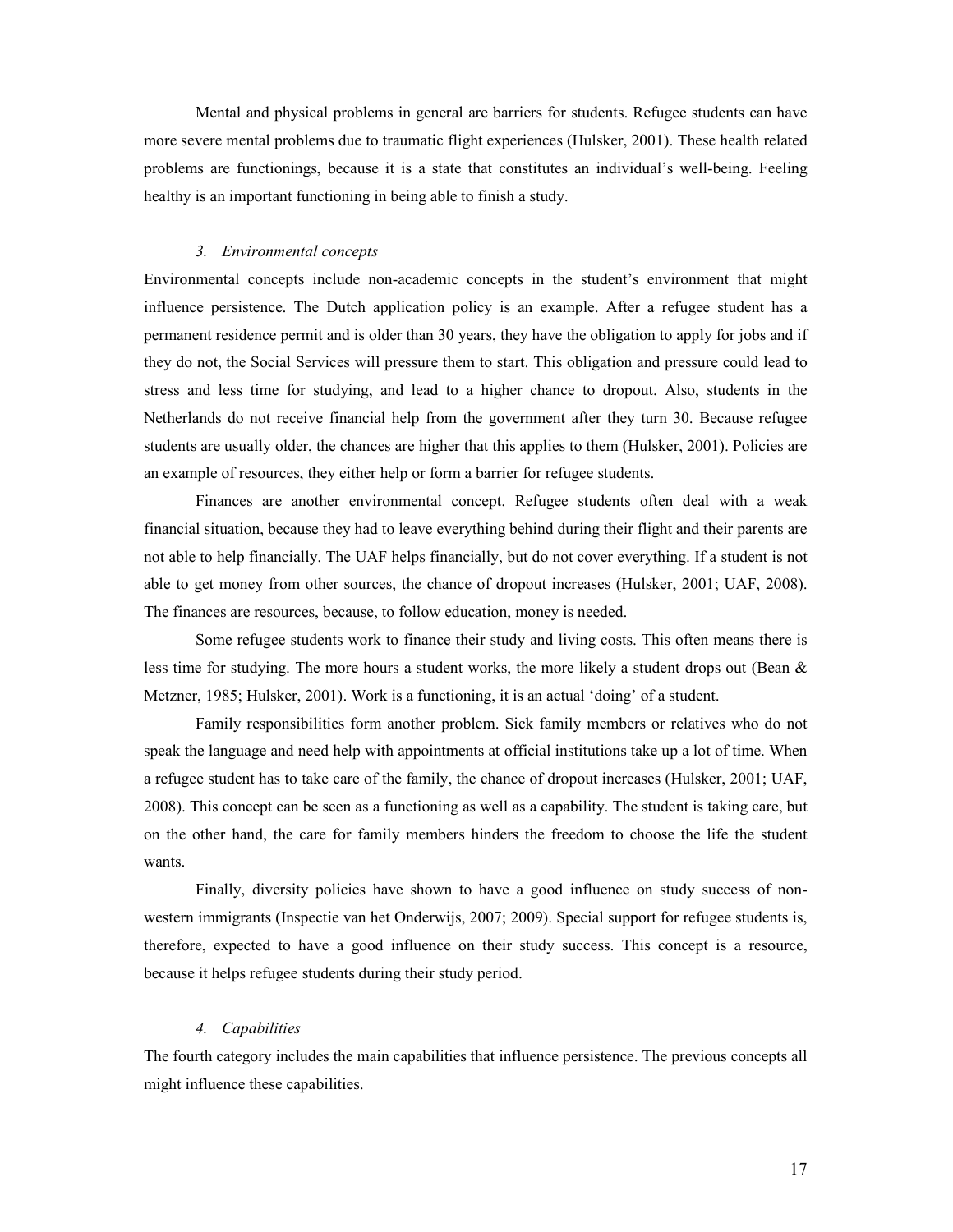Mental and physical problems in general are barriers for students. Refugee students can have more severe mental problems due to traumatic flight experiences (Hulsker, 2001). These health related problems are functionings, because it is a state that constitutes an individual's well-being. Feeling healthy is an important functioning in being able to finish a study.

### *3. Environmental concepts*

Environmental concepts include non-academic concepts in the student's environment that might influence persistence. The Dutch application policy is an example. After a refugee student has a permanent residence permit and is older than 30 years, they have the obligation to apply for jobs and if they do not, the Social Services will pressure them to start. This obligation and pressure could lead to stress and less time for studying, and lead to a higher chance to dropout. Also, students in the Netherlands do not receive financial help from the government after they turn 30. Because refugee students are usually older, the chances are higher that this applies to them (Hulsker, 2001). Policies are an example of resources, they either help or form a barrier for refugee students.

Finances are another environmental concept. Refugee students often deal with a weak financial situation, because they had to leave everything behind during their flight and their parents are not able to help financially. The UAF helps financially, but do not cover everything. If a student is not able to get money from other sources, the chance of dropout increases (Hulsker, 2001; UAF, 2008). The finances are resources, because, to follow education, money is needed.

Some refugee students work to finance their study and living costs. This often means there is less time for studying. The more hours a student works, the more likely a student drops out (Bean & Metzner, 1985; Hulsker, 2001). Work is a functioning, it is an actual 'doing' of a student.

Family responsibilities form another problem. Sick family members or relatives who do not speak the language and need help with appointments at official institutions take up a lot of time. When a refugee student has to take care of the family, the chance of dropout increases (Hulsker, 2001; UAF, 2008). This concept can be seen as a functioning as well as a capability. The student is taking care, but on the other hand, the care for family members hinders the freedom to choose the life the student wants.

Finally, diversity policies have shown to have a good influence on study success of non-western immigrants (Inspectie van het Onderwijs, 2007; 2009). Special support for refugee students is, therefore, expected to have a good influence on their study success. This concept is a resource, because it helps refugee students during their study period.

### *4. Capabilities*

The fourth category includes the main capabilities that influence persistence. The previous concepts all might influence these capabilities.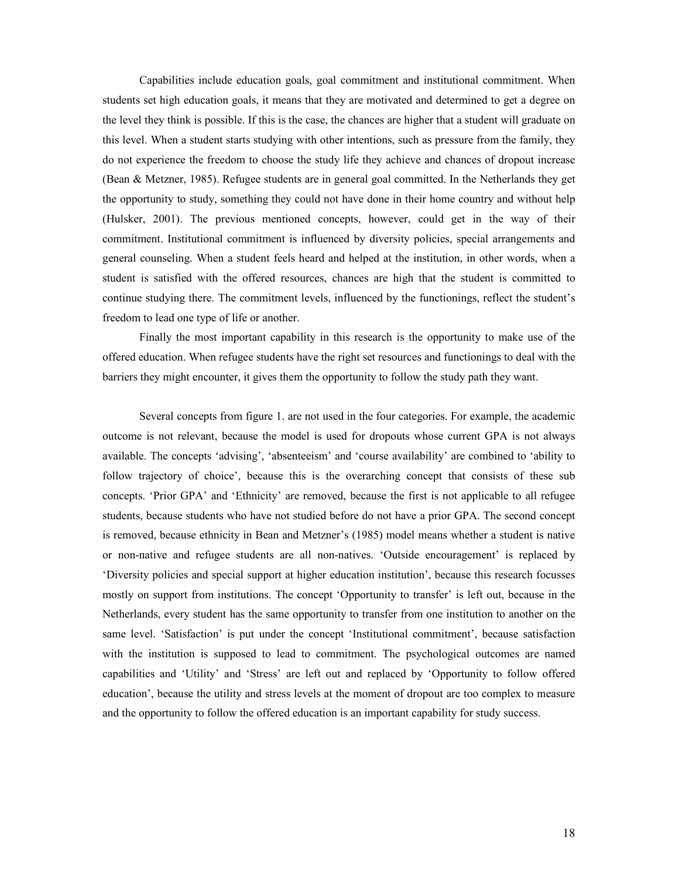Capabilities include education goals, goal commitment and institutional commitment. When students set high education goals, it means that they are motivated and determined to get a degree on the level they think is possible. If this is the case, the chances are higher that a student will graduate on this level. When a student starts studying with other intentions, such as pressure from the family, they do not experience the freedom to choose the study life they achieve and chances of dropout increase (Bean & Metzner, 1985). Refugee students are in general goal committed. In the Netherlands they get the opportunity to study, something they could not have done in their home country and without help (Hulsker, 2001). The previous mentioned concepts, however, could get in the way of their commitment. Institutional commitment is influenced by diversity policies, special arrangements and general counseling. When a student feels heard and helped at the institution, in other words, when a student is satisfied with the offered resources, chances are high that the student is committed to continue studying there. The commitment levels, influenced by the functionings, reflect the student's freedom to lead one type of life or another.

Finally the most important capability in this research is the opportunity to make use of the offered education. When refugee students have the right set resources and functionings to deal with the barriers they might encounter, it gives them the opportunity to follow the study path they want.

Several concepts from figure 1. are not used in the four categories. For example, the academic outcome is not relevant, because the model is used for dropouts whose current GPA is not always available. The concepts 'advising', 'absenteeism' and 'course availability' are combined to 'ability to follow trajectory of choice', because this is the overarching concept that consists of these sub concepts. 'Prior GPA' and 'Ethnicity' are removed, because the first is not applicable to all refugee students, because students who have not studied before do not have a prior GPA. The second concept is removed, because ethnicity in Bean and Metzner's (1985) model means whether a student is native or non-native and refugee students are all non-natives. 'Outside encouragement' is replaced by 'Diversity policies and special support at higher education institution', because this research focusses mostly on support from institutions. The concept 'Opportunity to transfer' is left out, because in the Netherlands, every student has the same opportunity to transfer from one institution to another on the same level. 'Satisfaction' is put under the concept 'Institutional commitment', because satisfaction with the institution is supposed to lead to commitment. The psychological outcomes are named capabilities and 'Utility' and 'Stress' are left out and replaced by 'Opportunity to follow offered education', because the utility and stress levels at the moment of dropout are too complex to measure and the opportunity to follow the offered education is an important capability for study success.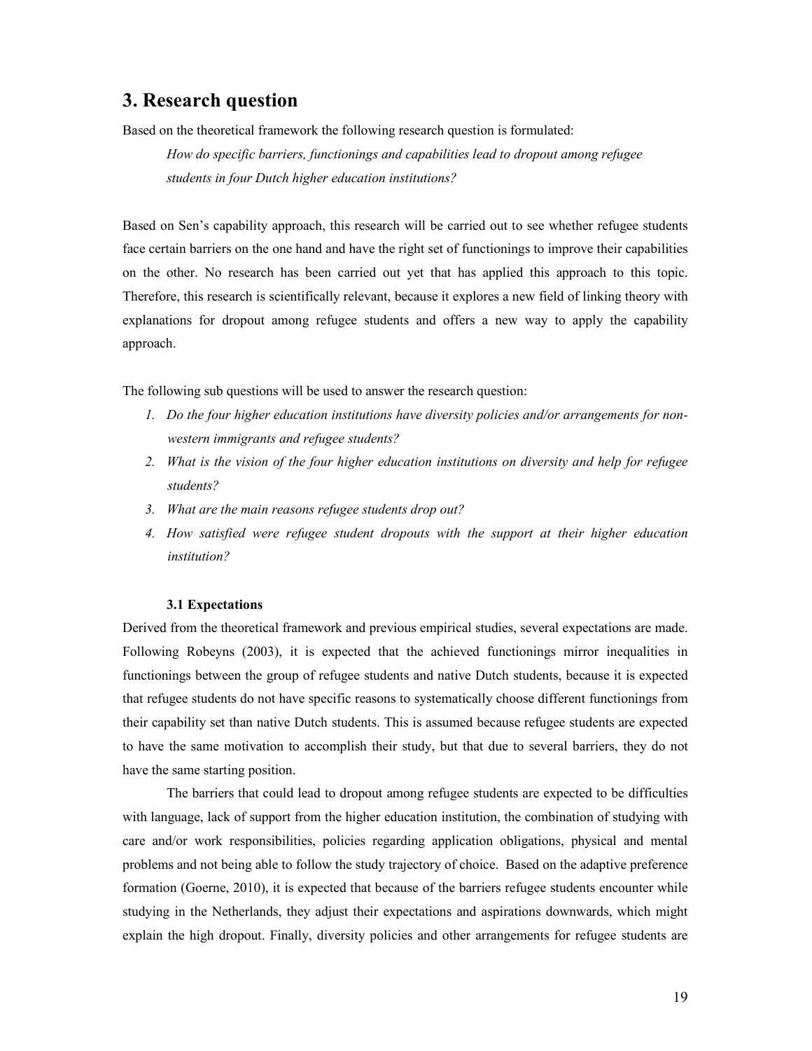## 3. Research question

Based on the theoretical framework the following research question is formulated:

> *How do specific barriers, functionings and capabilities lead to dropout among refugee students in four Dutch higher education institutions?*

Based on Sen's capability approach, this research will be carried out to see whether refugee students face certain barriers on the one hand and have the right set of functionings to improve their capabilities on the other. No research has been carried out yet that has applied this approach to this topic. Therefore, this research is scientifically relevant, because it explores a new field of linking theory with explanations for dropout among refugee students and offers a new way to apply the capability approach.

The following sub questions will be used to answer the research question:

1. *Do the four higher education institutions have diversity policies and/or arrangements for non-western immigrants and refugee students?*
2. *What is the vision of the four higher education institutions on diversity and help for refugee students?*
3. *What are the main reasons refugee students drop out?*
4. *How satisfied were refugee student dropouts with the support at their higher education institution?*

### 3.1 Expectations

Derived from the theoretical framework and previous empirical studies, several expectations are made. Following Robeyns (2003), it is expected that the achieved functionings mirror inequalities in functionings between the group of refugee students and native Dutch students, because it is expected that refugee students do not have specific reasons to systematically choose different functionings from their capability set than native Dutch students. This is assumed because refugee students are expected to have the same motivation to accomplish their study, but that due to several barriers, they do not have the same starting position.

The barriers that could lead to dropout among refugee students are expected to be difficulties with language, lack of support from the higher education institution, the combination of studying with care and/or work responsibilities, policies regarding application obligations, physical and mental problems and not being able to follow the study trajectory of choice. Based on the adaptive preference formation (Goerne, 2010), it is expected that because of the barriers refugee students encounter while studying in the Netherlands, they adjust their expectations and aspirations downwards, which might explain the high dropout. Finally, diversity policies and other arrangements for refugee students are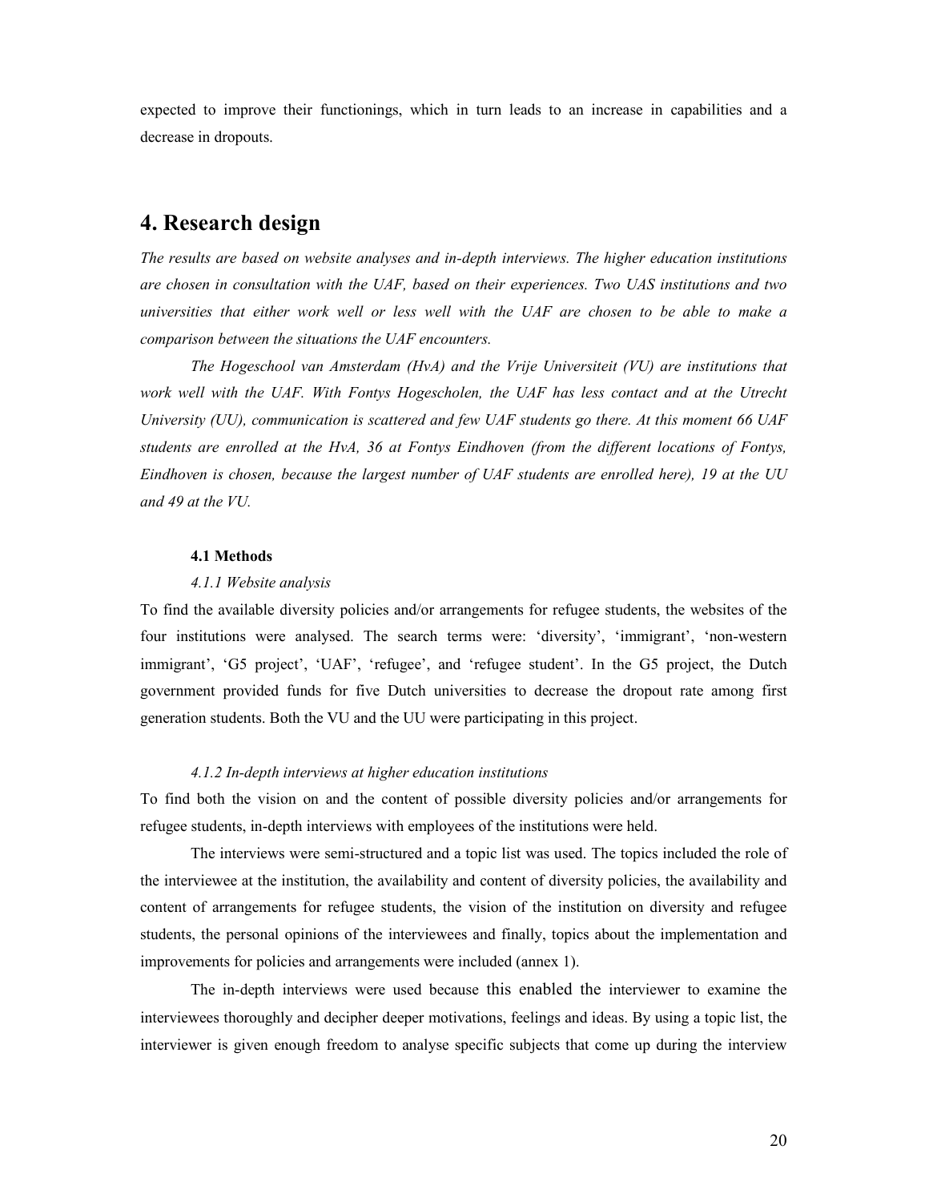expected to improve their functionings, which in turn leads to an increase in capabilities and a decrease in dropouts.

## 4. Research design

*The results are based on website analyses and in-depth interviews. The higher education institutions are chosen in consultation with the UAF, based on their experiences. Two UAS institutions and two universities that either work well or less well with the UAF are chosen to be able to make a comparison between the situations the UAF encounters.*

*The Hogeschool van Amsterdam (HvA) and the Vrije Universiteit (VU) are institutions that work well with the UAF. With Fontys Hogescholen, the UAF has less contact and at the Utrecht University (UU), communication is scattered and few UAF students go there. At this moment 66 UAF students are enrolled at the HvA, 36 at Fontys Eindhoven (from the different locations of Fontys, Eindhoven is chosen, because the largest number of UAF students are enrolled here), 19 at the UU and 49 at the VU.*

### 4.1 Methods

#### *4.1.1 Website analysis*

To find the available diversity policies and/or arrangements for refugee students, the websites of the four institutions were analysed. The search terms were: 'diversity', 'immigrant', 'non-western immigrant', 'G5 project', 'UAF', 'refugee', and 'refugee student'. In the G5 project, the Dutch government provided funds for five Dutch universities to decrease the dropout rate among first generation students. Both the VU and the UU were participating in this project.

#### *4.1.2 In-depth interviews at higher education institutions*

To find both the vision on and the content of possible diversity policies and/or arrangements for refugee students, in-depth interviews with employees of the institutions were held.

The interviews were semi-structured and a topic list was used. The topics included the role of the interviewee at the institution, the availability and content of diversity policies, the availability and content of arrangements for refugee students, the vision of the institution on diversity and refugee students, the personal opinions of the interviewees and finally, topics about the implementation and improvements for policies and arrangements were included (annex 1).

The in-depth interviews were used because this enabled the interviewer to examine the interviewees thoroughly and decipher deeper motivations, feelings and ideas. By using a topic list, the interviewer is given enough freedom to analyse specific subjects that come up during the interview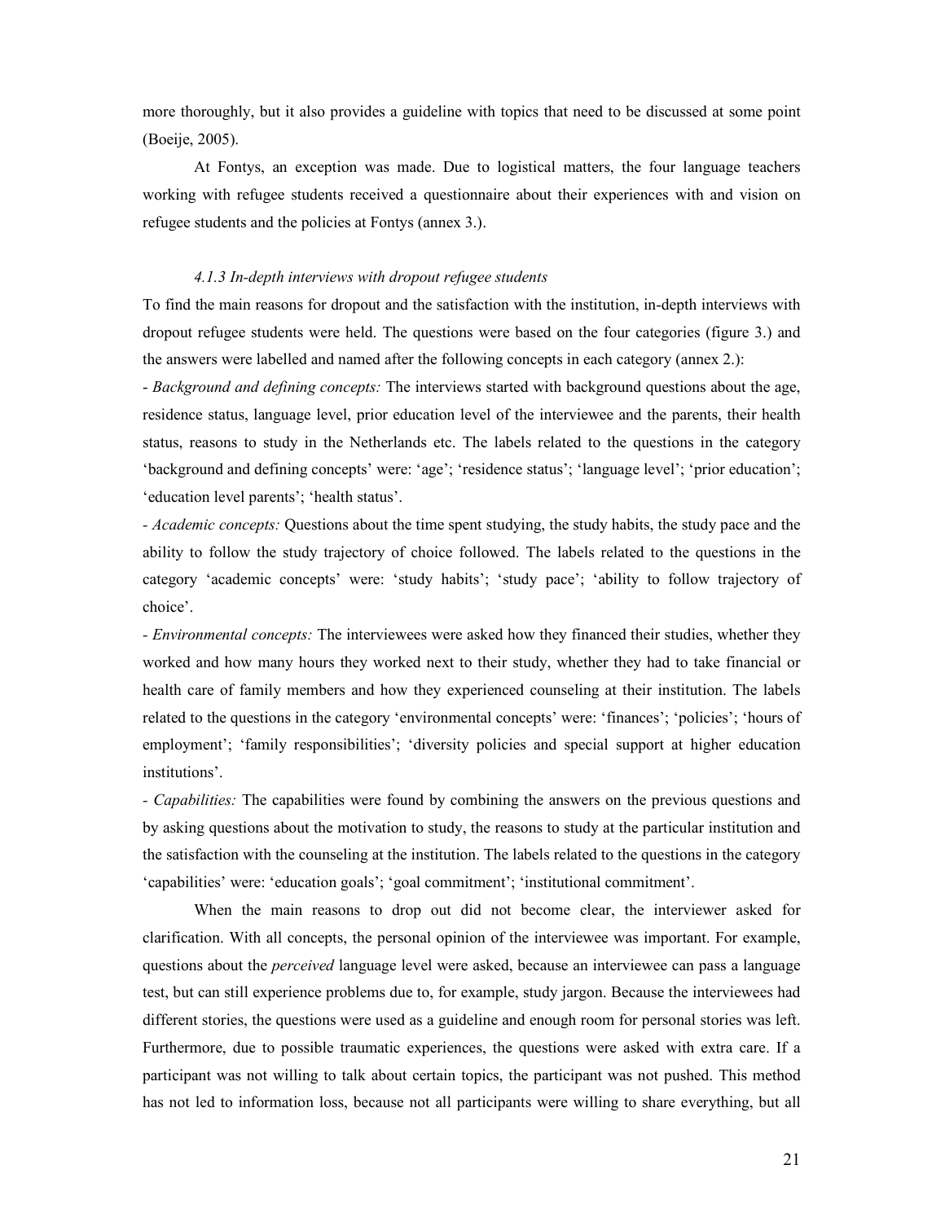more thoroughly, but it also provides a guideline with topics that need to be discussed at some point (Boeije, 2005).

At Fontys, an exception was made. Due to logistical matters, the four language teachers working with refugee students received a questionnaire about their experiences with and vision on refugee students and the policies at Fontys (annex 3.).

#### *4.1.3 In-depth interviews with dropout refugee students*

To find the main reasons for dropout and the satisfaction with the institution, in-depth interviews with dropout refugee students were held. The questions were based on the four categories (figure 3.) and the answers were labelled and named after the following concepts in each category (annex 2.):

- *Background and defining concepts:* The interviews started with background questions about the age, residence status, language level, prior education level of the interviewee and the parents, their health status, reasons to study in the Netherlands etc. The labels related to the questions in the category 'background and defining concepts' were: 'age'; 'residence status'; 'language level'; 'prior education'; 'education level parents'; 'health status'.

- *Academic concepts:* Questions about the time spent studying, the study habits, the study pace and the ability to follow the study trajectory of choice followed. The labels related to the questions in the category 'academic concepts' were: 'study habits'; 'study pace'; 'ability to follow trajectory of choice'.

- *Environmental concepts:* The interviewees were asked how they financed their studies, whether they worked and how many hours they worked next to their study, whether they had to take financial or health care of family members and how they experienced counseling at their institution. The labels related to the questions in the category 'environmental concepts' were: 'finances'; 'policies'; 'hours of employment'; 'family responsibilities'; 'diversity policies and special support at higher education institutions'.

- *Capabilities:* The capabilities were found by combining the answers on the previous questions and by asking questions about the motivation to study, the reasons to study at the particular institution and the satisfaction with the counseling at the institution. The labels related to the questions in the category 'capabilities' were: 'education goals'; 'goal commitment'; 'institutional commitment'.

When the main reasons to drop out did not become clear, the interviewer asked for clarification. With all concepts, the personal opinion of the interviewee was important. For example, questions about the *perceived* language level were asked, because an interviewee can pass a language test, but can still experience problems due to, for example, study jargon. Because the interviewees had different stories, the questions were used as a guideline and enough room for personal stories was left. Furthermore, due to possible traumatic experiences, the questions were asked with extra care. If a participant was not willing to talk about certain topics, the participant was not pushed. This method has not led to information loss, because not all participants were willing to share everything, but all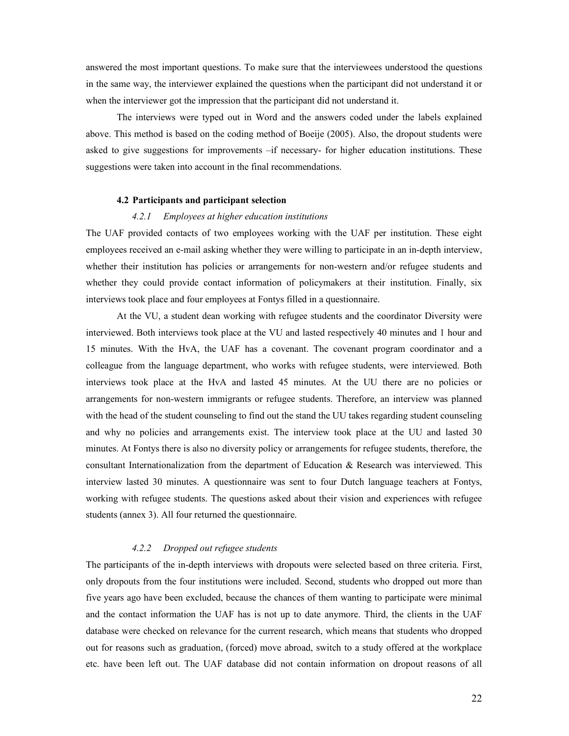answered the most important questions. To make sure that the interviewees understood the questions in the same way, the interviewer explained the questions when the participant did not understand it or when the interviewer got the impression that the participant did not understand it.

The interviews were typed out in Word and the answers coded under the labels explained above. This method is based on the coding method of Boeije (2005). Also, the dropout students were asked to give suggestions for improvements –if necessary- for higher education institutions. These suggestions were taken into account in the final recommendations.

### 4.2 Participants and participant selection

#### *4.2.1 Employees at higher education institutions*

The UAF provided contacts of two employees working with the UAF per institution. These eight employees received an e-mail asking whether they were willing to participate in an in-depth interview, whether their institution has policies or arrangements for non-western and/or refugee students and whether they could provide contact information of policymakers at their institution. Finally, six interviews took place and four employees at Fontys filled in a questionnaire.

At the VU, a student dean working with refugee students and the coordinator Diversity were interviewed. Both interviews took place at the VU and lasted respectively 40 minutes and 1 hour and 15 minutes. With the HvA, the UAF has a covenant. The covenant program coordinator and a colleague from the language department, who works with refugee students, were interviewed. Both interviews took place at the HvA and lasted 45 minutes. At the UU there are no policies or arrangements for non-western immigrants or refugee students. Therefore, an interview was planned with the head of the student counseling to find out the stand the UU takes regarding student counseling and why no policies and arrangements exist. The interview took place at the UU and lasted 30 minutes. At Fontys there is also no diversity policy or arrangements for refugee students, therefore, the consultant Internationalization from the department of Education & Research was interviewed. This interview lasted 30 minutes. A questionnaire was sent to four Dutch language teachers at Fontys, working with refugee students. The questions asked about their vision and experiences with refugee students (annex 3). All four returned the questionnaire.

#### *4.2.2 Dropped out refugee students*

The participants of the in-depth interviews with dropouts were selected based on three criteria. First, only dropouts from the four institutions were included. Second, students who dropped out more than five years ago have been excluded, because the chances of them wanting to participate were minimal and the contact information the UAF has is not up to date anymore. Third, the clients in the UAF database were checked on relevance for the current research, which means that students who dropped out for reasons such as graduation, (forced) move abroad, switch to a study offered at the workplace etc. have been left out. The UAF database did not contain information on dropout reasons of all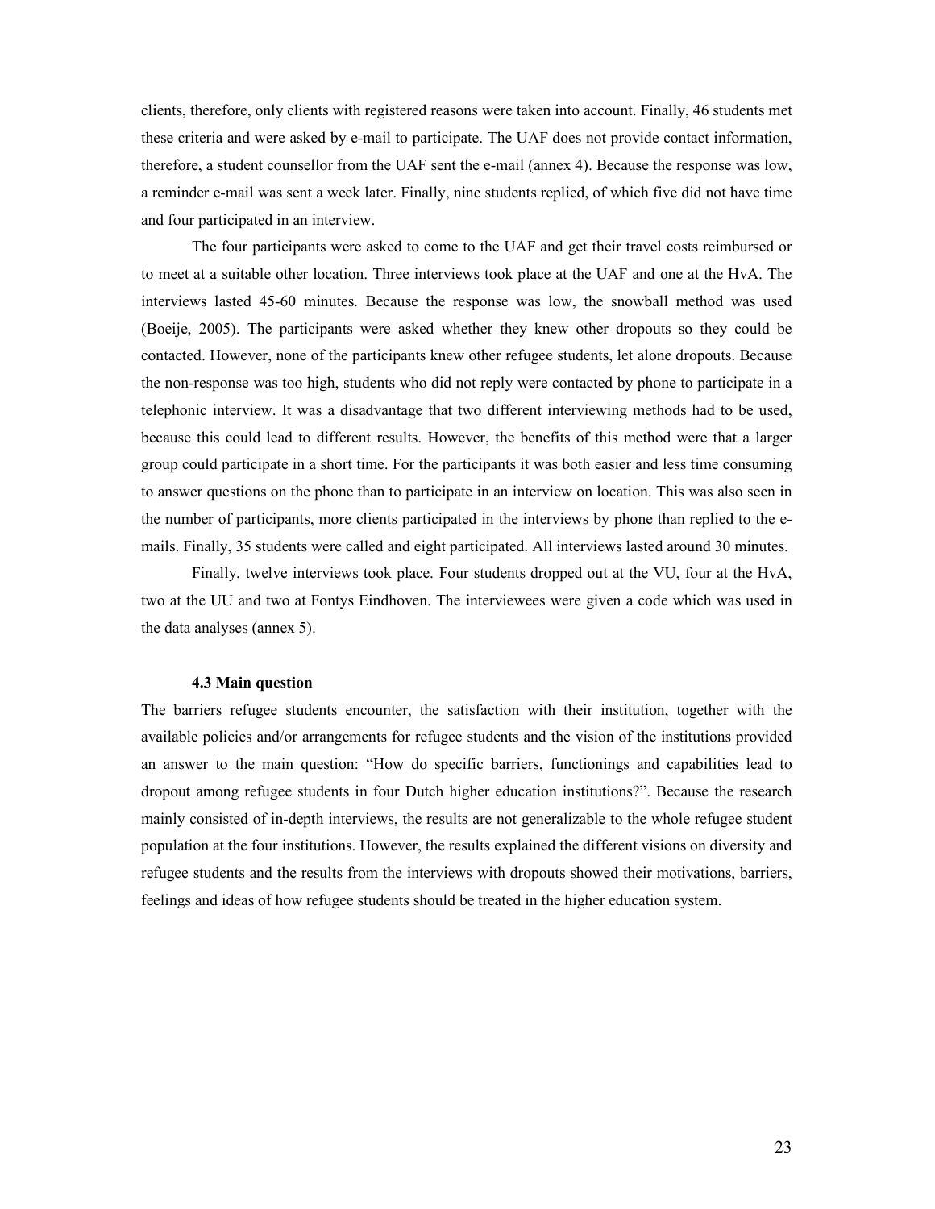clients, therefore, only clients with registered reasons were taken into account. Finally, 46 students met these criteria and were asked by e-mail to participate. The UAF does not provide contact information, therefore, a student counsellor from the UAF sent the e-mail (annex 4). Because the response was low, a reminder e-mail was sent a week later. Finally, nine students replied, of which five did not have time and four participated in an interview.

The four participants were asked to come to the UAF and get their travel costs reimbursed or to meet at a suitable other location. Three interviews took place at the UAF and one at the HvA. The interviews lasted 45-60 minutes. Because the response was low, the snowball method was used (Boeije, 2005). The participants were asked whether they knew other dropouts so they could be contacted. However, none of the participants knew other refugee students, let alone dropouts. Because the non-response was too high, students who did not reply were contacted by phone to participate in a telephonic interview. It was a disadvantage that two different interviewing methods had to be used, because this could lead to different results. However, the benefits of this method were that a larger group could participate in a short time. For the participants it was both easier and less time consuming to answer questions on the phone than to participate in an interview on location. This was also seen in the number of participants, more clients participated in the interviews by phone than replied to the e-mails. Finally, 35 students were called and eight participated. All interviews lasted around 30 minutes.

Finally, twelve interviews took place. Four students dropped out at the VU, four at the HvA, two at the UU and two at Fontys Eindhoven. The interviewees were given a code which was used in the data analyses (annex 5).

### 4.3 Main question

The barriers refugee students encounter, the satisfaction with their institution, together with the available policies and/or arrangements for refugee students and the vision of the institutions provided an answer to the main question: "How do specific barriers, functionings and capabilities lead to dropout among refugee students in four Dutch higher education institutions?". Because the research mainly consisted of in-depth interviews, the results are not generalizable to the whole refugee student population at the four institutions. However, the results explained the different visions on diversity and refugee students and the results from the interviews with dropouts showed their motivations, barriers, feelings and ideas of how refugee students should be treated in the higher education system.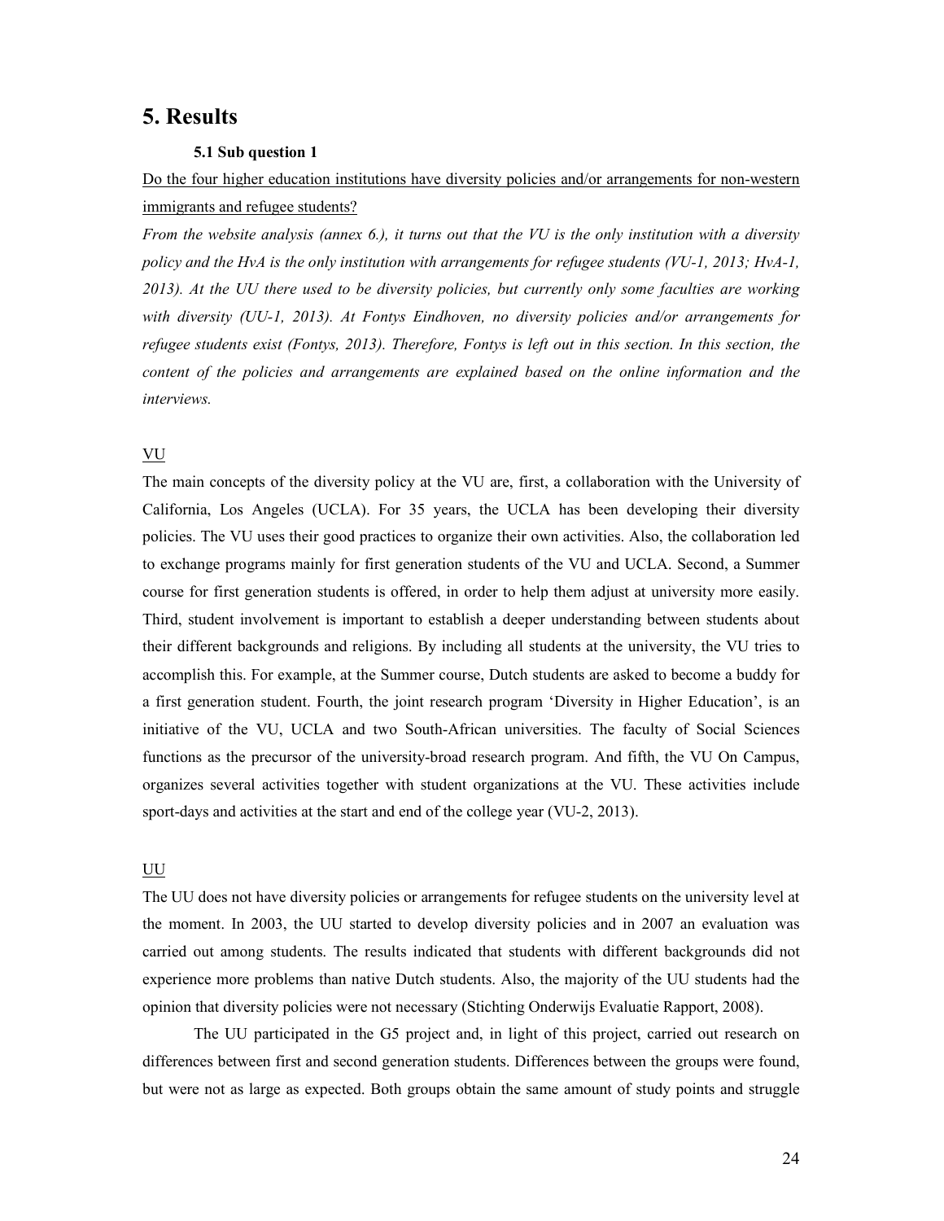# 5. Results

### 5.1 Sub question 1

Do the four higher education institutions have diversity policies and/or arrangements for non-western immigrants and refugee students?

*From the website analysis (annex 6.), it turns out that the VU is the only institution with a diversity policy and the HvA is the only institution with arrangements for refugee students (VU-1, 2013; HvA-1, 2013). At the UU there used to be diversity policies, but currently only some faculties are working with diversity (UU-1, 2013). At Fontys Eindhoven, no diversity policies and/or arrangements for refugee students exist (Fontys, 2013). Therefore, Fontys is left out in this section. In this section, the content of the policies and arrangements are explained based on the online information and the interviews.*

VU

The main concepts of the diversity policy at the VU are, first, a collaboration with the University of California, Los Angeles (UCLA). For 35 years, the UCLA has been developing their diversity policies. The VU uses their good practices to organize their own activities. Also, the collaboration led to exchange programs mainly for first generation students of the VU and UCLA. Second, a Summer course for first generation students is offered, in order to help them adjust at university more easily. Third, student involvement is important to establish a deeper understanding between students about their different backgrounds and religions. By including all students at the university, the VU tries to accomplish this. For example, at the Summer course, Dutch students are asked to become a buddy for a first generation student. Fourth, the joint research program 'Diversity in Higher Education', is an initiative of the VU, UCLA and two South-African universities. The faculty of Social Sciences functions as the precursor of the university-broad research program. And fifth, the VU On Campus, organizes several activities together with student organizations at the VU. These activities include sport-days and activities at the start and end of the college year (VU-2, 2013).

UU

The UU does not have diversity policies or arrangements for refugee students on the university level at the moment. In 2003, the UU started to develop diversity policies and in 2007 an evaluation was carried out among students. The results indicated that students with different backgrounds did not experience more problems than native Dutch students. Also, the majority of the UU students had the opinion that diversity policies were not necessary (Stichting Onderwijs Evaluatie Rapport, 2008).

The UU participated in the G5 project and, in light of this project, carried out research on differences between first and second generation students. Differences between the groups were found, but were not as large as expected. Both groups obtain the same amount of study points and struggle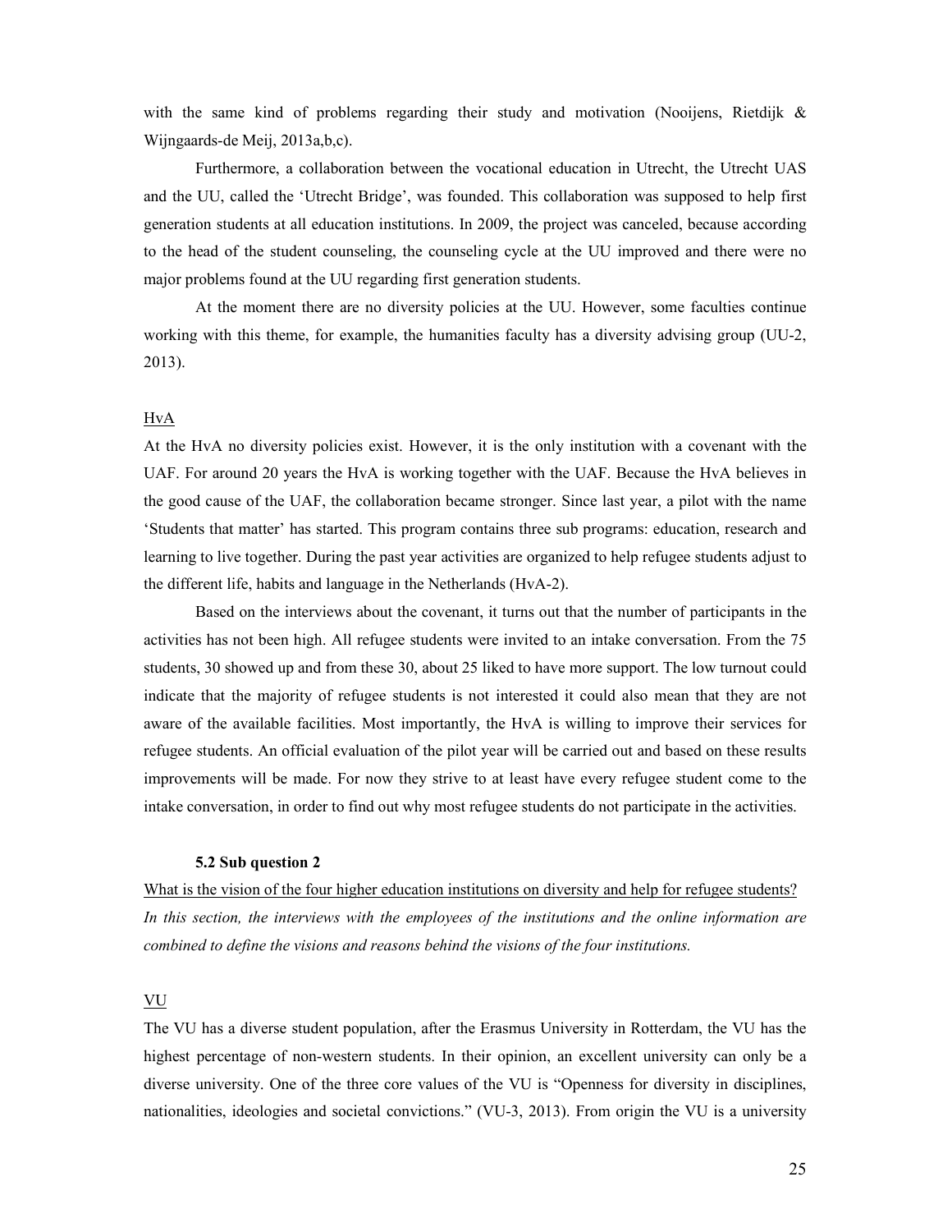with the same kind of problems regarding their study and motivation (Nooijens, Rietdijk & Wijngaards-de Meij, 2013a,b,c).

Furthermore, a collaboration between the vocational education in Utrecht, the Utrecht UAS and the UU, called the 'Utrecht Bridge', was founded. This collaboration was supposed to help first generation students at all education institutions. In 2009, the project was canceled, because according to the head of the student counseling, the counseling cycle at the UU improved and there were no major problems found at the UU regarding first generation students.

At the moment there are no diversity policies at the UU. However, some faculties continue working with this theme, for example, the humanities faculty has a diversity advising group (UU-2, 2013).

<u>HvA</u>

At the HvA no diversity policies exist. However, it is the only institution with a covenant with the UAF. For around 20 years the HvA is working together with the UAF. Because the HvA believes in the good cause of the UAF, the collaboration became stronger. Since last year, a pilot with the name 'Students that matter' has started. This program contains three sub programs: education, research and learning to live together. During the past year activities are organized to help refugee students adjust to the different life, habits and language in the Netherlands (HvA-2).

Based on the interviews about the covenant, it turns out that the number of participants in the activities has not been high. All refugee students were invited to an intake conversation. From the 75 students, 30 showed up and from these 30, about 25 liked to have more support. The low turnout could indicate that the majority of refugee students is not interested it could also mean that they are not aware of the available facilities. Most importantly, the HvA is willing to improve their services for refugee students. An official evaluation of the pilot year will be carried out and based on these results improvements will be made. For now they strive to at least have every refugee student come to the intake conversation, in order to find out why most refugee students do not participate in the activities.

### 5.2 Sub question 2

<u>What is the vision of the four higher education institutions on diversity and help for refugee students?</u>

*In this section, the interviews with the employees of the institutions and the online information are combined to define the visions and reasons behind the visions of the four institutions.*

<u>VU</u>

The VU has a diverse student population, after the Erasmus University in Rotterdam, the VU has the highest percentage of non-western students. In their opinion, an excellent university can only be a diverse university. One of the three core values of the VU is "Openness for diversity in disciplines, nationalities, ideologies and societal convictions." (VU-3, 2013). From origin the VU is a university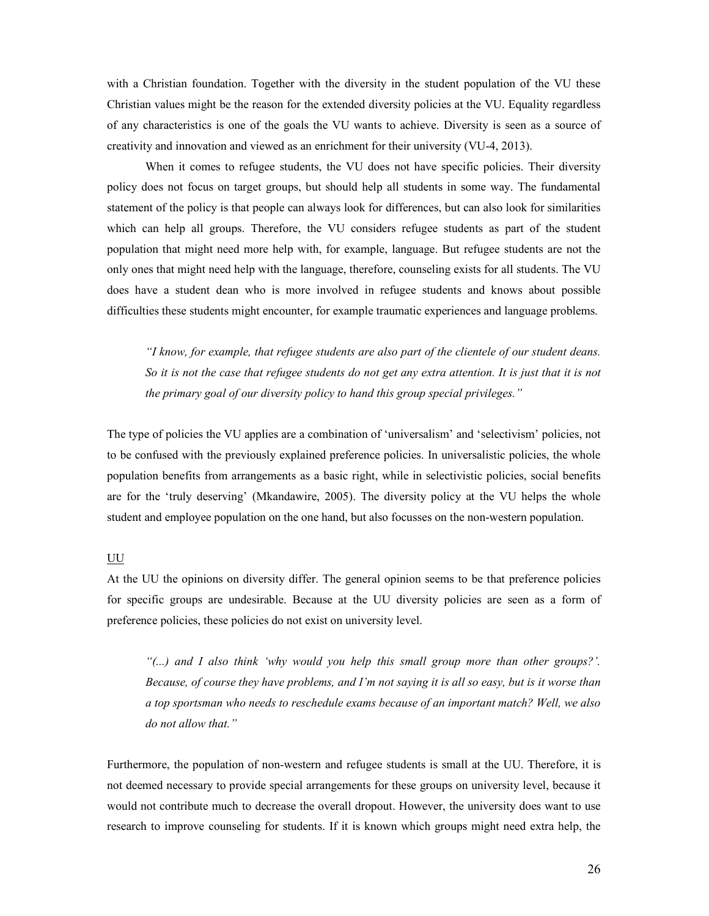with a Christian foundation. Together with the diversity in the student population of the VU these Christian values might be the reason for the extended diversity policies at the VU. Equality regardless of any characteristics is one of the goals the VU wants to achieve. Diversity is seen as a source of creativity and innovation and viewed as an enrichment for their university (VU-4, 2013).

When it comes to refugee students, the VU does not have specific policies. Their diversity policy does not focus on target groups, but should help all students in some way. The fundamental statement of the policy is that people can always look for differences, but can also look for similarities which can help all groups. Therefore, the VU considers refugee students as part of the student population that might need more help with, for example, language. But refugee students are not the only ones that might need help with the language, therefore, counseling exists for all students. The VU does have a student dean who is more involved in refugee students and knows about possible difficulties these students might encounter, for example traumatic experiences and language problems.

> *"I know, for example, that refugee students are also part of the clientele of our student deans. So it is not the case that refugee students do not get any extra attention. It is just that it is not the primary goal of our diversity policy to hand this group special privileges."*

The type of policies the VU applies are a combination of 'universalism' and 'selectivism' policies, not to be confused with the previously explained preference policies. In universalistic policies, the whole population benefits from arrangements as a basic right, while in selectivistic policies, social benefits are for the 'truly deserving' (Mkandawire, 2005). The diversity policy at the VU helps the whole student and employee population on the one hand, but also focusses on the non-western population.

<u>UU</u>

At the UU the opinions on diversity differ. The general opinion seems to be that preference policies for specific groups are undesirable. Because at the UU diversity policies are seen as a form of preference policies, these policies do not exist on university level.

> *"(...) and I also think 'why would you help this small group more than other groups?'. Because, of course they have problems, and I'm not saying it is all so easy, but is it worse than a top sportsman who needs to reschedule exams because of an important match? Well, we also do not allow that."*

Furthermore, the population of non-western and refugee students is small at the UU. Therefore, it is not deemed necessary to provide special arrangements for these groups on university level, because it would not contribute much to decrease the overall dropout. However, the university does want to use research to improve counseling for students. If it is known which groups might need extra help, the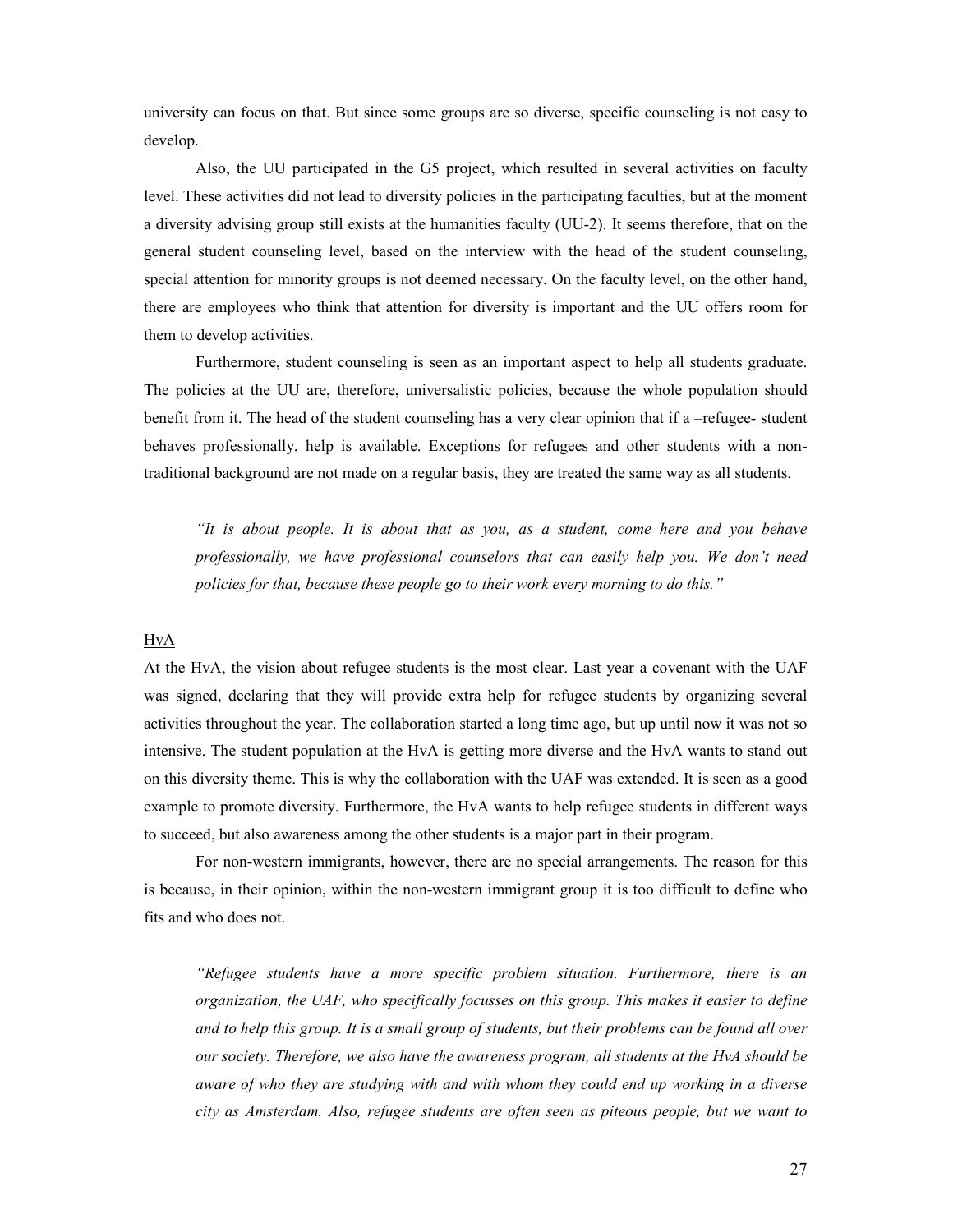university can focus on that. But since some groups are so diverse, specific counseling is not easy to develop.

Also, the UU participated in the G5 project, which resulted in several activities on faculty level. These activities did not lead to diversity policies in the participating faculties, but at the moment a diversity advising group still exists at the humanities faculty (UU-2). It seems therefore, that on the general student counseling level, based on the interview with the head of the student counseling, special attention for minority groups is not deemed necessary. On the faculty level, on the other hand, there are employees who think that attention for diversity is important and the UU offers room for them to develop activities.

Furthermore, student counseling is seen as an important aspect to help all students graduate. The policies at the UU are, therefore, universalistic policies, because the whole population should benefit from it. The head of the student counseling has a very clear opinion that if a –refugee- student behaves professionally, help is available. Exceptions for refugees and other students with a non-traditional background are not made on a regular basis, they are treated the same way as all students.

> *"It is about people. It is about that as you, as a student, come here and you behave professionally, we have professional counselors that can easily help you. We don't need policies for that, because these people go to their work every morning to do this."*

<u>HvA</u>

At the HvA, the vision about refugee students is the most clear. Last year a covenant with the UAF was signed, declaring that they will provide extra help for refugee students by organizing several activities throughout the year. The collaboration started a long time ago, but up until now it was not so intensive. The student population at the HvA is getting more diverse and the HvA wants to stand out on this diversity theme. This is why the collaboration with the UAF was extended. It is seen as a good example to promote diversity. Furthermore, the HvA wants to help refugee students in different ways to succeed, but also awareness among the other students is a major part in their program.

For non-western immigrants, however, there are no special arrangements. The reason for this is because, in their opinion, within the non-western immigrant group it is too difficult to define who fits and who does not.

> *"Refugee students have a more specific problem situation. Furthermore, there is an organization, the UAF, who specifically focusses on this group. This makes it easier to define and to help this group. It is a small group of students, but their problems can be found all over our society. Therefore, we also have the awareness program, all students at the HvA should be aware of who they are studying with and with whom they could end up working in a diverse city as Amsterdam. Also, refugee students are often seen as piteous people, but we want to*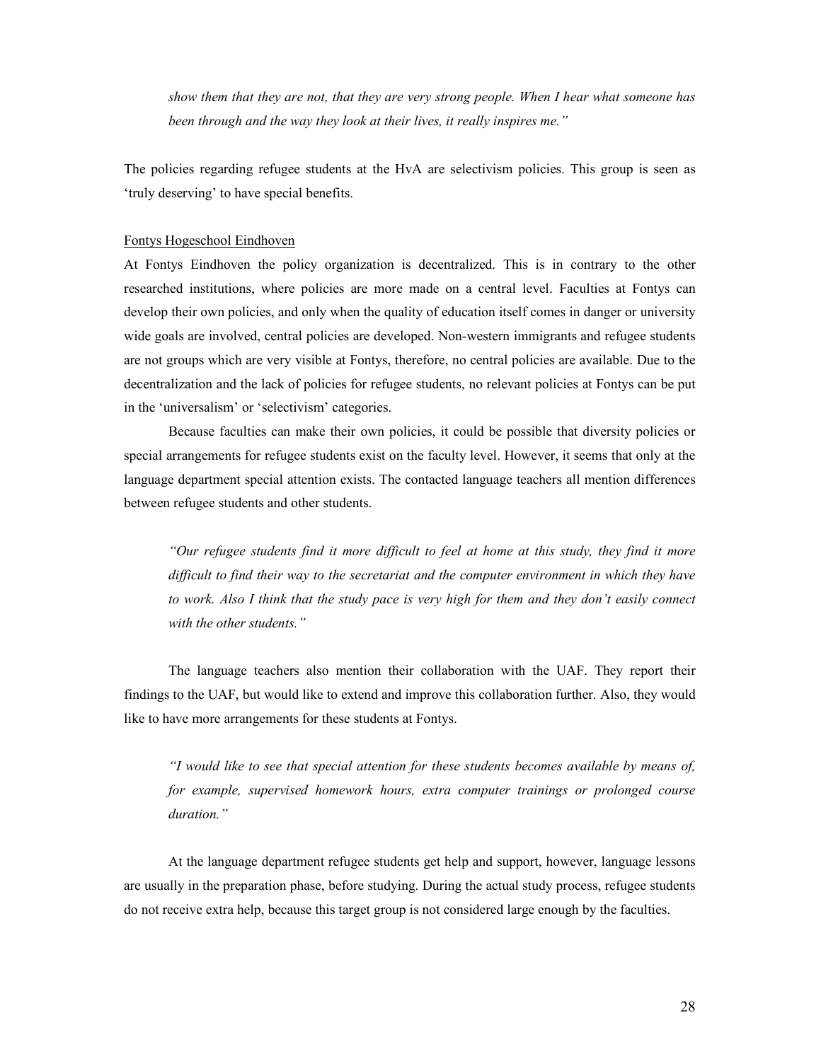*show them that they are not, that they are very strong people. When I hear what someone has been through and the way they look at their lives, it really inspires me."*

The policies regarding refugee students at the HvA are selectivism policies. This group is seen as 'truly deserving' to have special benefits.

Fontys Hogeschool Eindhoven

At Fontys Eindhoven the policy organization is decentralized. This is in contrary to the other researched institutions, where policies are more made on a central level. Faculties at Fontys can develop their own policies, and only when the quality of education itself comes in danger or university wide goals are involved, central policies are developed. Non-western immigrants and refugee students are not groups which are very visible at Fontys, therefore, no central policies are available. Due to the decentralization and the lack of policies for refugee students, no relevant policies at Fontys can be put in the 'universalism' or 'selectivism' categories.

Because faculties can make their own policies, it could be possible that diversity policies or special arrangements for refugee students exist on the faculty level. However, it seems that only at the language department special attention exists. The contacted language teachers all mention differences between refugee students and other students.

> *"Our refugee students find it more difficult to feel at home at this study, they find it more difficult to find their way to the secretariat and the computer environment in which they have to work. Also I think that the study pace is very high for them and they don't easily connect with the other students."*

The language teachers also mention their collaboration with the UAF. They report their findings to the UAF, but would like to extend and improve this collaboration further. Also, they would like to have more arrangements for these students at Fontys.

> *"I would like to see that special attention for these students becomes available by means of, for example, supervised homework hours, extra computer trainings or prolonged course duration."*

At the language department refugee students get help and support, however, language lessons are usually in the preparation phase, before studying. During the actual study process, refugee students do not receive extra help, because this target group is not considered large enough by the faculties.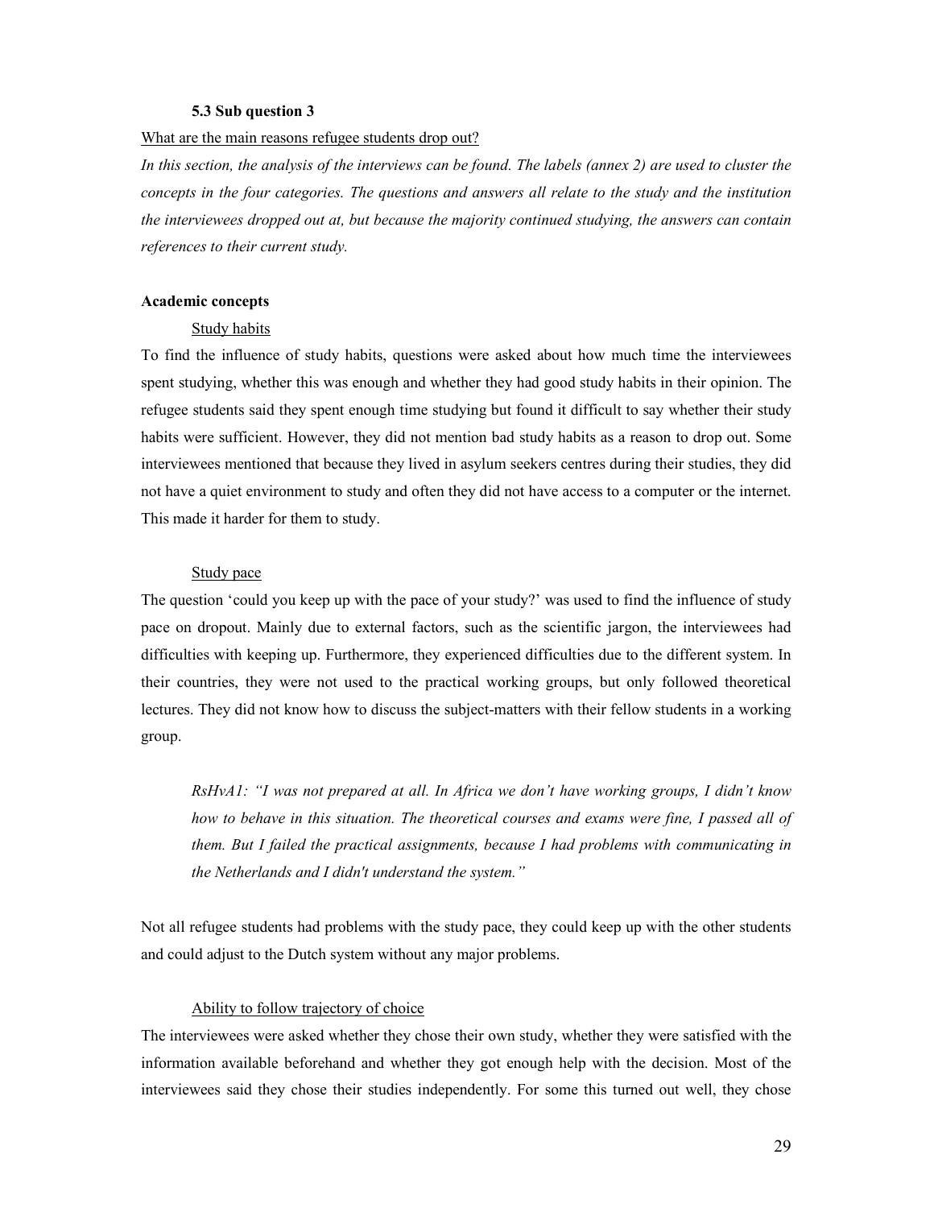### 5.3 Sub question 3

What are the main reasons refugee students drop out?

*In this section, the analysis of the interviews can be found. The labels (annex 2) are used to cluster the concepts in the four categories. The questions and answers all relate to the study and the institution the interviewees dropped out at, but because the majority continued studying, the answers can contain references to their current study.*

**Academic concepts**

Study habits

To find the influence of study habits, questions were asked about how much time the interviewees spent studying, whether this was enough and whether they had good study habits in their opinion. The refugee students said they spent enough time studying but found it difficult to say whether their study habits were sufficient. However, they did not mention bad study habits as a reason to drop out. Some interviewees mentioned that because they lived in asylum seekers centres during their studies, they did not have a quiet environment to study and often they did not have access to a computer or the internet. This made it harder for them to study.

Study pace

The question 'could you keep up with the pace of your study?' was used to find the influence of study pace on dropout. Mainly due to external factors, such as the scientific jargon, the interviewees had difficulties with keeping up. Furthermore, they experienced difficulties due to the different system. In their countries, they were not used to the practical working groups, but only followed theoretical lectures. They did not know how to discuss the subject-matters with their fellow students in a working group.

> *RsHvA1: "I was not prepared at all. In Africa we don't have working groups, I didn't know how to behave in this situation. The theoretical courses and exams were fine, I passed all of them. But I failed the practical assignments, because I had problems with communicating in the Netherlands and I didn't understand the system."*

Not all refugee students had problems with the study pace, they could keep up with the other students and could adjust to the Dutch system without any major problems.

Ability to follow trajectory of choice

The interviewees were asked whether they chose their own study, whether they were satisfied with the information available beforehand and whether they got enough help with the decision. Most of the interviewees said they chose their studies independently. For some this turned out well, they chose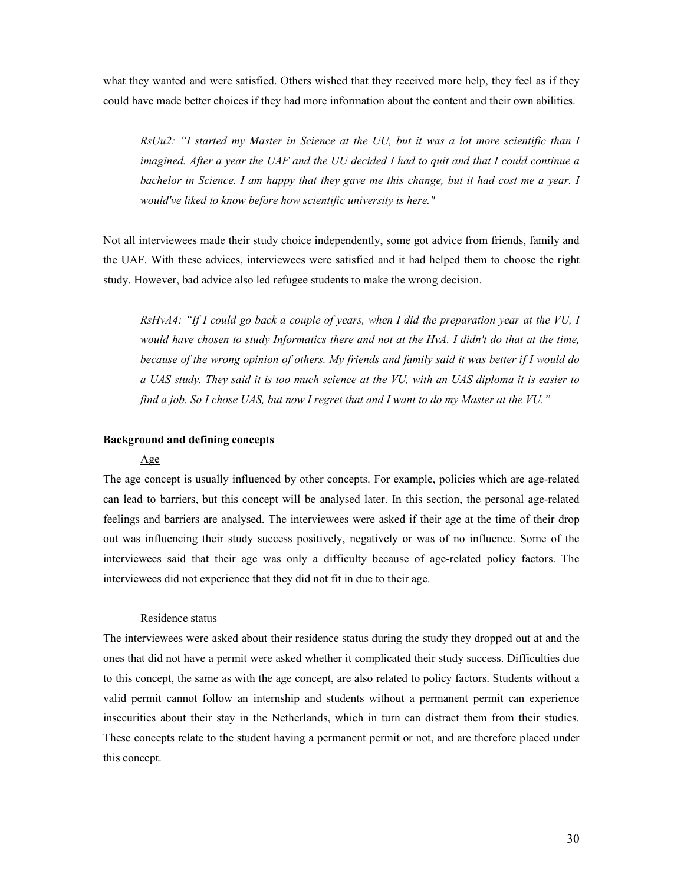what they wanted and were satisfied. Others wished that they received more help, they feel as if they could have made better choices if they had more information about the content and their own abilities.

> *RsUu2: "I started my Master in Science at the UU, but it was a lot more scientific than I imagined. After a year the UAF and the UU decided I had to quit and that I could continue a bachelor in Science. I am happy that they gave me this change, but it had cost me a year. I would've liked to know before how scientific university is here."*

Not all interviewees made their study choice independently, some got advice from friends, family and the UAF. With these advices, interviewees were satisfied and it had helped them to choose the right study. However, bad advice also led refugee students to make the wrong decision.

> *RsHvA4: "If I could go back a couple of years, when I did the preparation year at the VU, I would have chosen to study Informatics there and not at the HvA. I didn't do that at the time, because of the wrong opinion of others. My friends and family said it was better if I would do a UAS study. They said it is too much science at the VU, with an UAS diploma it is easier to find a job. So I chose UAS, but now I regret that and I want to do my Master at the VU."*

**Background and defining concepts**

Age

The age concept is usually influenced by other concepts. For example, policies which are age-related can lead to barriers, but this concept will be analysed later. In this section, the personal age-related feelings and barriers are analysed. The interviewees were asked if their age at the time of their drop out was influencing their study success positively, negatively or was of no influence. Some of the interviewees said that their age was only a difficulty because of age-related policy factors. The interviewees did not experience that they did not fit in due to their age.

Residence status

The interviewees were asked about their residence status during the study they dropped out at and the ones that did not have a permit were asked whether it complicated their study success. Difficulties due to this concept, the same as with the age concept, are also related to policy factors. Students without a valid permit cannot follow an internship and students without a permanent permit can experience insecurities about their stay in the Netherlands, which in turn can distract them from their studies. These concepts relate to the student having a permanent permit or not, and are therefore placed under this concept.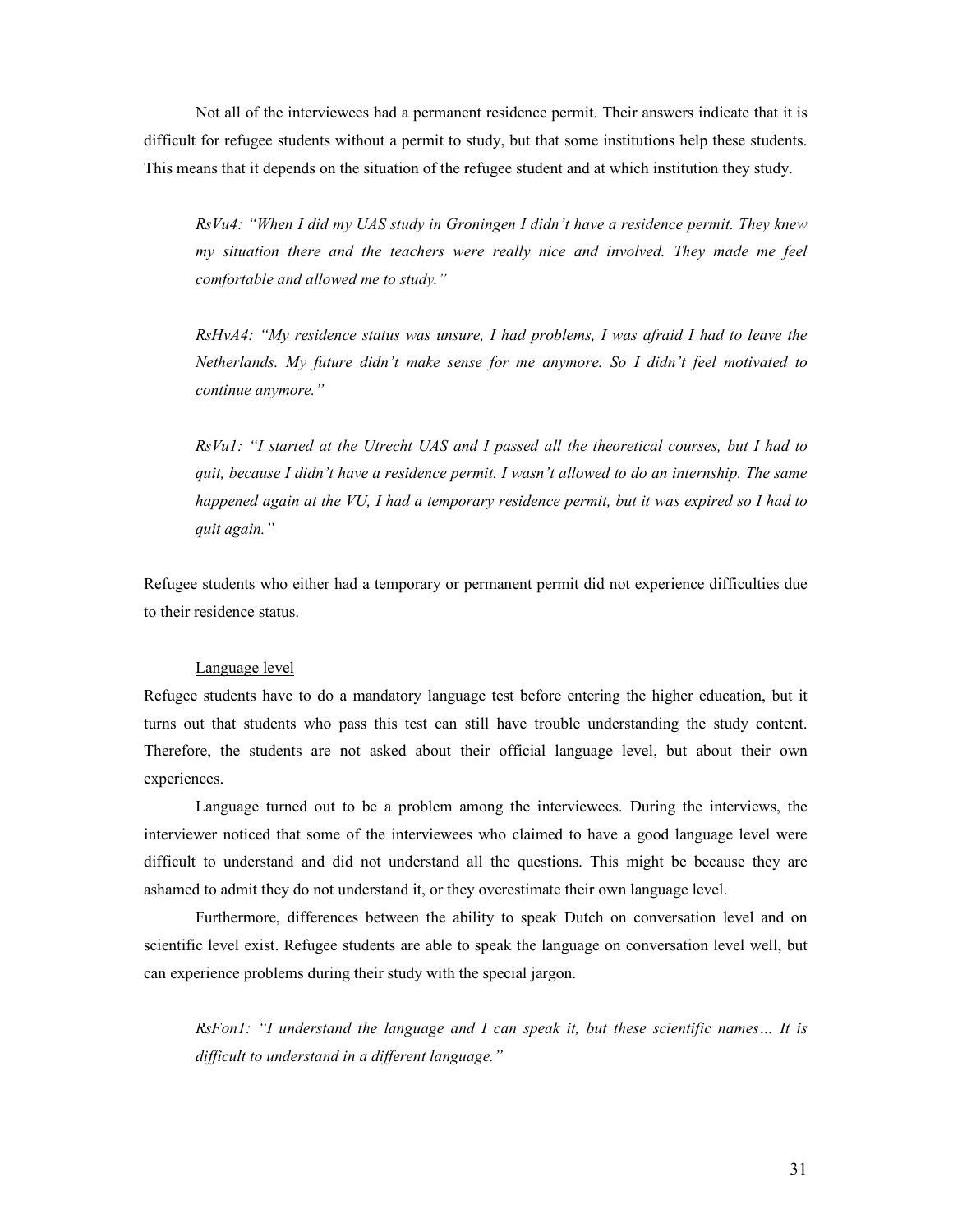Not all of the interviewees had a permanent residence permit. Their answers indicate that it is difficult for refugee students without a permit to study, but that some institutions help these students. This means that it depends on the situation of the refugee student and at which institution they study.

> *RsVu4: "When I did my UAS study in Groningen I didn't have a residence permit. They knew my situation there and the teachers were really nice and involved. They made me feel comfortable and allowed me to study."*

> *RsHvA4: "My residence status was unsure, I had problems, I was afraid I had to leave the Netherlands. My future didn't make sense for me anymore. So I didn't feel motivated to continue anymore."*

> *RsVu1: "I started at the Utrecht UAS and I passed all the theoretical courses, but I had to quit, because I didn't have a residence permit. I wasn't allowed to do an internship. The same happened again at the VU, I had a temporary residence permit, but it was expired so I had to quit again."*

Refugee students who either had a temporary or permanent permit did not experience difficulties due to their residence status.

<u>Language level</u>

Refugee students have to do a mandatory language test before entering the higher education, but it turns out that students who pass this test can still have trouble understanding the study content. Therefore, the students are not asked about their official language level, but about their own experiences.

Language turned out to be a problem among the interviewees. During the interviews, the interviewer noticed that some of the interviewees who claimed to have a good language level were difficult to understand and did not understand all the questions. This might be because they are ashamed to admit they do not understand it, or they overestimate their own language level.

Furthermore, differences between the ability to speak Dutch on conversation level and on scientific level exist. Refugee students are able to speak the language on conversation level well, but can experience problems during their study with the special jargon.

> *RsFon1: "I understand the language and I can speak it, but these scientific names… It is difficult to understand in a different language."*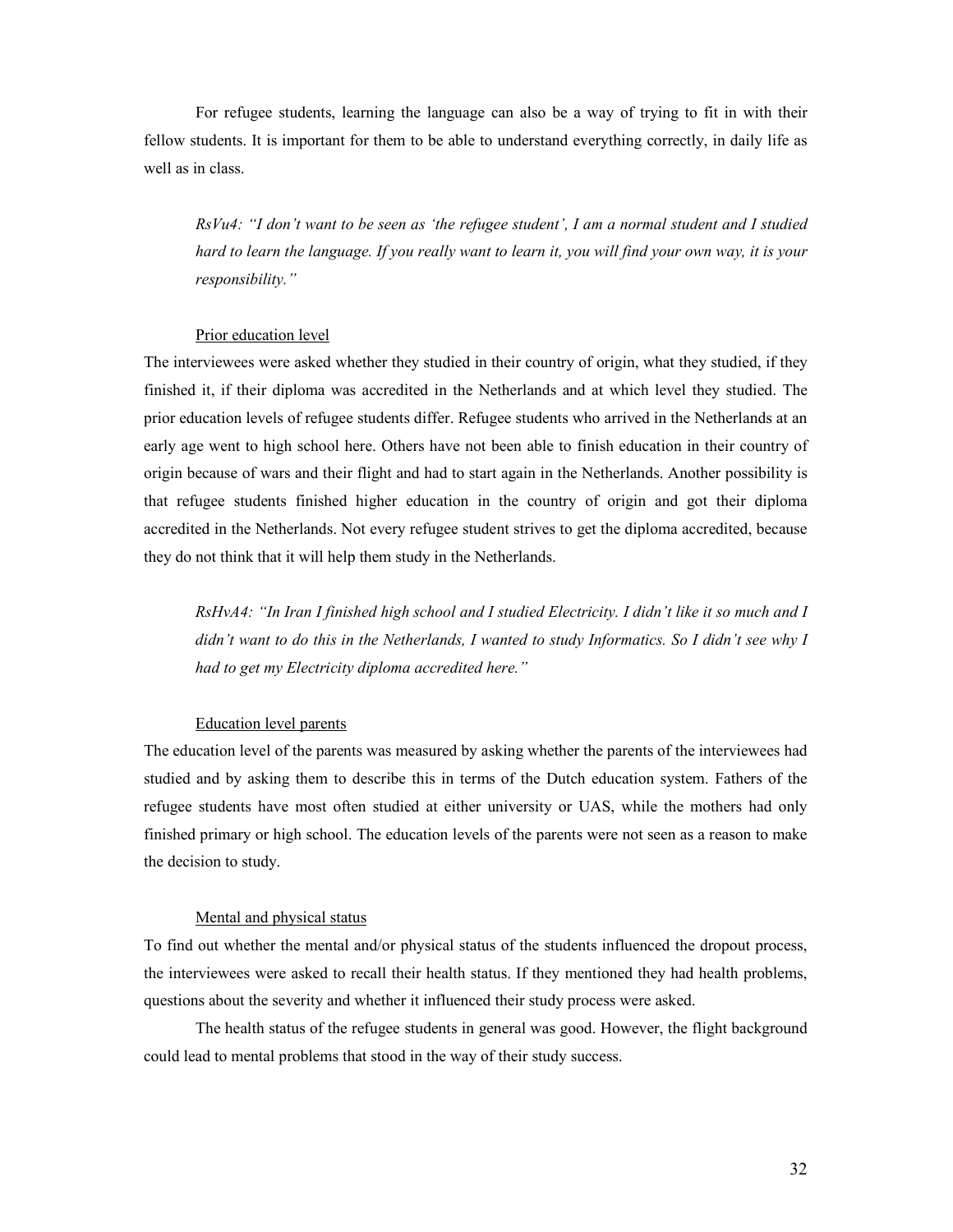For refugee students, learning the language can also be a way of trying to fit in with their fellow students. It is important for them to be able to understand everything correctly, in daily life as well as in class.

> *RsVu4: "I don't want to be seen as 'the refugee student', I am a normal student and I studied hard to learn the language. If you really want to learn it, you will find your own way, it is your responsibility."*

<u>Prior education level</u>

The interviewees were asked whether they studied in their country of origin, what they studied, if they finished it, if their diploma was accredited in the Netherlands and at which level they studied. The prior education levels of refugee students differ. Refugee students who arrived in the Netherlands at an early age went to high school here. Others have not been able to finish education in their country of origin because of wars and their flight and had to start again in the Netherlands. Another possibility is that refugee students finished higher education in the country of origin and got their diploma accredited in the Netherlands. Not every refugee student strives to get the diploma accredited, because they do not think that it will help them study in the Netherlands.

> *RsHvA4: "In Iran I finished high school and I studied Electricity. I didn't like it so much and I didn't want to do this in the Netherlands, I wanted to study Informatics. So I didn't see why I had to get my Electricity diploma accredited here."*

<u>Education level parents</u>

The education level of the parents was measured by asking whether the parents of the interviewees had studied and by asking them to describe this in terms of the Dutch education system. Fathers of the refugee students have most often studied at either university or UAS, while the mothers had only finished primary or high school. The education levels of the parents were not seen as a reason to make the decision to study.

<u>Mental and physical status</u>

To find out whether the mental and/or physical status of the students influenced the dropout process, the interviewees were asked to recall their health status. If they mentioned they had health problems, questions about the severity and whether it influenced their study process were asked.

The health status of the refugee students in general was good. However, the flight background could lead to mental problems that stood in the way of their study success.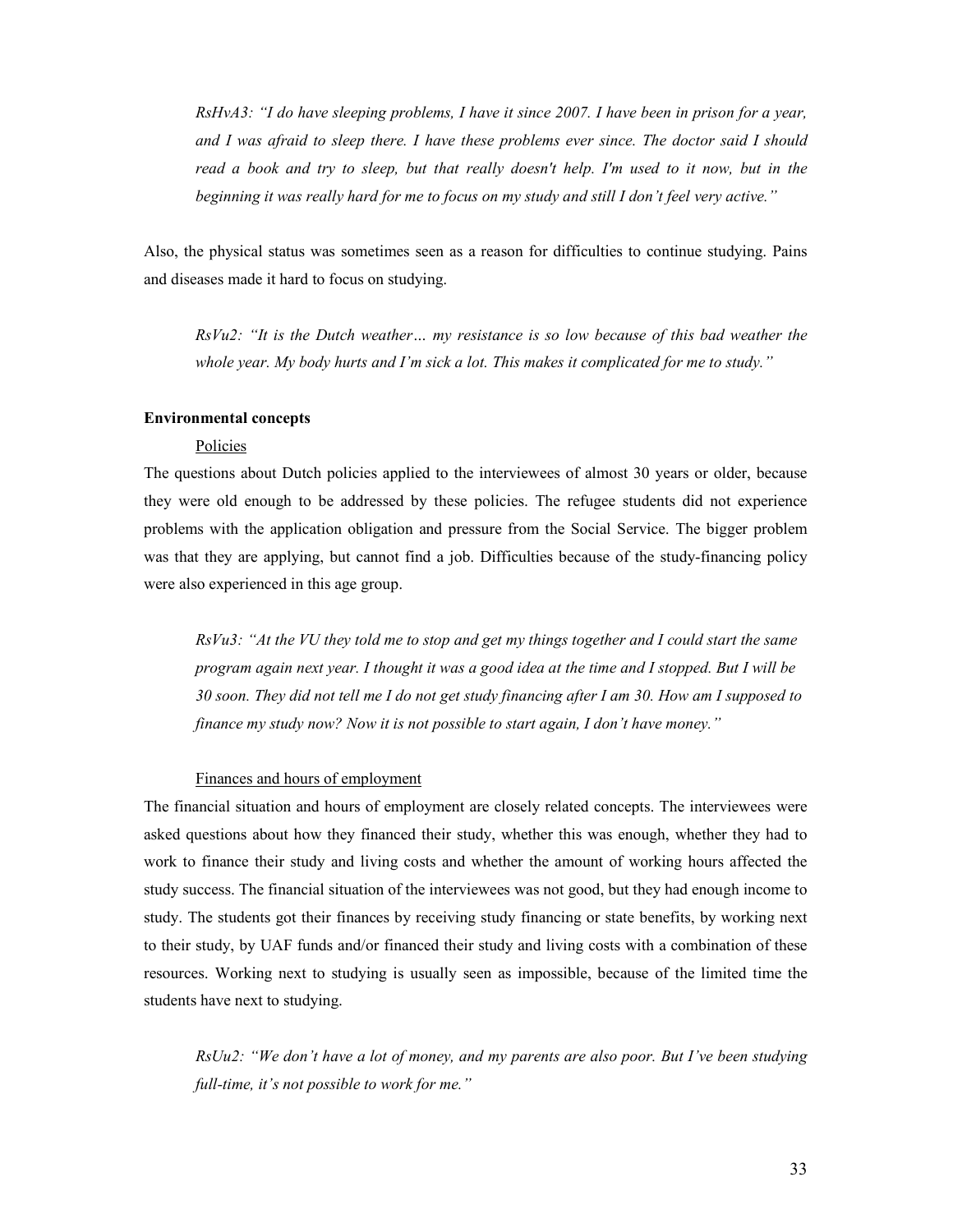*RsHvA3: "I do have sleeping problems, I have it since 2007. I have been in prison for a year, and I was afraid to sleep there. I have these problems ever since. The doctor said I should read a book and try to sleep, but that really doesn't help. I'm used to it now, but in the beginning it was really hard for me to focus on my study and still I don't feel very active."*

Also, the physical status was sometimes seen as a reason for difficulties to continue studying. Pains and diseases made it hard to focus on studying.

*RsVu2: "It is the Dutch weather… my resistance is so low because of this bad weather the whole year. My body hurts and I'm sick a lot. This makes it complicated for me to study."*

**Environmental concepts**

Policies

The questions about Dutch policies applied to the interviewees of almost 30 years or older, because they were old enough to be addressed by these policies. The refugee students did not experience problems with the application obligation and pressure from the Social Service. The bigger problem was that they are applying, but cannot find a job. Difficulties because of the study-financing policy were also experienced in this age group.

*RsVu3: "At the VU they told me to stop and get my things together and I could start the same program again next year. I thought it was a good idea at the time and I stopped. But I will be 30 soon. They did not tell me I do not get study financing after I am 30. How am I supposed to finance my study now? Now it is not possible to start again, I don't have money."*

Finances and hours of employment

The financial situation and hours of employment are closely related concepts. The interviewees were asked questions about how they financed their study, whether this was enough, whether they had to work to finance their study and living costs and whether the amount of working hours affected the study success. The financial situation of the interviewees was not good, but they had enough income to study. The students got their finances by receiving study financing or state benefits, by working next to their study, by UAF funds and/or financed their study and living costs with a combination of these resources. Working next to studying is usually seen as impossible, because of the limited time the students have next to studying.

*RsUu2: "We don't have a lot of money, and my parents are also poor. But I've been studying full-time, it's not possible to work for me."*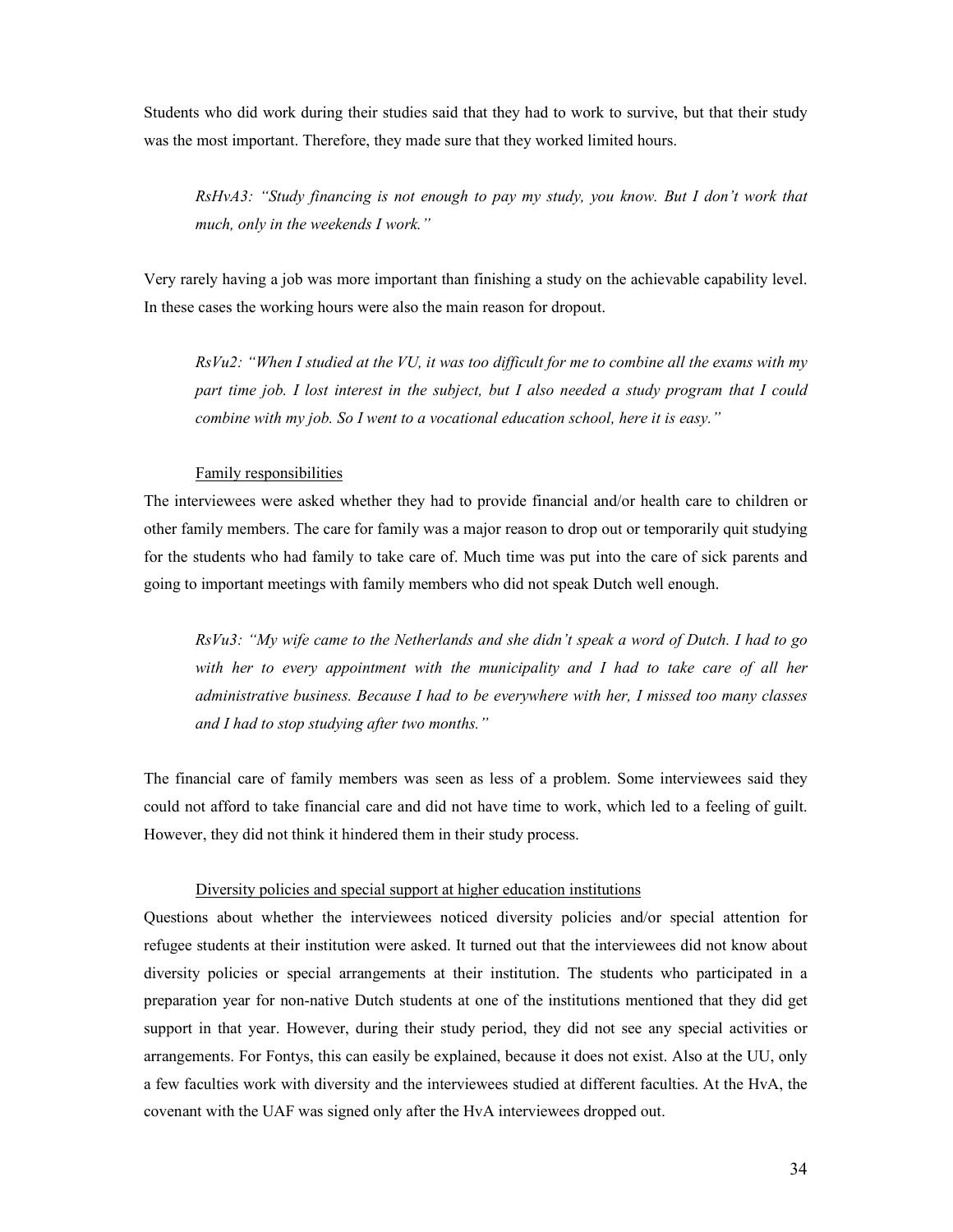Students who did work during their studies said that they had to work to survive, but that their study was the most important. Therefore, they made sure that they worked limited hours.

> *RsHvA3: "Study financing is not enough to pay my study, you know. But I don't work that much, only in the weekends I work."*

Very rarely having a job was more important than finishing a study on the achievable capability level. In these cases the working hours were also the main reason for dropout.

> *RsVu2: "When I studied at the VU, it was too difficult for me to combine all the exams with my part time job. I lost interest in the subject, but I also needed a study program that I could combine with my job. So I went to a vocational education school, here it is easy."*

<u>Family responsibilities</u>

The interviewees were asked whether they had to provide financial and/or health care to children or other family members. The care for family was a major reason to drop out or temporarily quit studying for the students who had family to take care of. Much time was put into the care of sick parents and going to important meetings with family members who did not speak Dutch well enough.

> *RsVu3: "My wife came to the Netherlands and she didn't speak a word of Dutch. I had to go with her to every appointment with the municipality and I had to take care of all her administrative business. Because I had to be everywhere with her, I missed too many classes and I had to stop studying after two months."*

The financial care of family members was seen as less of a problem. Some interviewees said they could not afford to take financial care and did not have time to work, which led to a feeling of guilt. However, they did not think it hindered them in their study process.

<u>Diversity policies and special support at higher education institutions</u>

Questions about whether the interviewees noticed diversity policies and/or special attention for refugee students at their institution were asked. It turned out that the interviewees did not know about diversity policies or special arrangements at their institution. The students who participated in a preparation year for non-native Dutch students at one of the institutions mentioned that they did get support in that year. However, during their study period, they did not see any special activities or arrangements. For Fontys, this can easily be explained, because it does not exist. Also at the UU, only a few faculties work with diversity and the interviewees studied at different faculties. At the HvA, the covenant with the UAF was signed only after the HvA interviewees dropped out.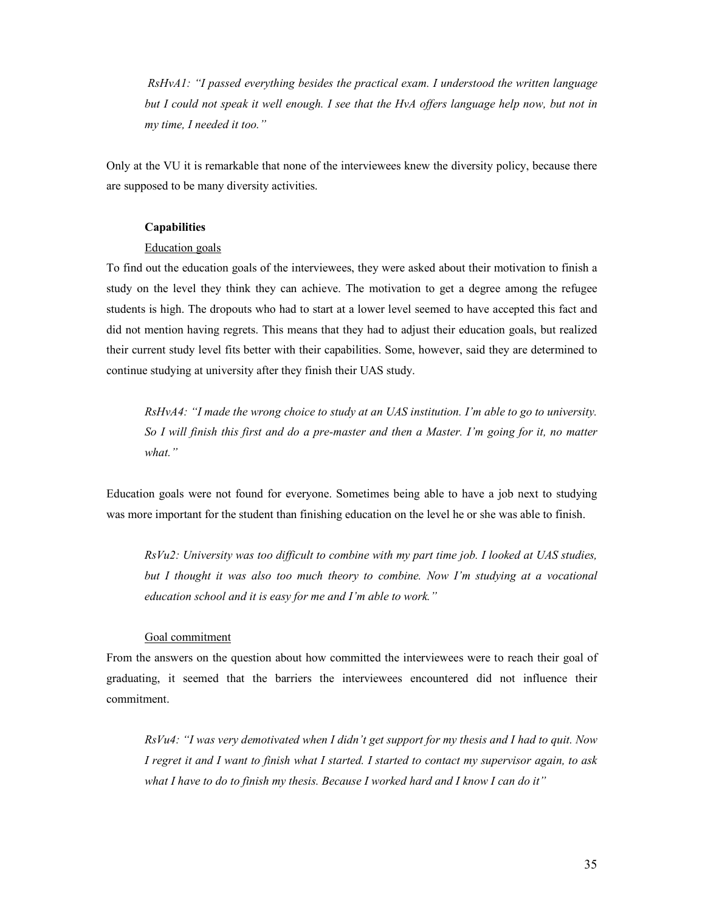*RsHvA1: "I passed everything besides the practical exam. I understood the written language but I could not speak it well enough. I see that the HvA offers language help now, but not in my time, I needed it too."*

Only at the VU it is remarkable that none of the interviewees knew the diversity policy, because there are supposed to be many diversity activities.

**Capabilities**

Education goals

To find out the education goals of the interviewees, they were asked about their motivation to finish a study on the level they think they can achieve. The motivation to get a degree among the refugee students is high. The dropouts who had to start at a lower level seemed to have accepted this fact and did not mention having regrets. This means that they had to adjust their education goals, but realized their current study level fits better with their capabilities. Some, however, said they are determined to continue studying at university after they finish their UAS study.

*RsHvA4: "I made the wrong choice to study at an UAS institution. I'm able to go to university. So I will finish this first and do a pre-master and then a Master. I'm going for it, no matter what."*

Education goals were not found for everyone. Sometimes being able to have a job next to studying was more important for the student than finishing education on the level he or she was able to finish.

*RsVu2: University was too difficult to combine with my part time job. I looked at UAS studies, but I thought it was also too much theory to combine. Now I'm studying at a vocational education school and it is easy for me and I'm able to work."*

Goal commitment

From the answers on the question about how committed the interviewees were to reach their goal of graduating, it seemed that the barriers the interviewees encountered did not influence their commitment.

*RsVu4: "I was very demotivated when I didn't get support for my thesis and I had to quit. Now I regret it and I want to finish what I started. I started to contact my supervisor again, to ask what I have to do to finish my thesis. Because I worked hard and I know I can do it"*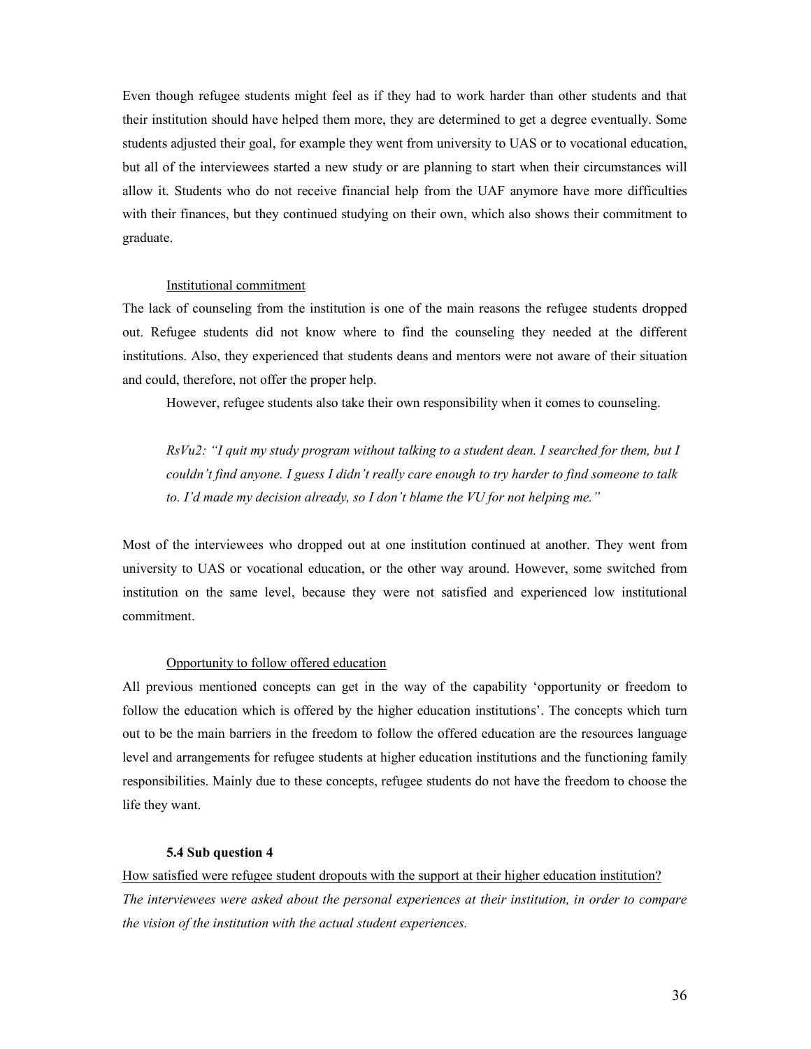Even though refugee students might feel as if they had to work harder than other students and that their institution should have helped them more, they are determined to get a degree eventually. Some students adjusted their goal, for example they went from university to UAS or to vocational education, but all of the interviewees started a new study or are planning to start when their circumstances will allow it. Students who do not receive financial help from the UAF anymore have more difficulties with their finances, but they continued studying on their own, which also shows their commitment to graduate.

Institutional commitment

The lack of counseling from the institution is one of the main reasons the refugee students dropped out. Refugee students did not know where to find the counseling they needed at the different institutions. Also, they experienced that students deans and mentors were not aware of their situation and could, therefore, not offer the proper help.

However, refugee students also take their own responsibility when it comes to counseling.

> *RsVu2: "I quit my study program without talking to a student dean. I searched for them, but I couldn't find anyone. I guess I didn't really care enough to try harder to find someone to talk to. I'd made my decision already, so I don't blame the VU for not helping me."*

Most of the interviewees who dropped out at one institution continued at another. They went from university to UAS or vocational education, or the other way around. However, some switched from institution on the same level, because they were not satisfied and experienced low institutional commitment.

Opportunity to follow offered education

All previous mentioned concepts can get in the way of the capability 'opportunity or freedom to follow the education which is offered by the higher education institutions'. The concepts which turn out to be the main barriers in the freedom to follow the offered education are the resources language level and arrangements for refugee students at higher education institutions and the functioning family responsibilities. Mainly due to these concepts, refugee students do not have the freedom to choose the life they want.

### 5.4 Sub question 4

How satisfied were refugee student dropouts with the support at their higher education institution?

*The interviewees were asked about the personal experiences at their institution, in order to compare the vision of the institution with the actual student experiences.*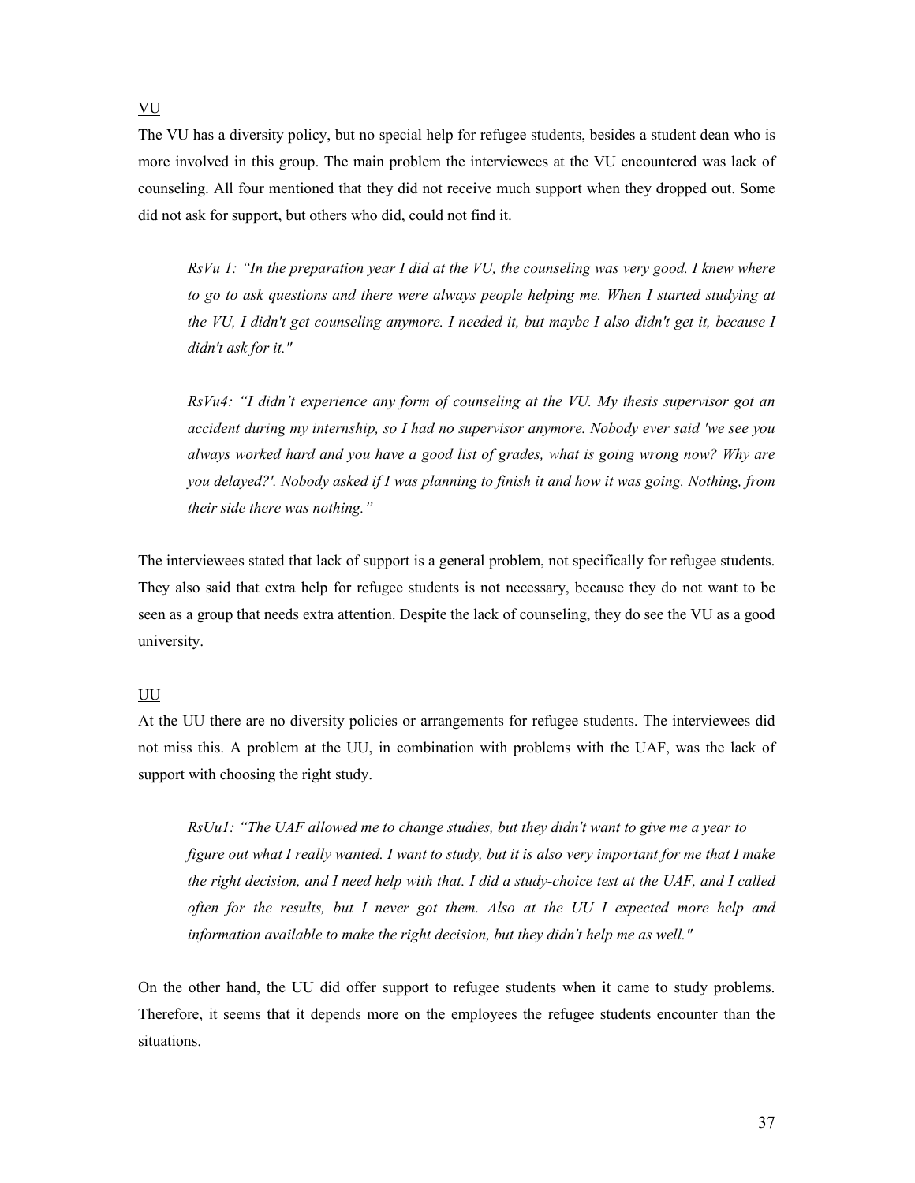VU

The VU has a diversity policy, but no special help for refugee students, besides a student dean who is more involved in this group. The main problem the interviewees at the VU encountered was lack of counseling. All four mentioned that they did not receive much support when they dropped out. Some did not ask for support, but others who did, could not find it.

> *RsVu 1: "In the preparation year I did at the VU, the counseling was very good. I knew where to go to ask questions and there were always people helping me. When I started studying at the VU, I didn't get counseling anymore. I needed it, but maybe I also didn't get it, because I didn't ask for it."*

> *RsVu4: "I didn't experience any form of counseling at the VU. My thesis supervisor got an accident during my internship, so I had no supervisor anymore. Nobody ever said 'we see you always worked hard and you have a good list of grades, what is going wrong now? Why are you delayed?'. Nobody asked if I was planning to finish it and how it was going. Nothing, from their side there was nothing."*

The interviewees stated that lack of support is a general problem, not specifically for refugee students. They also said that extra help for refugee students is not necessary, because they do not want to be seen as a group that needs extra attention. Despite the lack of counseling, they do see the VU as a good university.

UU

At the UU there are no diversity policies or arrangements for refugee students. The interviewees did not miss this. A problem at the UU, in combination with problems with the UAF, was the lack of support with choosing the right study.

> *RsUu1: "The UAF allowed me to change studies, but they didn't want to give me a year to figure out what I really wanted. I want to study, but it is also very important for me that I make the right decision, and I need help with that. I did a study-choice test at the UAF, and I called often for the results, but I never got them. Also at the UU I expected more help and information available to make the right decision, but they didn't help me as well."*

On the other hand, the UU did offer support to refugee students when it came to study problems. Therefore, it seems that it depends more on the employees the refugee students encounter than the situations.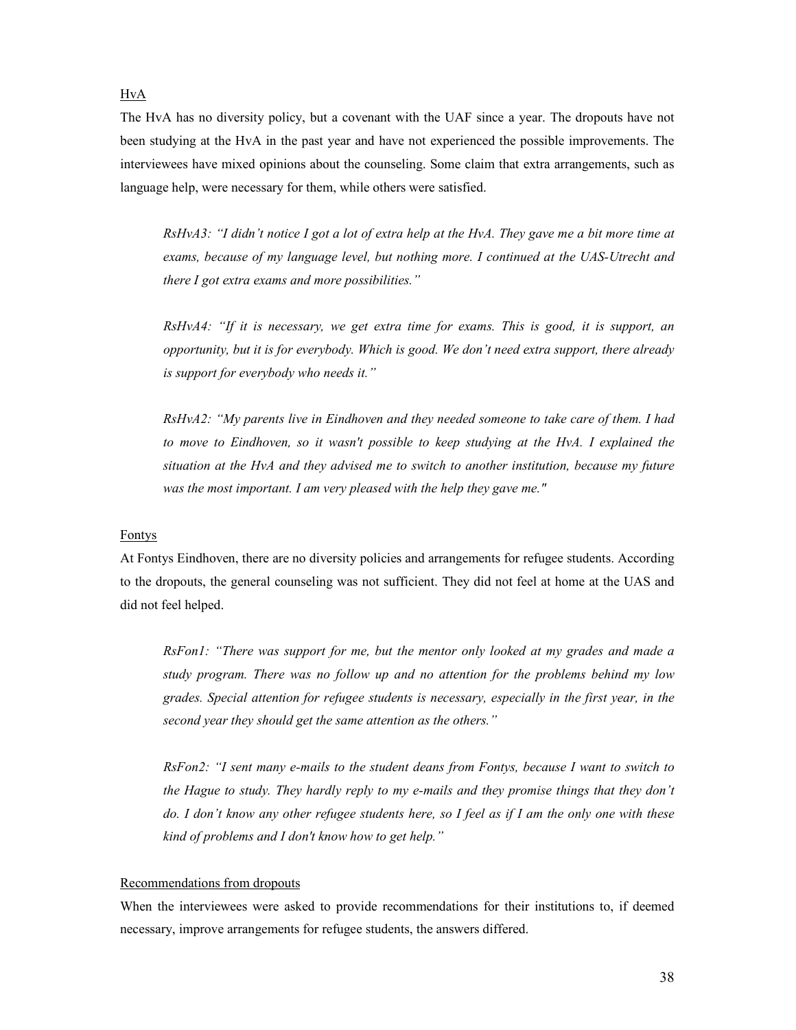HvA

The HvA has no diversity policy, but a covenant with the UAF since a year. The dropouts have not been studying at the HvA in the past year and have not experienced the possible improvements. The interviewees have mixed opinions about the counseling. Some claim that extra arrangements, such as language help, were necessary for them, while others were satisfied.

> *RsHvA3: "I didn't notice I got a lot of extra help at the HvA. They gave me a bit more time at exams, because of my language level, but nothing more. I continued at the UAS-Utrecht and there I got extra exams and more possibilities."*

> *RsHvA4: "If it is necessary, we get extra time for exams. This is good, it is support, an opportunity, but it is for everybody. Which is good. We don't need extra support, there already is support for everybody who needs it."*

> *RsHvA2: "My parents live in Eindhoven and they needed someone to take care of them. I had to move to Eindhoven, so it wasn't possible to keep studying at the HvA. I explained the situation at the HvA and they advised me to switch to another institution, because my future was the most important. I am very pleased with the help they gave me."*

Fontys

At Fontys Eindhoven, there are no diversity policies and arrangements for refugee students. According to the dropouts, the general counseling was not sufficient. They did not feel at home at the UAS and did not feel helped.

> *RsFon1: "There was support for me, but the mentor only looked at my grades and made a study program. There was no follow up and no attention for the problems behind my low grades. Special attention for refugee students is necessary, especially in the first year, in the second year they should get the same attention as the others."*

> *RsFon2: "I sent many e-mails to the student deans from Fontys, because I want to switch to the Hague to study. They hardly reply to my e-mails and they promise things that they don't do. I don't know any other refugee students here, so I feel as if I am the only one with these kind of problems and I don't know how to get help."*

Recommendations from dropouts

When the interviewees were asked to provide recommendations for their institutions to, if deemed necessary, improve arrangements for refugee students, the answers differed.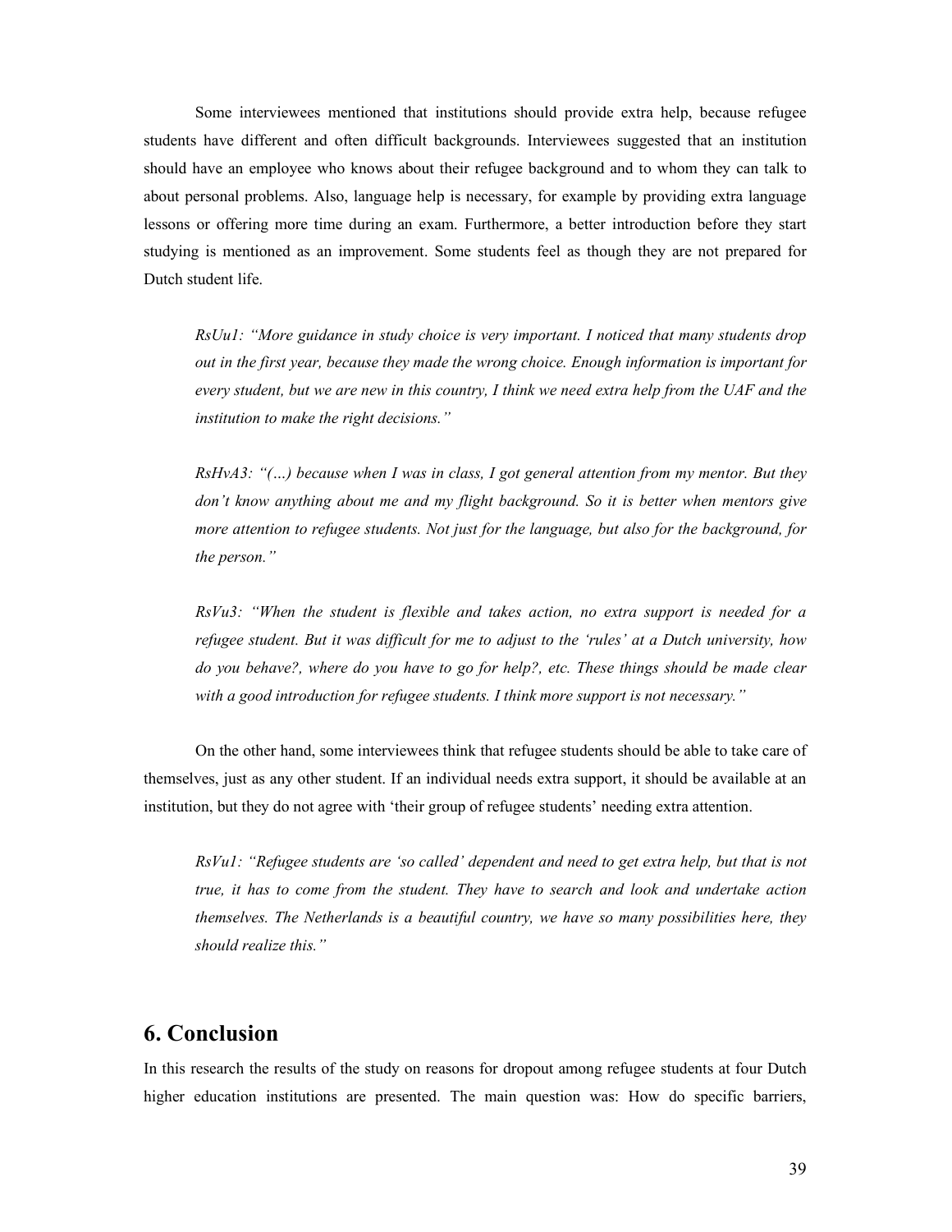Some interviewees mentioned that institutions should provide extra help, because refugee students have different and often difficult backgrounds. Interviewees suggested that an institution should have an employee who knows about their refugee background and to whom they can talk to about personal problems. Also, language help is necessary, for example by providing extra language lessons or offering more time during an exam. Furthermore, a better introduction before they start studying is mentioned as an improvement. Some students feel as though they are not prepared for Dutch student life.

> *RsUu1: "More guidance in study choice is very important. I noticed that many students drop out in the first year, because they made the wrong choice. Enough information is important for every student, but we are new in this country, I think we need extra help from the UAF and the institution to make the right decisions."*

> *RsHvA3: "(…) because when I was in class, I got general attention from my mentor. But they don't know anything about me and my flight background. So it is better when mentors give more attention to refugee students. Not just for the language, but also for the background, for the person."*

> *RsVu3: "When the student is flexible and takes action, no extra support is needed for a refugee student. But it was difficult for me to adjust to the 'rules' at a Dutch university, how do you behave?, where do you have to go for help?, etc. These things should be made clear with a good introduction for refugee students. I think more support is not necessary."*

On the other hand, some interviewees think that refugee students should be able to take care of themselves, just as any other student. If an individual needs extra support, it should be available at an institution, but they do not agree with 'their group of refugee students' needing extra attention.

> *RsVu1: "Refugee students are 'so called' dependent and need to get extra help, but that is not true, it has to come from the student. They have to search and look and undertake action themselves. The Netherlands is a beautiful country, we have so many possibilities here, they should realize this."*

## 6. Conclusion

In this research the results of the study on reasons for dropout among refugee students at four Dutch higher education institutions are presented. The main question was: How do specific barriers,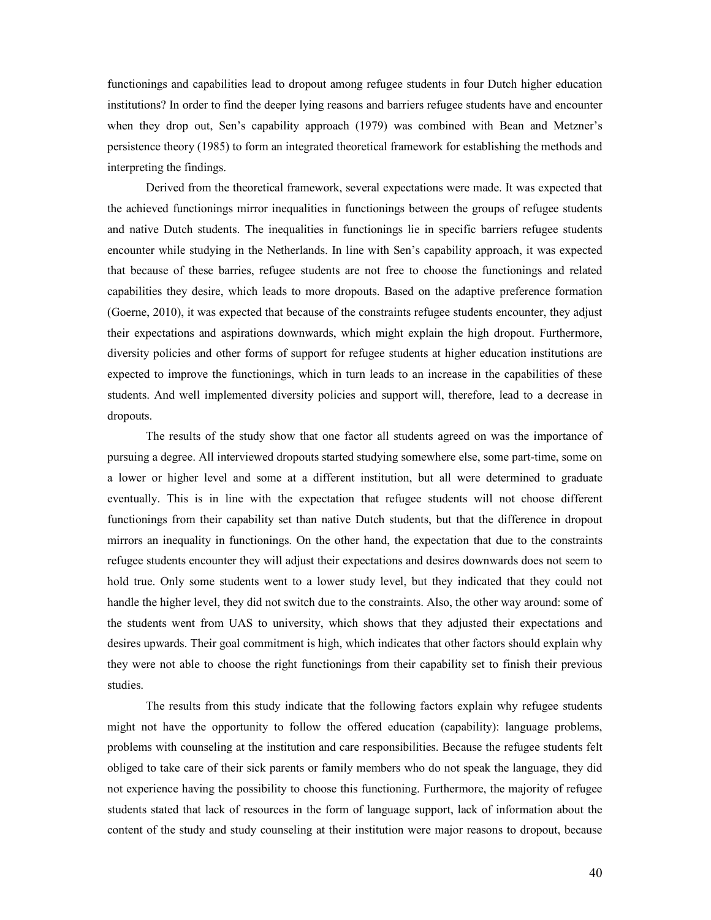functionings and capabilities lead to dropout among refugee students in four Dutch higher education institutions? In order to find the deeper lying reasons and barriers refugee students have and encounter when they drop out, Sen's capability approach (1979) was combined with Bean and Metzner's persistence theory (1985) to form an integrated theoretical framework for establishing the methods and interpreting the findings.

Derived from the theoretical framework, several expectations were made. It was expected that the achieved functionings mirror inequalities in functionings between the groups of refugee students and native Dutch students. The inequalities in functionings lie in specific barriers refugee students encounter while studying in the Netherlands. In line with Sen's capability approach, it was expected that because of these barries, refugee students are not free to choose the functionings and related capabilities they desire, which leads to more dropouts. Based on the adaptive preference formation (Goerne, 2010), it was expected that because of the constraints refugee students encounter, they adjust their expectations and aspirations downwards, which might explain the high dropout. Furthermore, diversity policies and other forms of support for refugee students at higher education institutions are expected to improve the functionings, which in turn leads to an increase in the capabilities of these students. And well implemented diversity policies and support will, therefore, lead to a decrease in dropouts.

The results of the study show that one factor all students agreed on was the importance of pursuing a degree. All interviewed dropouts started studying somewhere else, some part-time, some on a lower or higher level and some at a different institution, but all were determined to graduate eventually. This is in line with the expectation that refugee students will not choose different functionings from their capability set than native Dutch students, but that the difference in dropout mirrors an inequality in functionings. On the other hand, the expectation that due to the constraints refugee students encounter they will adjust their expectations and desires downwards does not seem to hold true. Only some students went to a lower study level, but they indicated that they could not handle the higher level, they did not switch due to the constraints. Also, the other way around: some of the students went from UAS to university, which shows that they adjusted their expectations and desires upwards. Their goal commitment is high, which indicates that other factors should explain why they were not able to choose the right functionings from their capability set to finish their previous studies.

The results from this study indicate that the following factors explain why refugee students might not have the opportunity to follow the offered education (capability): language problems, problems with counseling at the institution and care responsibilities. Because the refugee students felt obliged to take care of their sick parents or family members who do not speak the language, they did not experience having the possibility to choose this functioning. Furthermore, the majority of refugee students stated that lack of resources in the form of language support, lack of information about the content of the study and study counseling at their institution were major reasons to dropout, because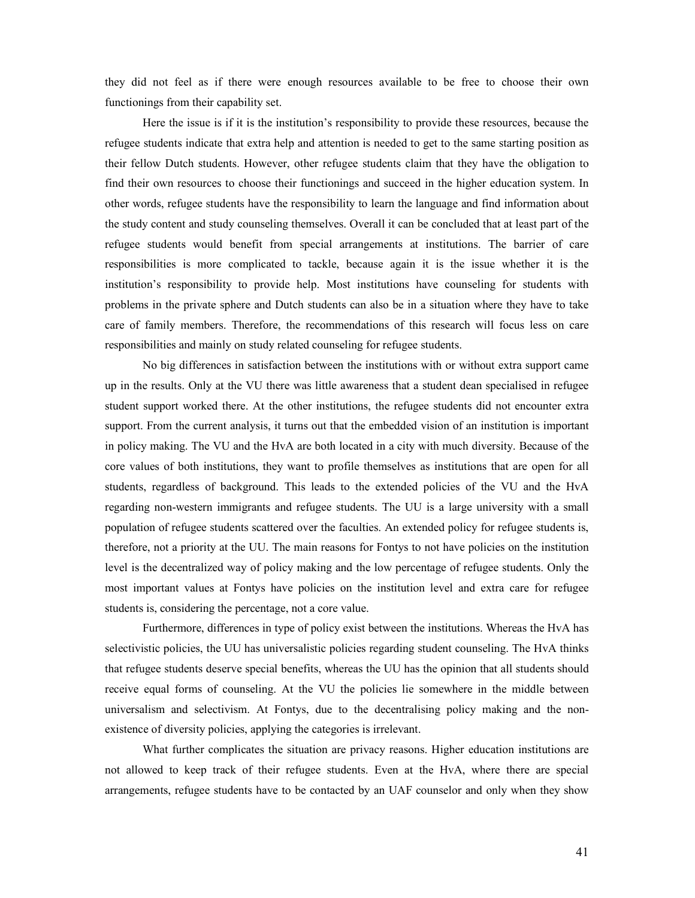they did not feel as if there were enough resources available to be free to choose their own functionings from their capability set.

Here the issue is if it is the institution's responsibility to provide these resources, because the refugee students indicate that extra help and attention is needed to get to the same starting position as their fellow Dutch students. However, other refugee students claim that they have the obligation to find their own resources to choose their functionings and succeed in the higher education system. In other words, refugee students have the responsibility to learn the language and find information about the study content and study counseling themselves. Overall it can be concluded that at least part of the refugee students would benefit from special arrangements at institutions. The barrier of care responsibilities is more complicated to tackle, because again it is the issue whether it is the institution's responsibility to provide help. Most institutions have counseling for students with problems in the private sphere and Dutch students can also be in a situation where they have to take care of family members. Therefore, the recommendations of this research will focus less on care responsibilities and mainly on study related counseling for refugee students.

No big differences in satisfaction between the institutions with or without extra support came up in the results. Only at the VU there was little awareness that a student dean specialised in refugee student support worked there. At the other institutions, the refugee students did not encounter extra support. From the current analysis, it turns out that the embedded vision of an institution is important in policy making. The VU and the HvA are both located in a city with much diversity. Because of the core values of both institutions, they want to profile themselves as institutions that are open for all students, regardless of background. This leads to the extended policies of the VU and the HvA regarding non-western immigrants and refugee students. The UU is a large university with a small population of refugee students scattered over the faculties. An extended policy for refugee students is, therefore, not a priority at the UU. The main reasons for Fontys to not have policies on the institution level is the decentralized way of policy making and the low percentage of refugee students. Only the most important values at Fontys have policies on the institution level and extra care for refugee students is, considering the percentage, not a core value.

Furthermore, differences in type of policy exist between the institutions. Whereas the HvA has selectivistic policies, the UU has universalistic policies regarding student counseling. The HvA thinks that refugee students deserve special benefits, whereas the UU has the opinion that all students should receive equal forms of counseling. At the VU the policies lie somewhere in the middle between universalism and selectivism. At Fontys, due to the decentralising policy making and the non-existence of diversity policies, applying the categories is irrelevant.

What further complicates the situation are privacy reasons. Higher education institutions are not allowed to keep track of their refugee students. Even at the HvA, where there are special arrangements, refugee students have to be contacted by an UAF counselor and only when they show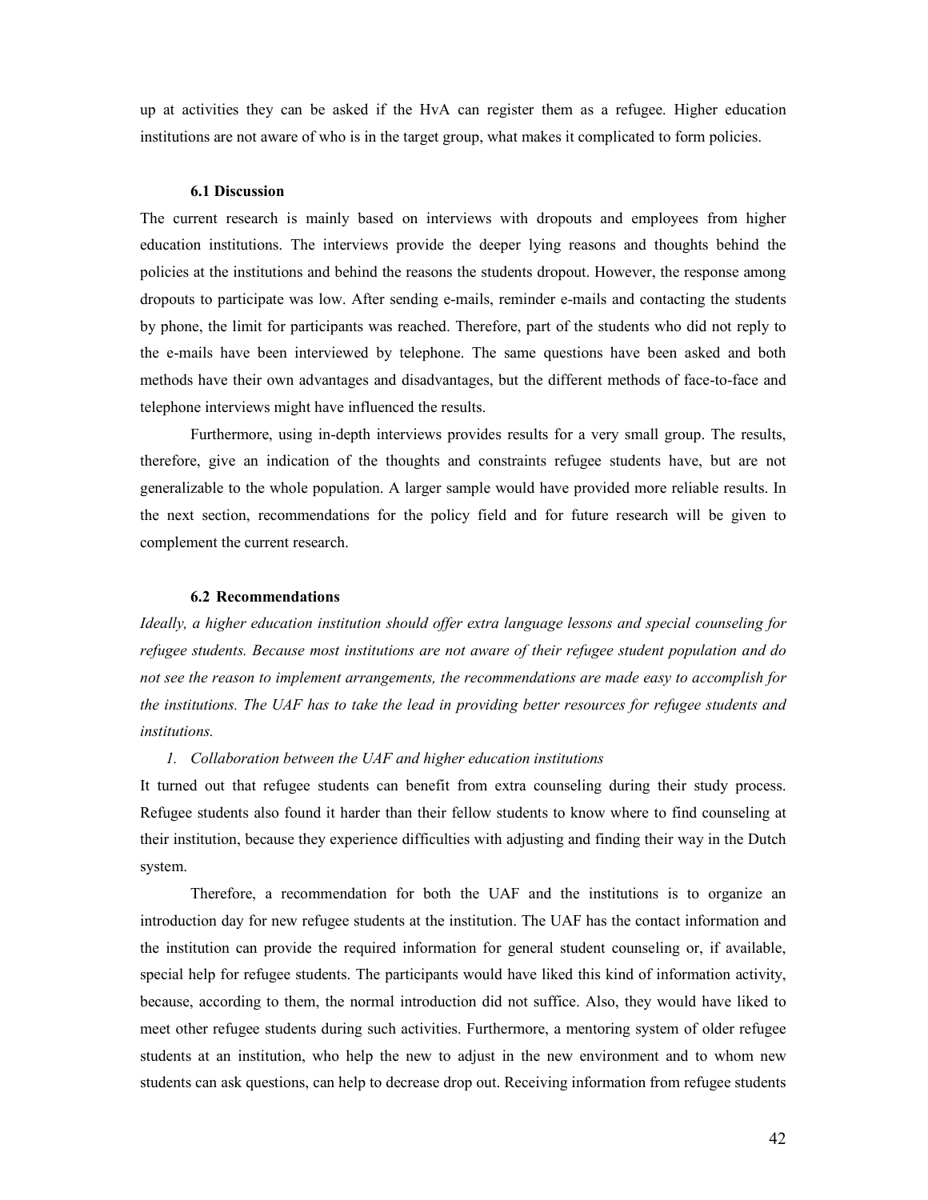up at activities they can be asked if the HvA can register them as a refugee. Higher education institutions are not aware of who is in the target group, what makes it complicated to form policies.

### 6.1 Discussion

The current research is mainly based on interviews with dropouts and employees from higher education institutions. The interviews provide the deeper lying reasons and thoughts behind the policies at the institutions and behind the reasons the students dropout. However, the response among dropouts to participate was low. After sending e-mails, reminder e-mails and contacting the students by phone, the limit for participants was reached. Therefore, part of the students who did not reply to the e-mails have been interviewed by telephone. The same questions have been asked and both methods have their own advantages and disadvantages, but the different methods of face-to-face and telephone interviews might have influenced the results.

Furthermore, using in-depth interviews provides results for a very small group. The results, therefore, give an indication of the thoughts and constraints refugee students have, but are not generalizable to the whole population. A larger sample would have provided more reliable results. In the next section, recommendations for the policy field and for future research will be given to complement the current research.

### 6.2 Recommendations

*Ideally, a higher education institution should offer extra language lessons and special counseling for refugee students. Because most institutions are not aware of their refugee student population and do not see the reason to implement arrangements, the recommendations are made easy to accomplish for the institutions. The UAF has to take the lead in providing better resources for refugee students and institutions.*

1. *Collaboration between the UAF and higher education institutions*

It turned out that refugee students can benefit from extra counseling during their study process. Refugee students also found it harder than their fellow students to know where to find counseling at their institution, because they experience difficulties with adjusting and finding their way in the Dutch system.

Therefore, a recommendation for both the UAF and the institutions is to organize an introduction day for new refugee students at the institution. The UAF has the contact information and the institution can provide the required information for general student counseling or, if available, special help for refugee students. The participants would have liked this kind of information activity, because, according to them, the normal introduction did not suffice. Also, they would have liked to meet other refugee students during such activities. Furthermore, a mentoring system of older refugee students at an institution, who help the new to adjust in the new environment and to whom new students can ask questions, can help to decrease drop out. Receiving information from refugee students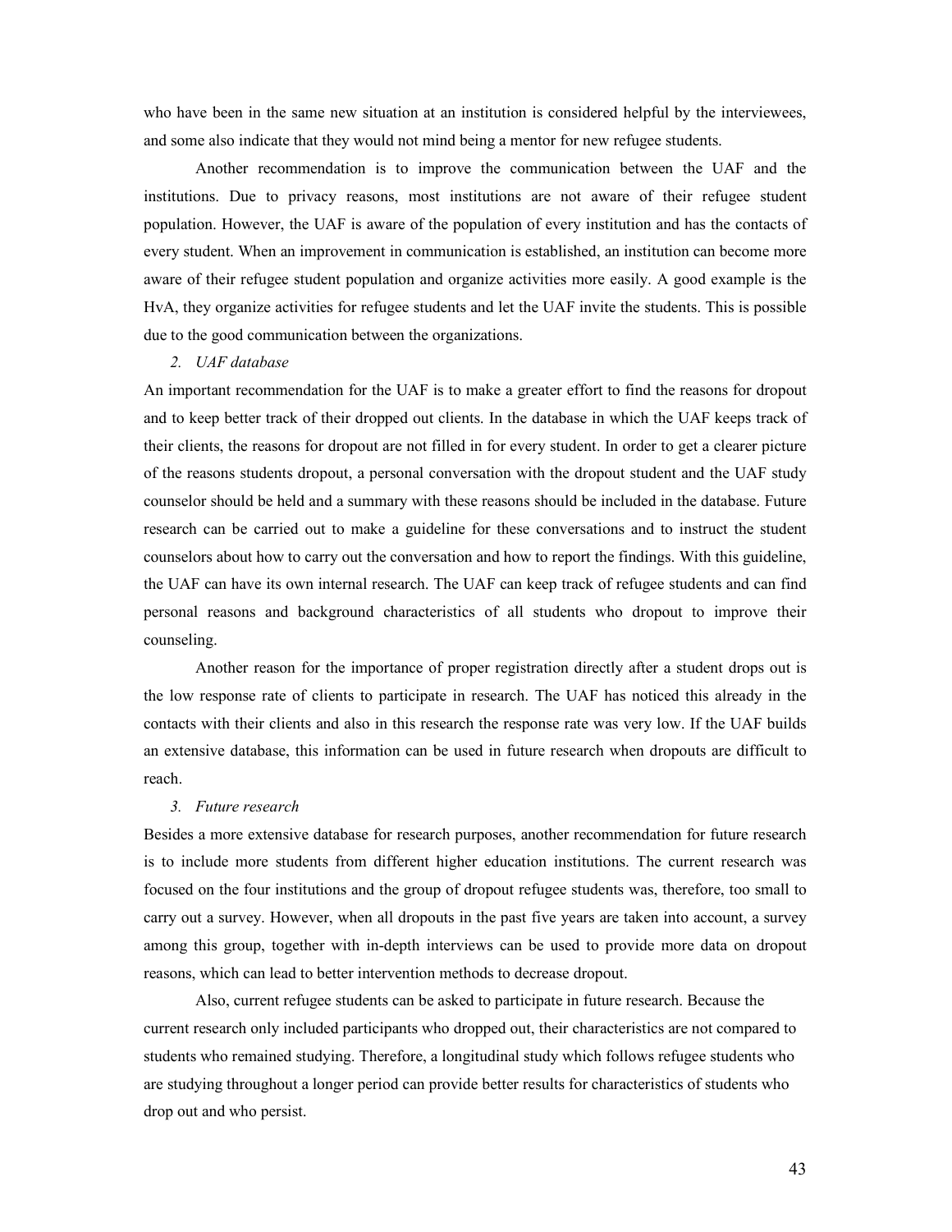who have been in the same new situation at an institution is considered helpful by the interviewees, and some also indicate that they would not mind being a mentor for new refugee students.

Another recommendation is to improve the communication between the UAF and the institutions. Due to privacy reasons, most institutions are not aware of their refugee student population. However, the UAF is aware of the population of every institution and has the contacts of every student. When an improvement in communication is established, an institution can become more aware of their refugee student population and organize activities more easily. A good example is the HvA, they organize activities for refugee students and let the UAF invite the students. This is possible due to the good communication between the organizations.

*2. UAF database*

An important recommendation for the UAF is to make a greater effort to find the reasons for dropout and to keep better track of their dropped out clients. In the database in which the UAF keeps track of their clients, the reasons for dropout are not filled in for every student. In order to get a clearer picture of the reasons students dropout, a personal conversation with the dropout student and the UAF study counselor should be held and a summary with these reasons should be included in the database. Future research can be carried out to make a guideline for these conversations and to instruct the student counselors about how to carry out the conversation and how to report the findings. With this guideline, the UAF can have its own internal research. The UAF can keep track of refugee students and can find personal reasons and background characteristics of all students who dropout to improve their counseling.

Another reason for the importance of proper registration directly after a student drops out is the low response rate of clients to participate in research. The UAF has noticed this already in the contacts with their clients and also in this research the response rate was very low. If the UAF builds an extensive database, this information can be used in future research when dropouts are difficult to reach.

*3. Future research*

Besides a more extensive database for research purposes, another recommendation for future research is to include more students from different higher education institutions. The current research was focused on the four institutions and the group of dropout refugee students was, therefore, too small to carry out a survey. However, when all dropouts in the past five years are taken into account, a survey among this group, together with in-depth interviews can be used to provide more data on dropout reasons, which can lead to better intervention methods to decrease dropout.

Also, current refugee students can be asked to participate in future research. Because the current research only included participants who dropped out, their characteristics are not compared to students who remained studying. Therefore, a longitudinal study which follows refugee students who are studying throughout a longer period can provide better results for characteristics of students who drop out and who persist.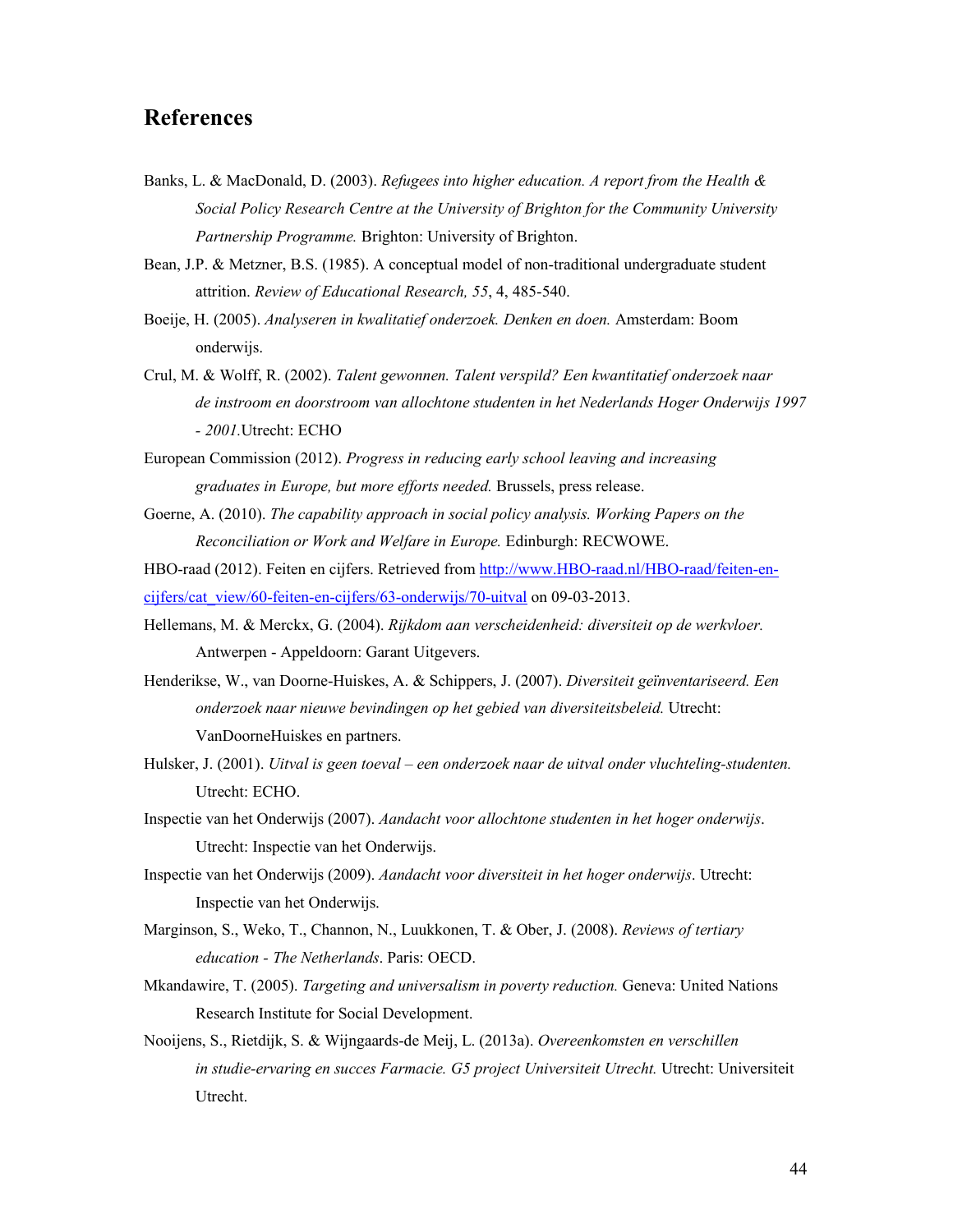## References

Banks, L. & MacDonald, D. (2003). *Refugees into higher education. A report from the Health & Social Policy Research Centre at the University of Brighton for the Community University Partnership Programme.* Brighton: University of Brighton.

Bean, J.P. & Metzner, B.S. (1985). A conceptual model of non-traditional undergraduate student attrition. *Review of Educational Research, 55*, 4, 485-540.

Boeije, H. (2005). *Analyseren in kwalitatief onderzoek. Denken en doen.* Amsterdam: Boom onderwijs.

Crul, M. & Wolff, R. (2002). *Talent gewonnen. Talent verspild? Een kwantitatief onderzoek naar de instroom en doorstroom van allochtone studenten in het Nederlands Hoger Onderwijs 1997 - 2001.*Utrecht: ECHO

European Commission (2012). *Progress in reducing early school leaving and increasing graduates in Europe, but more efforts needed.* Brussels, press release.

Goerne, A. (2010). *The capability approach in social policy analysis. Working Papers on the Reconciliation or Work and Welfare in Europe.* Edinburgh: RECWOWE.

HBO-raad (2012). Feiten en cijfers. Retrieved from [http://www.HBO-raad.nl/HBO-raad/feiten-en-cijfers/cat_view/60-feiten-en-cijfers/63-onderwijs/70-uitval](http://www.HBO-raad.nl/HBO-raad/feiten-en-cijfers/cat_view/60-feiten-en-cijfers/63-onderwijs/70-uitval) on 09-03-2013.

Hellemans, M. & Merckx, G. (2004). *Rijkdom aan verscheidenheid: diversiteit op de werkvloer.* Antwerpen - Appeldoorn: Garant Uitgevers.

Henderikse, W., van Doorne-Huiskes, A. & Schippers, J. (2007). *Diversiteit geïnventariseerd. Een onderzoek naar nieuwe bevindingen op het gebied van diversiteitsbeleid.* Utrecht: VanDoorneHuiskes en partners.

Hulsker, J. (2001). *Uitval is geen toeval – een onderzoek naar de uitval onder vluchteling-studenten.* Utrecht: ECHO.

Inspectie van het Onderwijs (2007). *Aandacht voor allochtone studenten in het hoger onderwijs*. Utrecht: Inspectie van het Onderwijs.

Inspectie van het Onderwijs (2009). *Aandacht voor diversiteit in het hoger onderwijs*. Utrecht: Inspectie van het Onderwijs.

Marginson, S., Weko, T., Channon, N., Luukkonen, T. & Ober, J. (2008). *Reviews of tertiary education - The Netherlands*. Paris: OECD.

Mkandawire, T. (2005). *Targeting and universalism in poverty reduction.* Geneva: United Nations Research Institute for Social Development.

Nooijens, S., Rietdijk, S. & Wijngaards-de Meij, L. (2013a). *Overeenkomsten en verschillen in studie-ervaring en succes Farmacie. G5 project Universiteit Utrecht.* Utrecht: Universiteit Utrecht.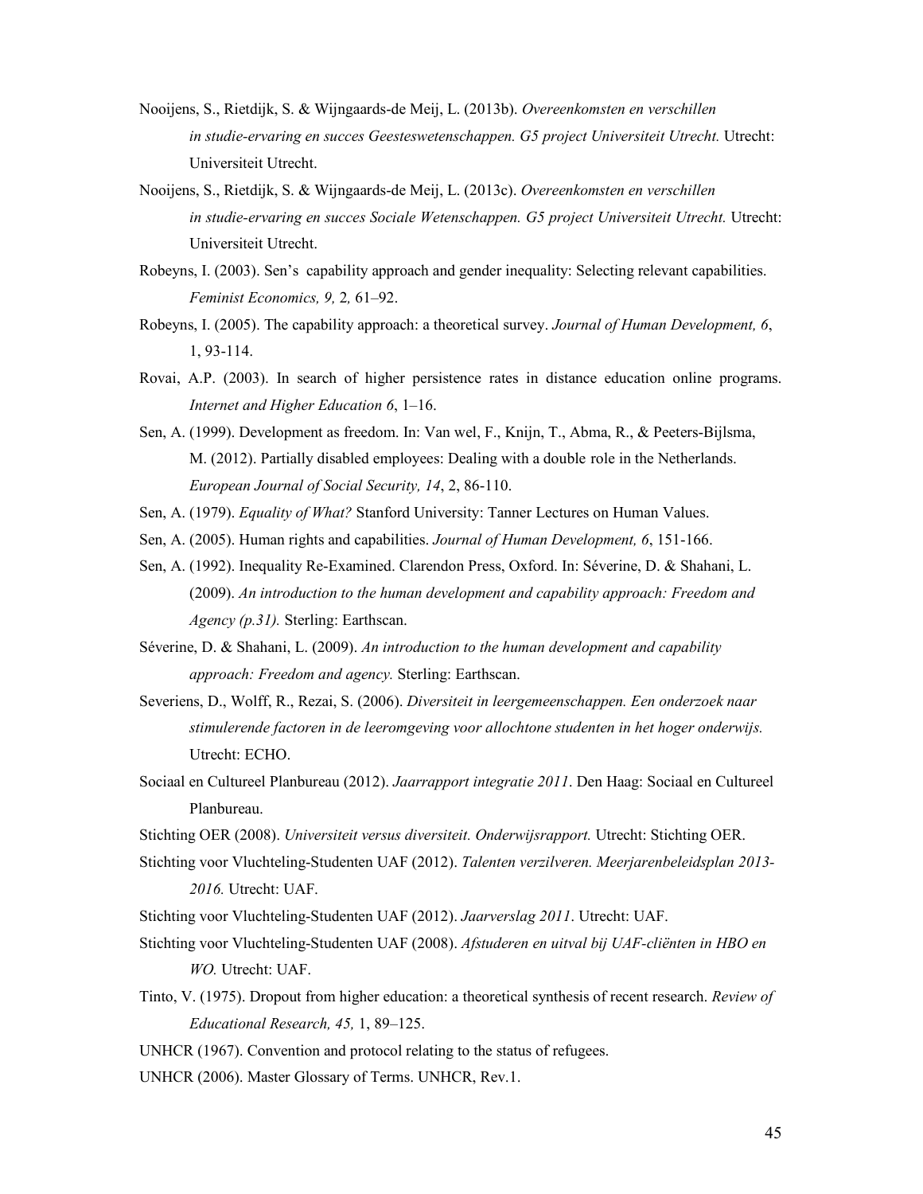Nooijens, S., Rietdijk, S. & Wijngaards-de Meij, L. (2013b). *Overeenkomsten en verschillen in studie-ervaring en succes Geesteswetenschappen. G5 project Universiteit Utrecht.* Utrecht: Universiteit Utrecht.

Nooijens, S., Rietdijk, S. & Wijngaards-de Meij, L. (2013c). *Overeenkomsten en verschillen in studie-ervaring en succes Sociale Wetenschappen. G5 project Universiteit Utrecht.* Utrecht: Universiteit Utrecht.

Robeyns, I. (2003). Sen's capability approach and gender inequality: Selecting relevant capabilities. *Feminist Economics, 9,* 2*,* 61–92.

Robeyns, I. (2005). The capability approach: a theoretical survey. *Journal of Human Development, 6*, 1, 93-114.

Rovai, A.P. (2003). In search of higher persistence rates in distance education online programs. *Internet and Higher Education 6*, 1–16.

Sen, A. (1999). Development as freedom. In: Van wel, F., Knijn, T., Abma, R., & Peeters-Bijlsma, M. (2012). Partially disabled employees: Dealing with a double role in the Netherlands. *European Journal of Social Security, 14*, 2, 86-110.

Sen, A. (1979). *Equality of What?* Stanford University: Tanner Lectures on Human Values.

Sen, A. (2005). Human rights and capabilities. *Journal of Human Development, 6*, 151-166.

Sen, A. (1992). Inequality Re-Examined. Clarendon Press, Oxford. In: Séverine, D. & Shahani, L. (2009). *An introduction to the human development and capability approach: Freedom and Agency (p.31).* Sterling: Earthscan.

Séverine, D. & Shahani, L. (2009). *An introduction to the human development and capability approach: Freedom and agency.* Sterling: Earthscan.

Severiens, D., Wolff, R., Rezai, S. (2006). *Diversiteit in leergemeenschappen. Een onderzoek naar stimulerende factoren in de leeromgeving voor allochtone studenten in het hoger onderwijs.* Utrecht: ECHO.

Sociaal en Cultureel Planbureau (2012). *Jaarrapport integratie 2011*. Den Haag: Sociaal en Cultureel Planbureau.

Stichting OER (2008). *Universiteit versus diversiteit. Onderwijsrapport.* Utrecht: Stichting OER.

Stichting voor Vluchteling-Studenten UAF (2012). *Talenten verzilveren. Meerjarenbeleidsplan 2013-2016.* Utrecht: UAF.

Stichting voor Vluchteling-Studenten UAF (2012). *Jaarverslag 2011*. Utrecht: UAF.

Stichting voor Vluchteling-Studenten UAF (2008). *Afstuderen en uitval bij UAF-cliënten in HBO en WO.* Utrecht: UAF.

Tinto, V. (1975). Dropout from higher education: a theoretical synthesis of recent research. *Review of Educational Research, 45,* 1, 89–125.

UNHCR (1967). Convention and protocol relating to the status of refugees.

UNHCR (2006). Master Glossary of Terms. UNHCR, Rev.1.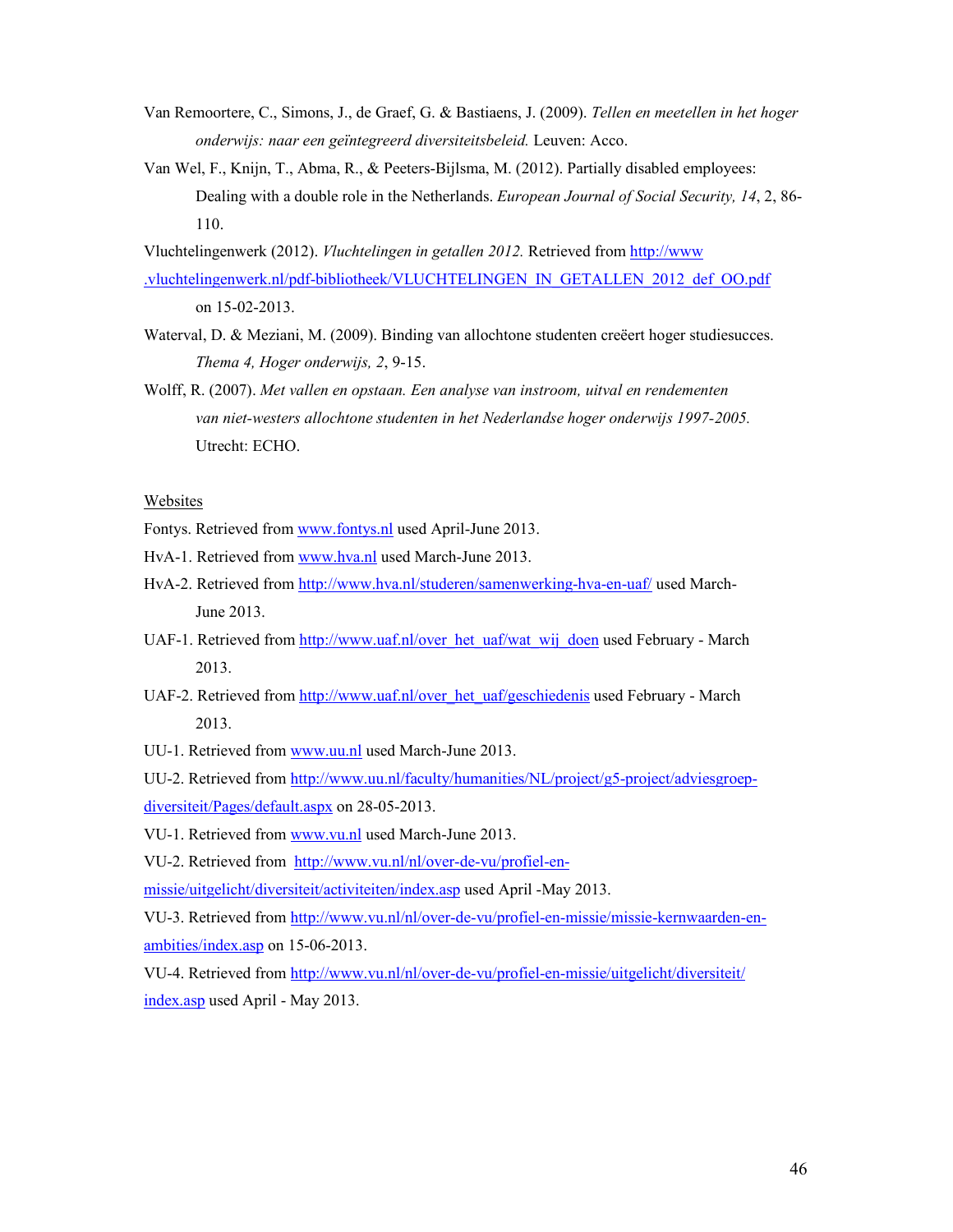Van Remoortere, C., Simons, J., de Graef, G. & Bastiaens, J. (2009). *Tellen en meetellen in het hoger onderwijs: naar een geïntegreerd diversiteitsbeleid.* Leuven: Acco.

Van Wel, F., Knijn, T., Abma, R., & Peeters-Bijlsma, M. (2012). Partially disabled employees: Dealing with a double role in the Netherlands. *European Journal of Social Security, 14*, 2, 86-110.

Vluchtelingenwerk (2012). *Vluchtelingen in getallen 2012.* Retrieved from http://www.vluchtelingenwerk.nl/pdf-bibliotheek/VLUCHTELINGEN_IN_GETALLEN_2012_def_OO.pdf on 15-02-2013.

Waterval, D. & Meziani, M. (2009). Binding van allochtone studenten creëert hoger studiesucces. *Thema 4, Hoger onderwijs, 2*, 9-15.

Wolff, R. (2007). *Met vallen en opstaan. Een analyse van instroom, uitval en rendementen van niet-westers allochtone studenten in het Nederlandse hoger onderwijs 1997-2005.* Utrecht: ECHO.

Websites

Fontys. Retrieved from www.fontys.nl used April-June 2013.

HvA-1. Retrieved from www.hva.nl used March-June 2013.

HvA-2. Retrieved from http://www.hva.nl/studeren/samenwerking-hva-en-uaf/ used March-June 2013.

UAF-1. Retrieved from http://www.uaf.nl/over_het_uaf/wat_wij_doen used February - March 2013.

UAF-2. Retrieved from http://www.uaf.nl/over_het_uaf/geschiedenis used February - March 2013.

UU-1. Retrieved from www.uu.nl used March-June 2013.

UU-2. Retrieved from http://www.uu.nl/faculty/humanities/NL/project/g5-project/adviesgroep-diversiteit/Pages/default.aspx on 28-05-2013.

VU-1. Retrieved from www.vu.nl used March-June 2013.

VU-2. Retrieved from http://www.vu.nl/nl/over-de-vu/profiel-en-missie/uitgelicht/diversiteit/activiteiten/index.asp used April -May 2013.

VU-3. Retrieved from http://www.vu.nl/nl/over-de-vu/profiel-en-missie/missie-kernwaarden-en-ambities/index.asp on 15-06-2013.

VU-4. Retrieved from http://www.vu.nl/nl/over-de-vu/profiel-en-missie/uitgelicht/diversiteit/index.asp used April - May 2013.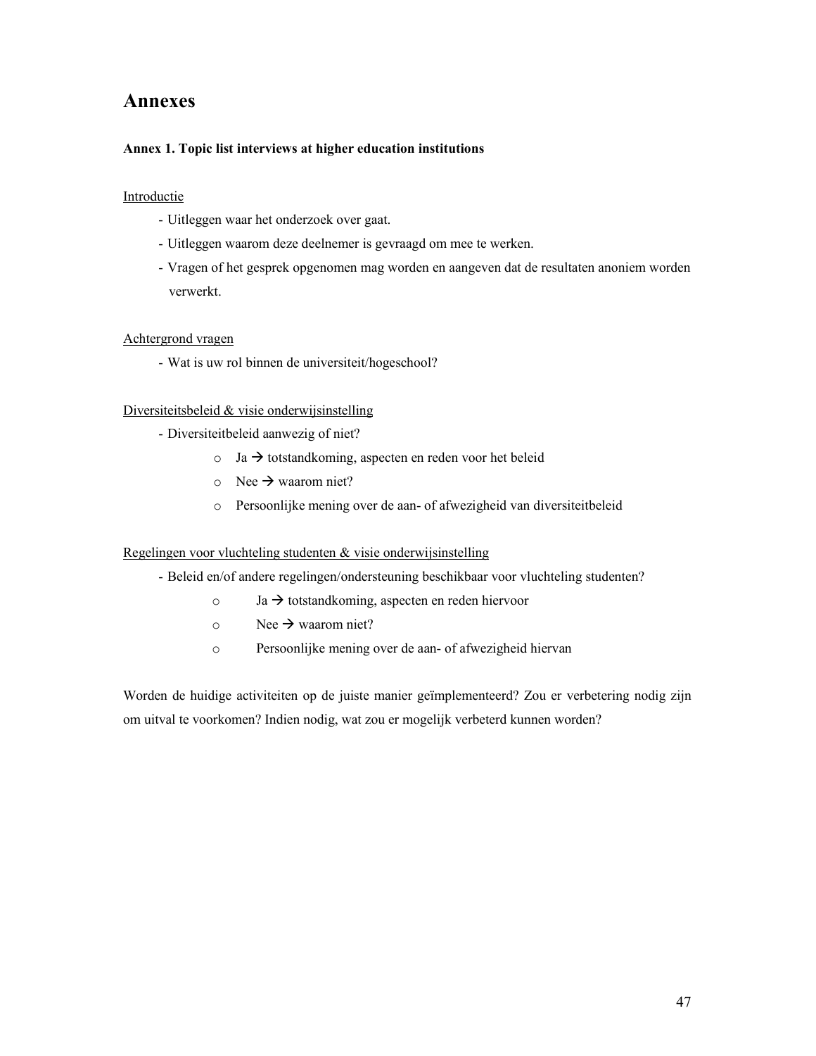# Annexes

**Annex 1. Topic list interviews at higher education institutions**

Introductie

- Uitleggen waar het onderzoek over gaat.
- Uitleggen waarom deze deelnemer is gevraagd om mee te werken.
- Vragen of het gesprek opgenomen mag worden en aangeven dat de resultaten anoniem worden verwerkt.

Achtergrond vragen

- Wat is uw rol binnen de universiteit/hogeschool?

Diversiteitsbeleid & visie onderwijsinstelling

- Diversiteitbeleid aanwezig of niet?
    - Ja → totstandkoming, aspecten en reden voor het beleid
    - Nee → waarom niet?
    - Persoonlijke mening over de aan- of afwezigheid van diversiteitbeleid

Regelingen voor vluchteling studenten & visie onderwijsinstelling

- Beleid en/of andere regelingen/ondersteuning beschikbaar voor vluchteling studenten?
    - Ja → totstandkoming, aspecten en reden hiervoor
    - Nee → waarom niet?
    - Persoonlijke mening over de aan- of afwezigheid hiervan

Worden de huidige activiteiten op de juiste manier geïmplementeerd? Zou er verbetering nodig zijn om uitval te voorkomen? Indien nodig, wat zou er mogelijk verbeterd kunnen worden?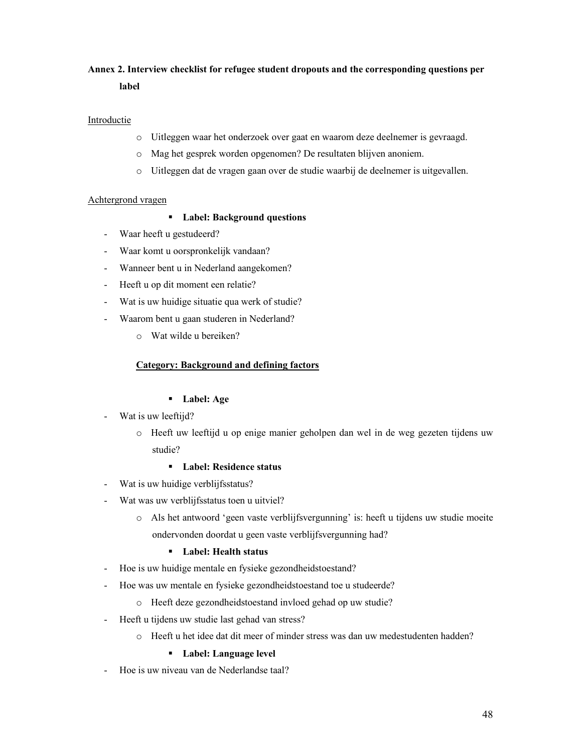**Annex 2. Interview checklist for refugee student dropouts and the corresponding questions per label**

Introductie

- Uitleggen waar het onderzoek over gaat en waarom deze deelnemer is gevraagd.
- Mag het gesprek worden opgenomen? De resultaten blijven anoniem.
- Uitleggen dat de vragen gaan over de studie waarbij de deelnemer is uitgevallen.

Achtergrond vragen

- **Label: Background questions**

- Waar heeft u gestudeerd?
- Waar komt u oorspronkelijk vandaan?
- Wanneer bent u in Nederland aangekomen?
- Heeft u op dit moment een relatie?
- Wat is uw huidige situatie qua werk of studie?
- Waarom bent u gaan studeren in Nederland?
  - Wat wilde u bereiken?

**Category: Background and defining factors**

- **Label: Age**

- Wat is uw leeftijd?
  - Heeft uw leeftijd u op enige manier geholpen dan wel in de weg gezeten tijdens uw studie?

- **Label: Residence status**

- Wat is uw huidige verblijfsstatus?
- Wat was uw verblijfsstatus toen u uitviel?
  - Als het antwoord 'geen vaste verblijfsvergunning' is: heeft u tijdens uw studie moeite ondervonden doordat u geen vaste verblijfsvergunning had?

- **Label: Health status**

- Hoe is uw huidige mentale en fysieke gezondheidstoestand?
- Hoe was uw mentale en fysieke gezondheidstoestand toe u studeerde?
  - Heeft deze gezondheidstoestand invloed gehad op uw studie?
- Heeft u tijdens uw studie last gehad van stress?
  - Heeft u het idee dat dit meer of minder stress was dan uw medestudenten hadden?

- **Label: Language level**

- Hoe is uw niveau van de Nederlandse taal?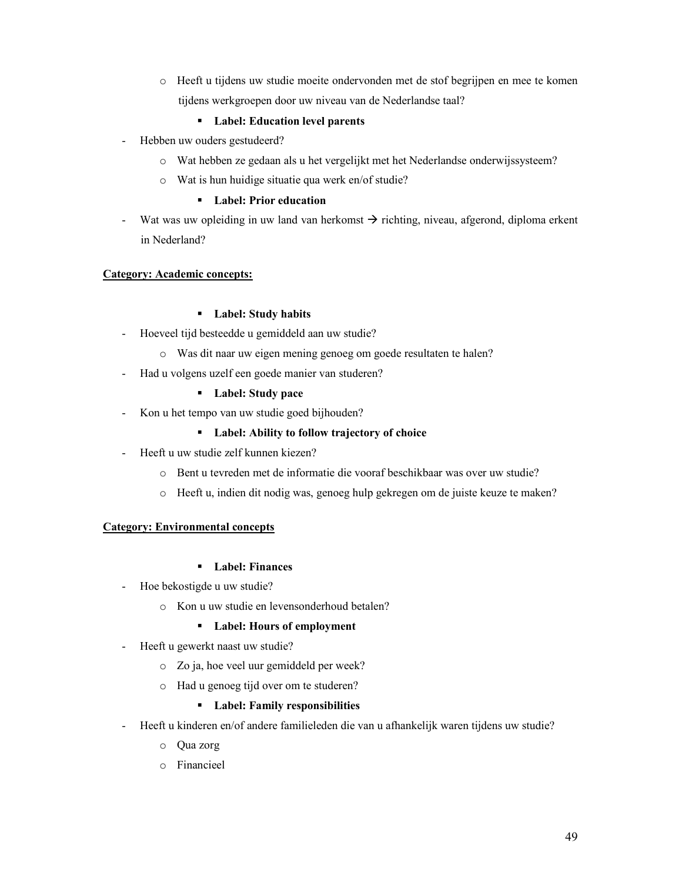- Heeft u tijdens uw studie moeite ondervonden met de stof begrijpen en mee te komen tijdens werkgroepen door uw niveau van de Nederlandse taal?

    - **Label: Education level parents**

- Hebben uw ouders gestudeerd?
  - Wat hebben ze gedaan als u het vergelijkt met het Nederlandse onderwijssysteem?
  - Wat is hun huidige situatie qua werk en/of studie?

    - **Label: Prior education**

- Wat was uw opleiding in uw land van herkomst → richting, niveau, afgerond, diploma erkent in Nederland?

**Category: Academic concepts:**

- **Label: Study habits**

- Hoeveel tijd besteedde u gemiddeld aan uw studie?
  - Was dit naar uw eigen mening genoeg om goede resultaten te halen?
- Had u volgens uzelf een goede manier van studeren?

  - **Label: Study pace**

- Kon u het tempo van uw studie goed bijhouden?

  - **Label: Ability to follow trajectory of choice**

- Heeft u uw studie zelf kunnen kiezen?
  - Bent u tevreden met de informatie die vooraf beschikbaar was over uw studie?
  - Heeft u, indien dit nodig was, genoeg hulp gekregen om de juiste keuze te maken?

**Category: Environmental concepts**

- **Label: Finances**

- Hoe bekostigde u uw studie?
  - Kon u uw studie en levensonderhoud betalen?

    - **Label: Hours of employment**

- Heeft u gewerkt naast uw studie?
  - Zo ja, hoe veel uur gemiddeld per week?
  - Had u genoeg tijd over om te studeren?

    - **Label: Family responsibilities**

- Heeft u kinderen en/of andere familieleden die van u afhankelijk waren tijdens uw studie?
  - Qua zorg
  - Financieel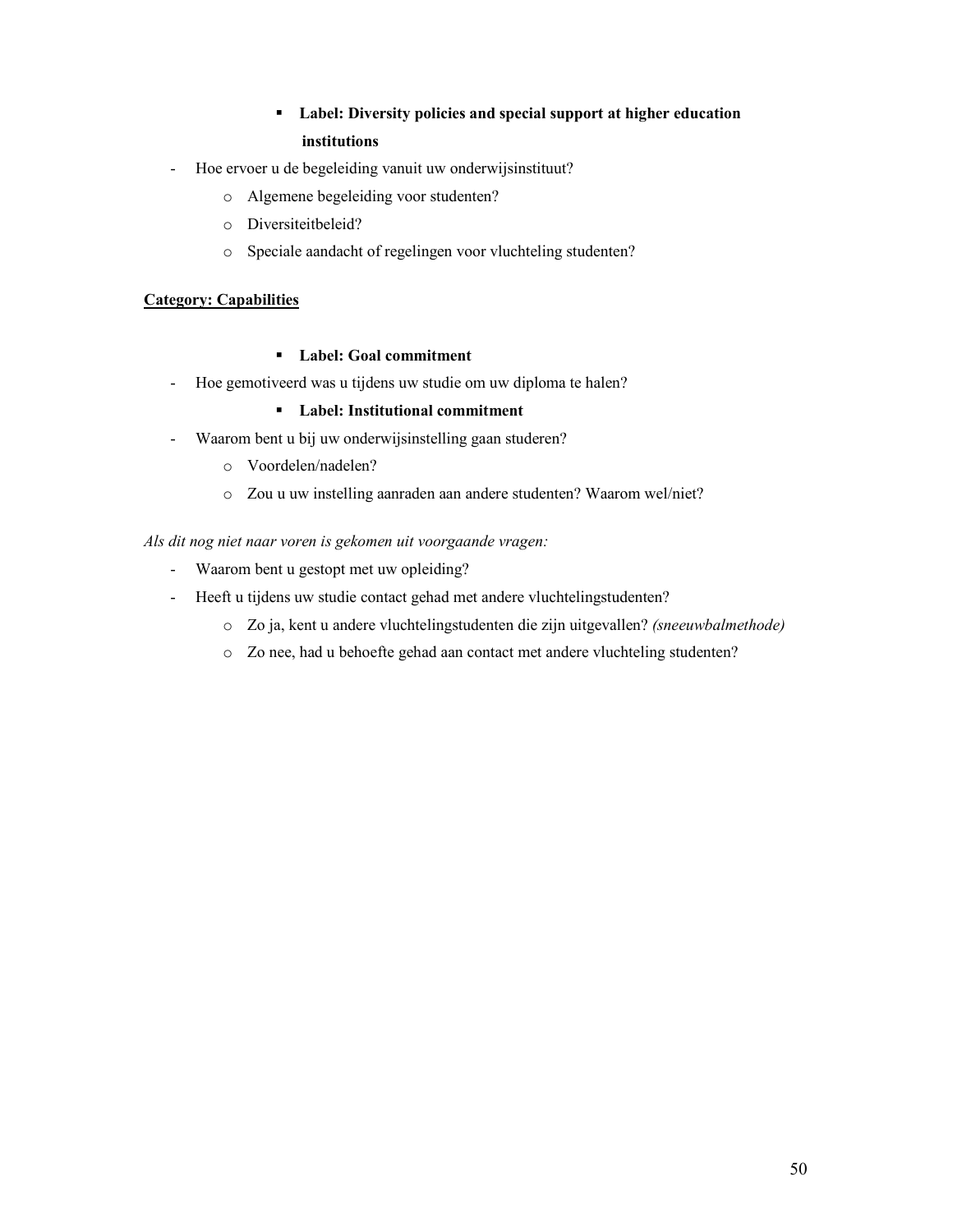- **Label: Diversity policies and special support at higher education institutions**

- Hoe ervoer u de begeleiding vanuit uw onderwijsinstituut?
    - Algemene begeleiding voor studenten?
    - Diversiteitbeleid?
    - Speciale aandacht of regelingen voor vluchteling studenten?

**Category: Capabilities**

- **Label: Goal commitment**

- Hoe gemotiveerd was u tijdens uw studie om uw diploma te halen?

- **Label: Institutional commitment**

- Waarom bent u bij uw onderwijsinstelling gaan studeren?
    - Voordelen/nadelen?
    - Zou u uw instelling aanraden aan andere studenten? Waarom wel/niet?

*Als dit nog niet naar voren is gekomen uit voorgaande vragen:*

- Waarom bent u gestopt met uw opleiding?
- Heeft u tijdens uw studie contact gehad met andere vluchtelingstudenten?
    - Zo ja, kent u andere vluchtelingstudenten die zijn uitgevallen? *(sneeuwbalmethode)*
    - Zo nee, had u behoefte gehad aan contact met andere vluchteling studenten?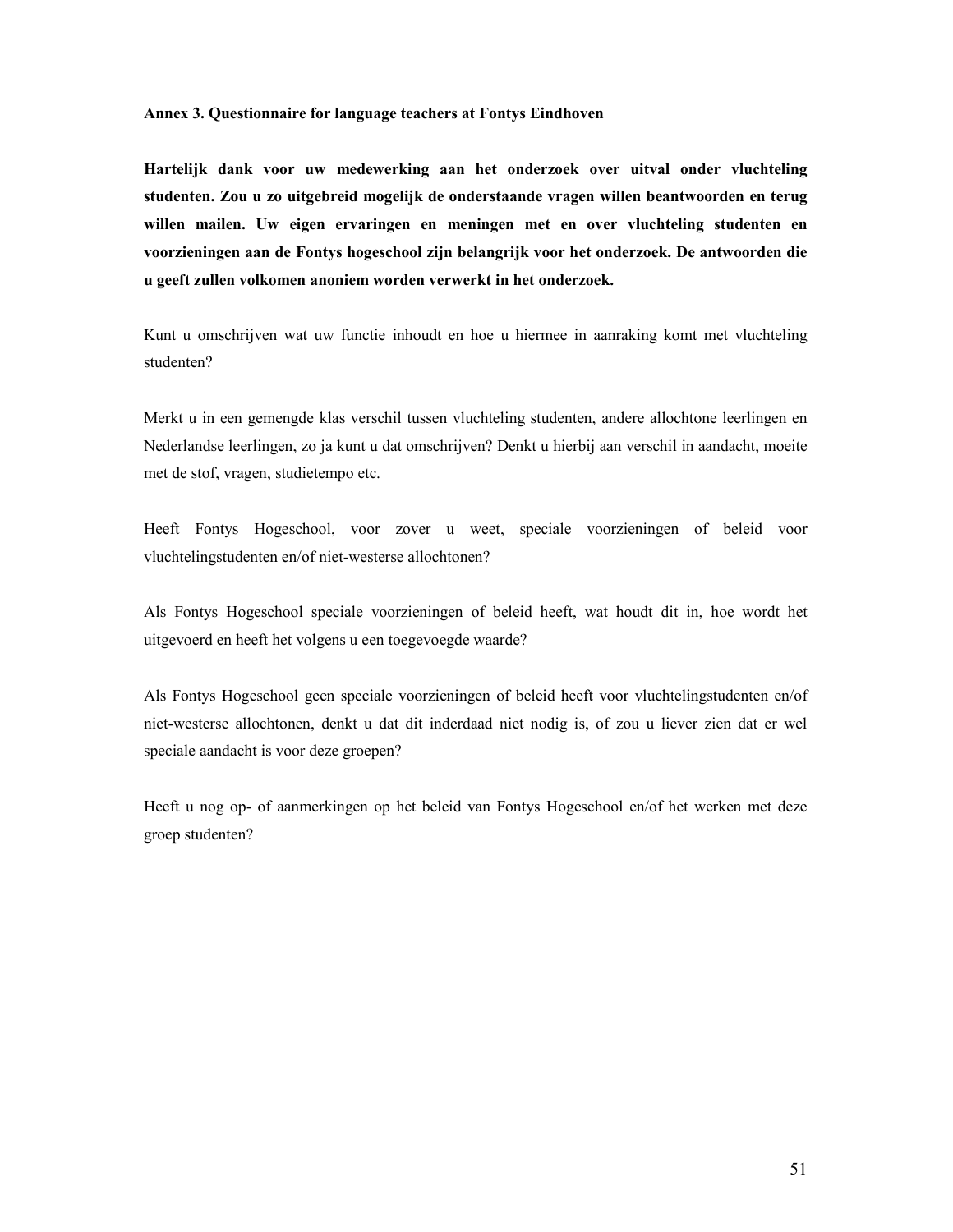**Annex 3. Questionnaire for language teachers at Fontys Eindhoven**

**Hartelijk dank voor uw medewerking aan het onderzoek over uitval onder vluchteling studenten. Zou u zo uitgebreid mogelijk de onderstaande vragen willen beantwoorden en terug willen mailen. Uw eigen ervaringen en meningen met en over vluchteling studenten en voorzieningen aan de Fontys hogeschool zijn belangrijk voor het onderzoek. De antwoorden die u geeft zullen volkomen anoniem worden verwerkt in het onderzoek.**

Kunt u omschrijven wat uw functie inhoudt en hoe u hiermee in aanraking komt met vluchteling studenten?

Merkt u in een gemengde klas verschil tussen vluchteling studenten, andere allochtone leerlingen en Nederlandse leerlingen, zo ja kunt u dat omschrijven? Denkt u hierbij aan verschil in aandacht, moeite met de stof, vragen, studietempo etc.

Heeft Fontys Hogeschool, voor zover u weet, speciale voorzieningen of beleid voor vluchtelingstudenten en/of niet-westerse allochtonen?

Als Fontys Hogeschool speciale voorzieningen of beleid heeft, wat houdt dit in, hoe wordt het uitgevoerd en heeft het volgens u een toegevoegde waarde?

Als Fontys Hogeschool geen speciale voorzieningen of beleid heeft voor vluchtelingstudenten en/of niet-westerse allochtonen, denkt u dat dit inderdaad niet nodig is, of zou u liever zien dat er wel speciale aandacht is voor deze groepen?

Heeft u nog op- of aanmerkingen op het beleid van Fontys Hogeschool en/of het werken met deze groep studenten?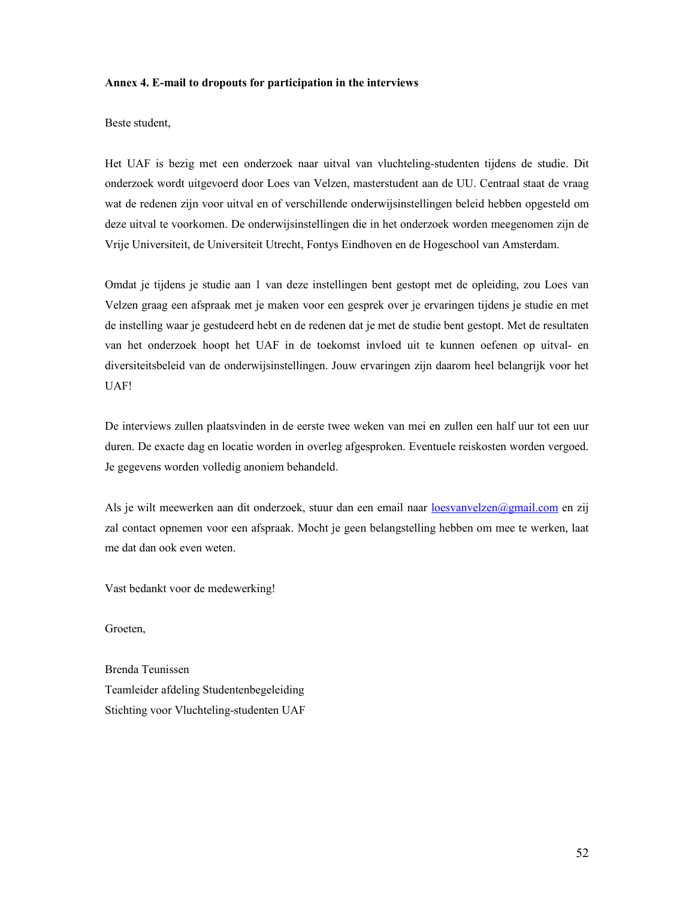**Annex 4. E-mail to dropouts for participation in the interviews**

Beste student,

Het UAF is bezig met een onderzoek naar uitval van vluchteling-studenten tijdens de studie. Dit onderzoek wordt uitgevoerd door Loes van Velzen, masterstudent aan de UU. Centraal staat de vraag wat de redenen zijn voor uitval en of verschillende onderwijsinstellingen beleid hebben opgesteld om deze uitval te voorkomen. De onderwijsinstellingen die in het onderzoek worden meegenomen zijn de Vrije Universiteit, de Universiteit Utrecht, Fontys Eindhoven en de Hogeschool van Amsterdam.

Omdat je tijdens je studie aan 1 van deze instellingen bent gestopt met de opleiding, zou Loes van Velzen graag een afspraak met je maken voor een gesprek over je ervaringen tijdens je studie en met de instelling waar je gestudeerd hebt en de redenen dat je met de studie bent gestopt. Met de resultaten van het onderzoek hoopt het UAF in de toekomst invloed uit te kunnen oefenen op uitval- en diversiteitsbeleid van de onderwijsinstellingen. Jouw ervaringen zijn daarom heel belangrijk voor het UAF!

De interviews zullen plaatsvinden in de eerste twee weken van mei en zullen een half uur tot een uur duren. De exacte dag en locatie worden in overleg afgesproken. Eventuele reiskosten worden vergoed. Je gegevens worden volledig anoniem behandeld.

Als je wilt meewerken aan dit onderzoek, stuur dan een email naar loesvanvelzen@gmail.com en zij zal contact opnemen voor een afspraak. Mocht je geen belangstelling hebben om mee te werken, laat me dat dan ook even weten.

Vast bedankt voor de medewerking!

Groeten,

Brenda Teunissen  
Teamleider afdeling Studentenbegeleiding  
Stichting voor Vluchteling-studenten UAF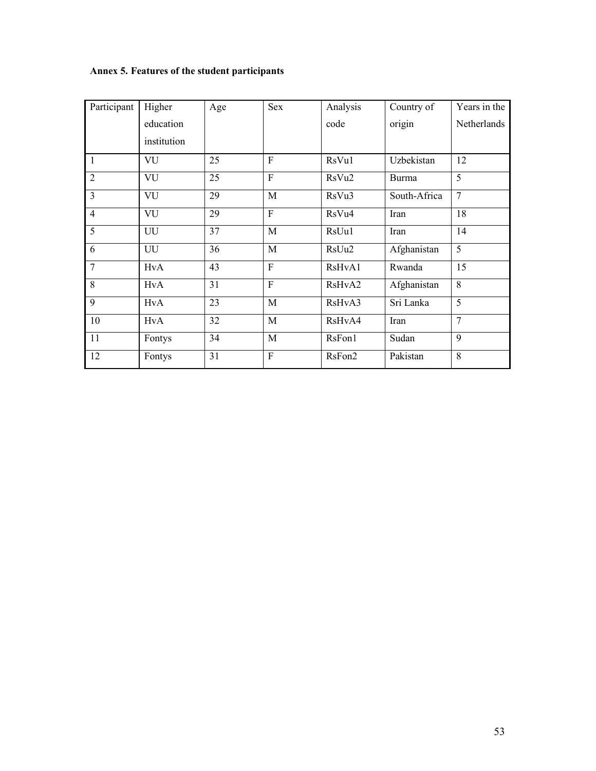**Annex 5. Features of the student participants**

| Participant | Higher education institution | Age | Sex | Analysis code | Country of origin | Years in the Netherlands |
|---|---|---|---|---|---|---|
| 1 | VU | 25 | F | RsVu1 | Uzbekistan | 12 |
| 2 | VU | 25 | F | RsVu2 | Burma | 5 |
| 3 | VU | 29 | M | RsVu3 | South-Africa | 7 |
| 4 | VU | 29 | F | RsVu4 | Iran | 18 |
| 5 | UU | 37 | M | RsUu1 | Iran | 14 |
| 6 | UU | 36 | M | RsUu2 | Afghanistan | 5 |
| 7 | HvA | 43 | F | RsHvA1 | Rwanda | 15 |
| 8 | HvA | 31 | F | RsHvA2 | Afghanistan | 8 |
| 9 | HvA | 23 | M | RsHvA3 | Sri Lanka | 5 |
| 10 | HvA | 32 | M | RsHvA4 | Iran | 7 |
| 11 | Fontys | 34 | M | RsFon1 | Sudan | 9 |
| 12 | Fontys | 31 | F | RsFon2 | Pakistan | 8 |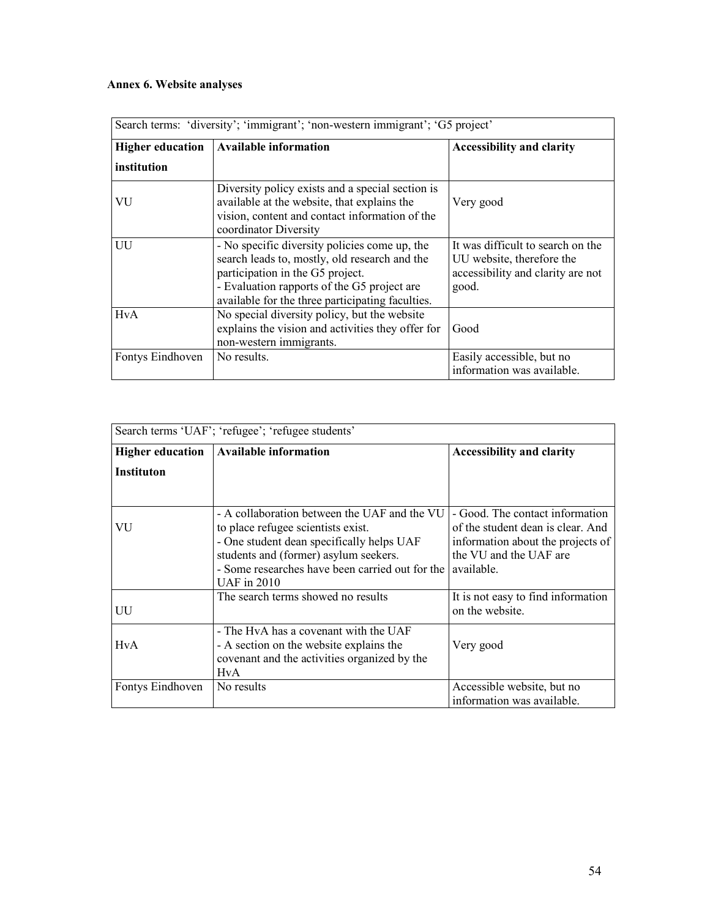**Annex 6. Website analyses**

| Search terms: 'diversity'; 'immigrant'; 'non-western immigrant'; 'G5 project' | | |
|---|---|---|
| **Higher education institution** | **Available information** | **Accessibility and clarity** |
| VU | Diversity policy exists and a special section is available at the website, that explains the vision, content and contact information of the coordinator Diversity | Very good |
| UU | - No specific diversity policies come up, the search leads to, mostly, old research and the participation in the G5 project.<br>- Evaluation rapports of the G5 project are available for the three participating faculties. | It was difficult to search on the UU website, therefore the accessibility and clarity are not good. |
| HvA | No special diversity policy, but the website explains the vision and activities they offer for non-western immigrants. | Good |
| Fontys Eindhoven | No results. | Easily accessible, but no information was available. |

| Search terms 'UAF'; 'refugee'; 'refugee students' | | |
|---|---|---|
| **Higher education Instituton** | **Available information** | **Accessibility and clarity** |
| VU | - A collaboration between the UAF and the VU to place refugee scientists exist.<br>- One student dean specifically helps UAF students and (former) asylum seekers.<br>- Some researches have been carried out for the UAF in 2010 | - Good. The contact information of the student dean is clear. And information about the projects of the VU and the UAF are available. |
| UU | The search terms showed no results | It is not easy to find information on the website. |
| HvA | - The HvA has a covenant with the UAF<br>- A section on the website explains the covenant and the activities organized by the HvA | Very good |
| Fontys Eindhoven | No results | Accessible website, but no information was available. |